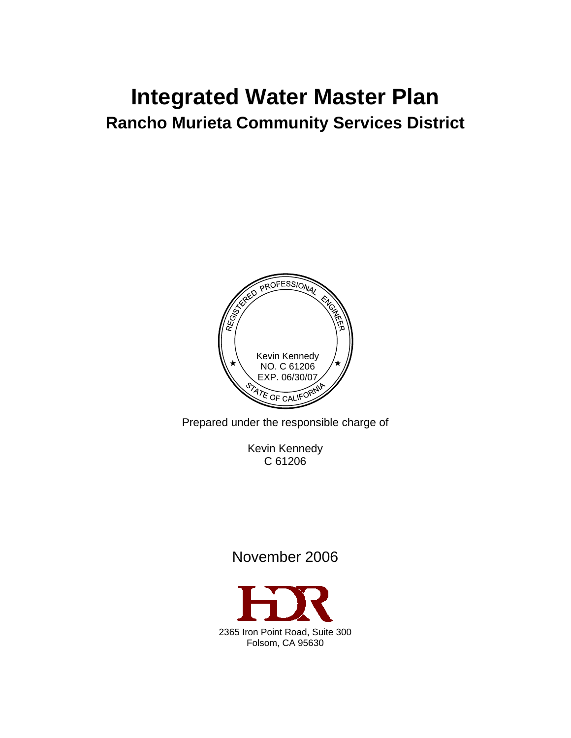# Integrated Water Master Plan

## Rancho Murieta Community Services District

REGISTERED PROFESSIONAL ENGINEER

Kevin Kennedy
NO. C 61206
EXP. 06/30/07

STATE OF CALIFORNIA

Prepared under the responsible charge of

Kevin Kennedy
C 61206

November 2006

HDR

2365 Iron Point Road, Suite 300
Folsom, CA 95630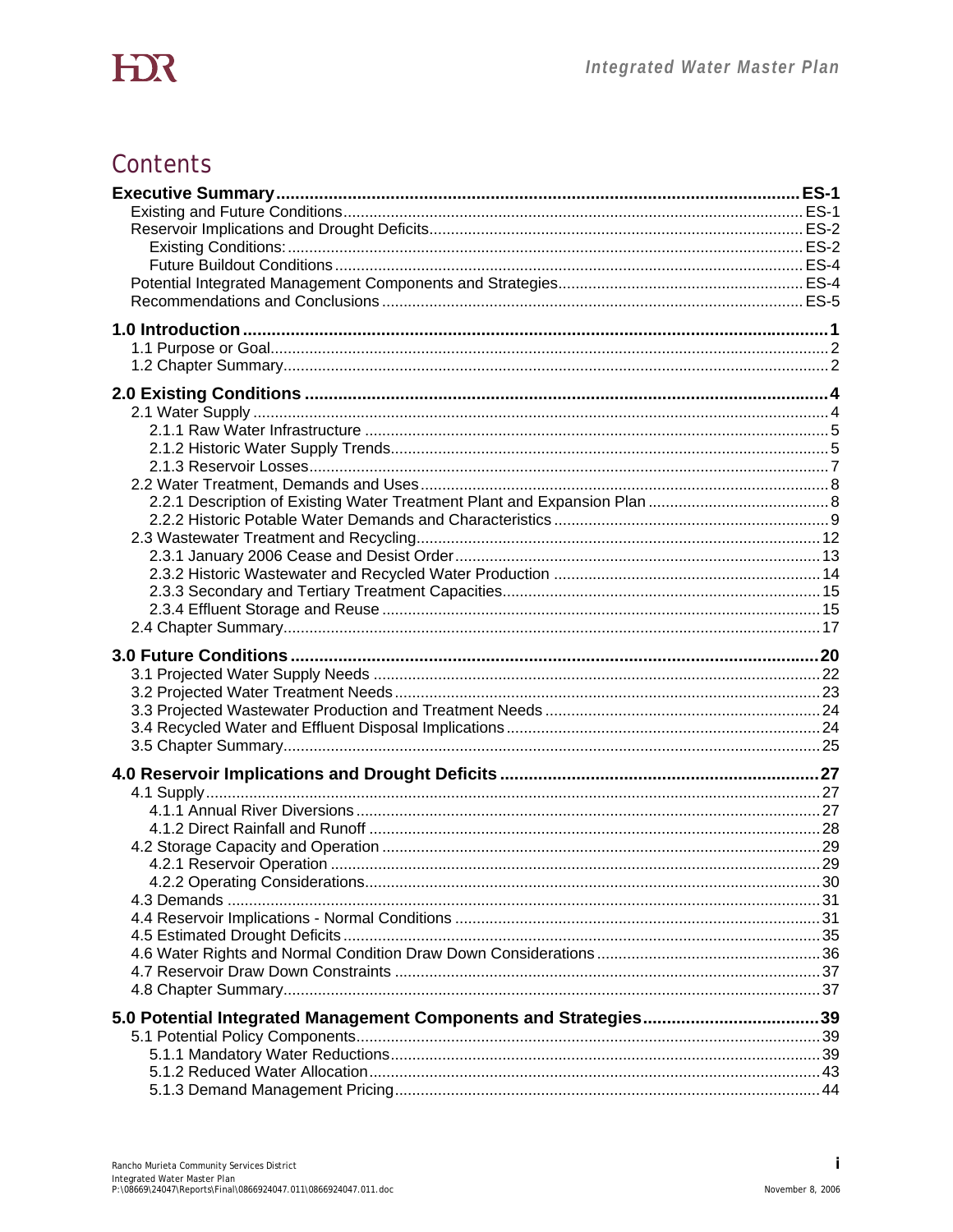# Contents

**Executive Summary** ES-1
- Existing and Future Conditions ES-1
- Reservoir Implications and Drought Deficits ES-2
  - Existing Conditions: ES-2
  - Future Buildout Conditions ES-4
- Potential Integrated Management Components and Strategies ES-4
- Recommendations and Conclusions ES-5

**1.0 Introduction** 1
- 1.1 Purpose or Goal 2
- 1.2 Chapter Summary 2

**2.0 Existing Conditions** 4
- 2.1 Water Supply 4
  - 2.1.1 Raw Water Infrastructure 5
  - 2.1.2 Historic Water Supply Trends 5
  - 2.1.3 Reservoir Losses 7
- 2.2 Water Treatment, Demands and Uses 8
  - 2.2.1 Description of Existing Water Treatment Plant and Expansion Plan 8
  - 2.2.2 Historic Potable Water Demands and Characteristics 9
- 2.3 Wastewater Treatment and Recycling 12
  - 2.3.1 January 2006 Cease and Desist Order 13
  - 2.3.2 Historic Wastewater and Recycled Water Production 14
  - 2.3.3 Secondary and Tertiary Treatment Capacities 15
  - 2.3.4 Effluent Storage and Reuse 15
- 2.4 Chapter Summary 17

**3.0 Future Conditions** 20
- 3.1 Projected Water Supply Needs 22
- 3.2 Projected Water Treatment Needs 23
- 3.3 Projected Wastewater Production and Treatment Needs 24
- 3.4 Recycled Water and Effluent Disposal Implications 24
- 3.5 Chapter Summary 25

**4.0 Reservoir Implications and Drought Deficits** 27
- 4.1 Supply 27
  - 4.1.1 Annual River Diversions 27
  - 4.1.2 Direct Rainfall and Runoff 28
- 4.2 Storage Capacity and Operation 29
  - 4.2.1 Reservoir Operation 29
  - 4.2.2 Operating Considerations 30
- 4.3 Demands 31
- 4.4 Reservoir Implications - Normal Conditions 31
- 4.5 Estimated Drought Deficits 35
- 4.6 Water Rights and Normal Condition Draw Down Considerations 36
- 4.7 Reservoir Draw Down Constraints 37
- 4.8 Chapter Summary 37

**5.0 Potential Integrated Management Components and Strategies** 39
- 5.1 Potential Policy Components 39
  - 5.1.1 Mandatory Water Reductions 39
  - 5.1.2 Reduced Water Allocation 43
  - 5.1.3 Demand Management Pricing 44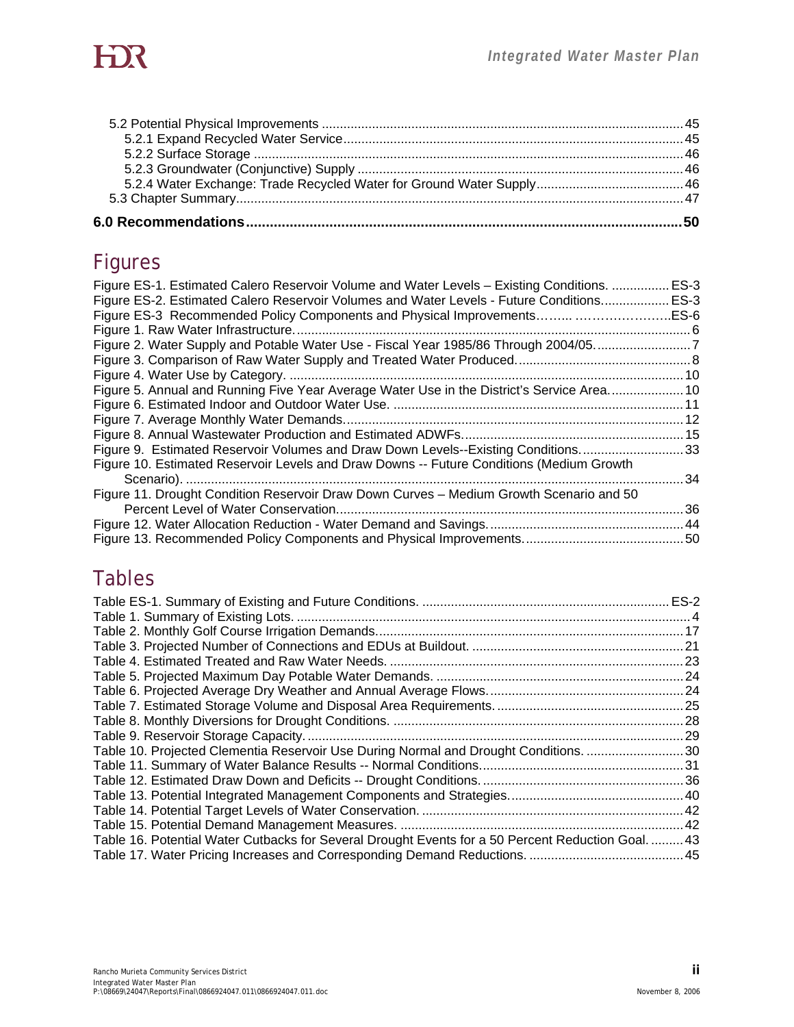5.2 Potential Physical Improvements ........................................................................................................45
  5.2.1 Expand Recycled Water Service..............................................................................................45
  5.2.2 Surface Storage .......................................................................................................................46
  5.2.3 Groundwater (Conjunctive) Supply ..........................................................................................46
  5.2.4 Water Exchange: Trade Recycled Water for Ground Water Supply.........................................46
5.3 Chapter Summary.............................................................................................................................47

**6.0 Recommendations...........................................................................................................50**

## Figures

Figure ES-1. Estimated Calero Reservoir Volume and Water Levels – Existing Conditions. ................ES-3
Figure ES-2. Estimated Calero Reservoir Volumes and Water Levels - Future Conditions...................ES-3
Figure ES-3 Recommended Policy Components and Physical Improvements…….. …………………..ES-6
Figure 1. Raw Water Infrastructure..............................................................................................................6
Figure 2. Water Supply and Potable Water Use - Fiscal Year 1985/86 Through 2004/05...........................7
Figure 3. Comparison of Raw Water Supply and Treated Water Produced.................................................8
Figure 4. Water Use by Category. .............................................................................................................10
Figure 5. Annual and Running Five Year Average Water Use in the District's Service Area.....................10
Figure 6. Estimated Indoor and Outdoor Water Use. ................................................................................11
Figure 7. Average Monthly Water Demands..............................................................................................12
Figure 8. Annual Wastewater Production and Estimated ADWFs.............................................................15
Figure 9. Estimated Reservoir Volumes and Draw Down Levels--Existing Conditions.............................33
Figure 10. Estimated Reservoir Levels and Draw Downs -- Future Conditions (Medium Growth Scenario). .........................................................................................................................................34
Figure 11. Drought Condition Reservoir Draw Down Curves – Medium Growth Scenario and 50 Percent Level of Water Conservation................................................................................................36
Figure 12. Water Allocation Reduction - Water Demand and Savings......................................................44
Figure 13. Recommended Policy Components and Physical Improvements............................................50

## Tables

Table ES-1. Summary of Existing and Future Conditions. .....................................................................ES-2
Table 1. Summary of Existing Lots. ............................................................................................................4
Table 2. Monthly Golf Course Irrigation Demands.....................................................................................17
Table 3. Projected Number of Connections and EDUs at Buildout. ...........................................................21
Table 4. Estimated Treated and Raw Water Needs. ..................................................................................23
Table 5. Projected Maximum Day Potable Water Demands. .....................................................................24
Table 6. Projected Average Dry Weather and Annual Average Flows........................................................24
Table 7. Estimated Storage Volume and Disposal Area Requirements. .....................................................25
Table 8. Monthly Diversions for Drought Conditions. .................................................................................28
Table 9. Reservoir Storage Capacity. .........................................................................................................29
Table 10. Projected Clementia Reservoir Use During Normal and Drought Conditions. ...........................30
Table 11. Summary of Water Balance Results -- Normal Conditions.........................................................31
Table 12. Estimated Draw Down and Deficits -- Drought Conditions. ........................................................36
Table 13. Potential Integrated Management Components and Strategies.................................................40
Table 14. Potential Target Levels of Water Conservation. .........................................................................42
Table 15. Potential Demand Management Measures. ...............................................................................42
Table 16. Potential Water Cutbacks for Several Drought Events for a 50 Percent Reduction Goal. ..........43
Table 17. Water Pricing Increases and Corresponding Demand Reductions. ...........................................45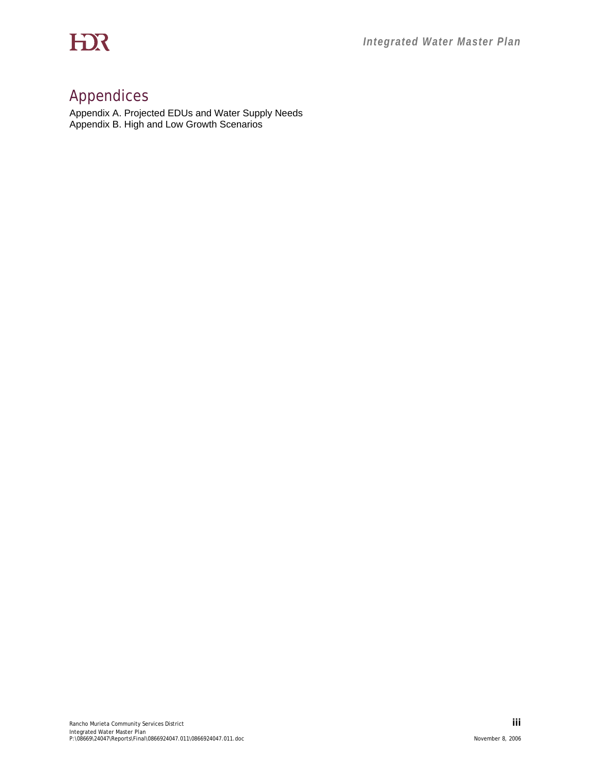# Appendices

Appendix A. Projected EDUs and Water Supply Needs
Appendix B. High and Low Growth Scenarios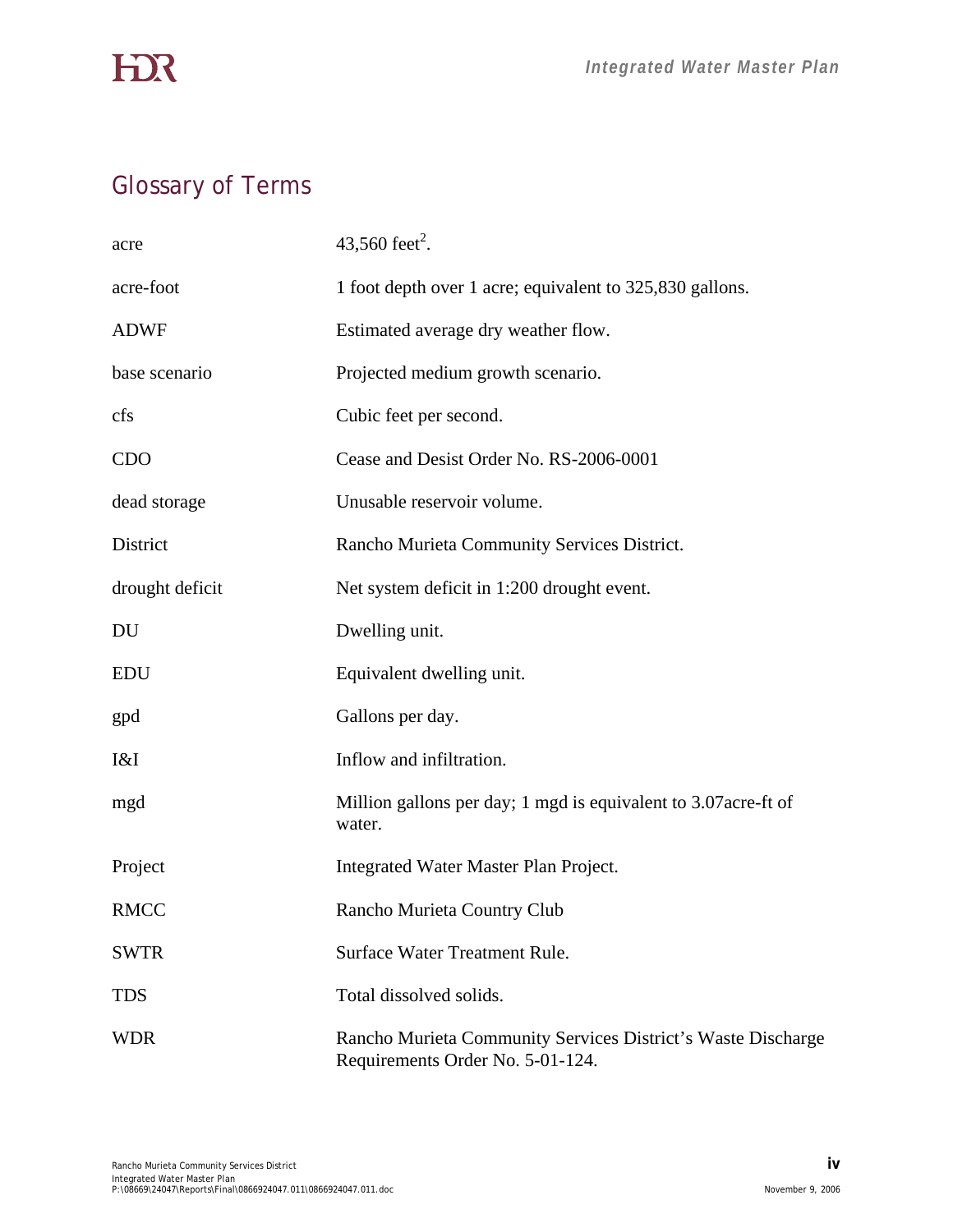## Glossary of Terms

| | |
|---|---|
| acre | 43,560 feet$^2$. |
| acre-foot | 1 foot depth over 1 acre; equivalent to 325,830 gallons. |
| ADWF | Estimated average dry weather flow. |
| base scenario | Projected medium growth scenario. |
| cfs | Cubic feet per second. |
| CDO | Cease and Desist Order No. RS-2006-0001 |
| dead storage | Unusable reservoir volume. |
| District | Rancho Murieta Community Services District. |
| drought deficit | Net system deficit in 1:200 drought event. |
| DU | Dwelling unit. |
| EDU | Equivalent dwelling unit. |
| gpd | Gallons per day. |
| I&I | Inflow and infiltration. |
| mgd | Million gallons per day; 1 mgd is equivalent to 3.07acre-ft of water. |
| Project | Integrated Water Master Plan Project. |
| RMCC | Rancho Murieta Country Club |
| SWTR | Surface Water Treatment Rule. |
| TDS | Total dissolved solids. |
| WDR | Rancho Murieta Community Services District's Waste Discharge Requirements Order No. 5-01-124. |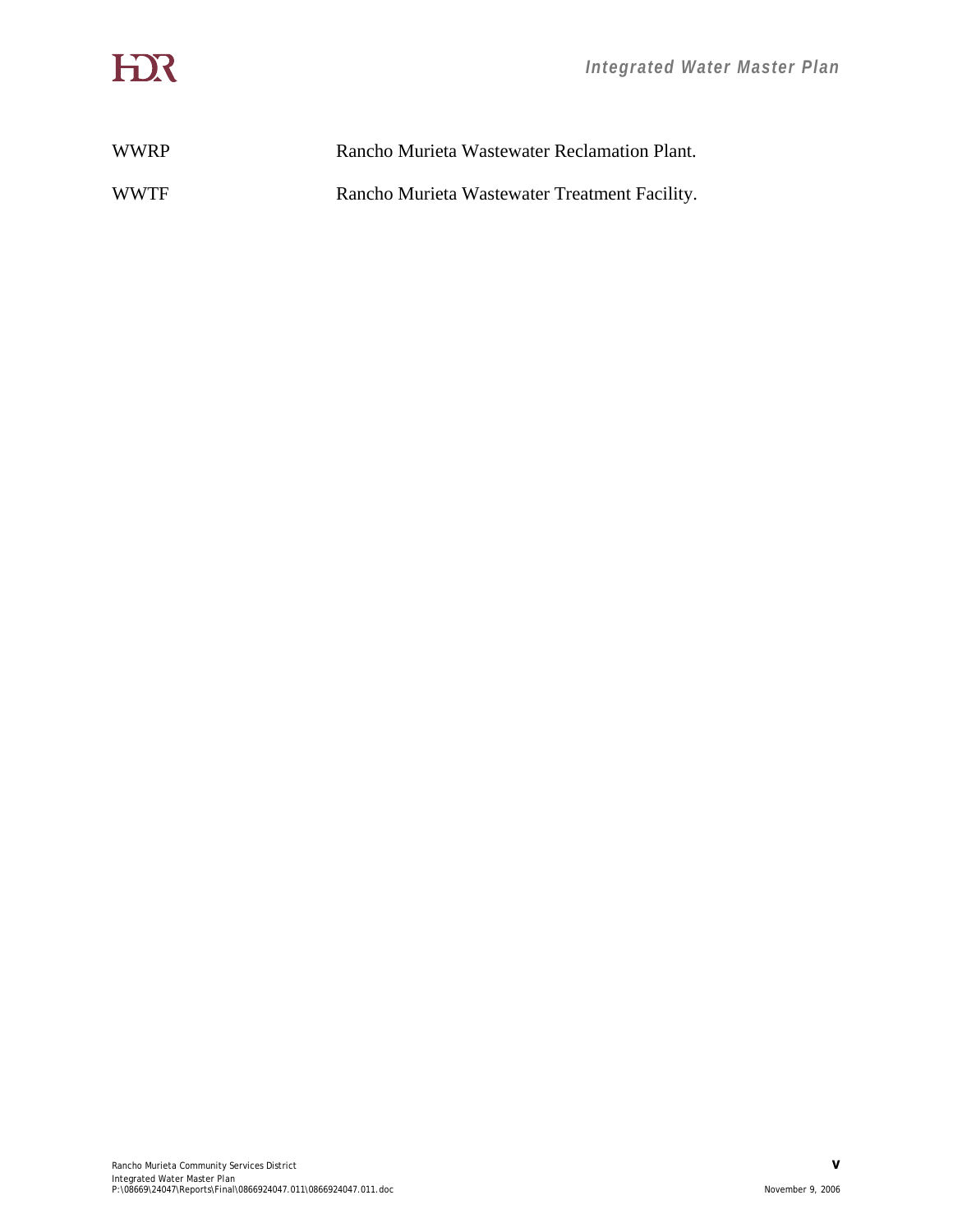| | |
|---|---|
| WWRP | Rancho Murieta Wastewater Reclamation Plant. |
| WWTF | Rancho Murieta Wastewater Treatment Facility. |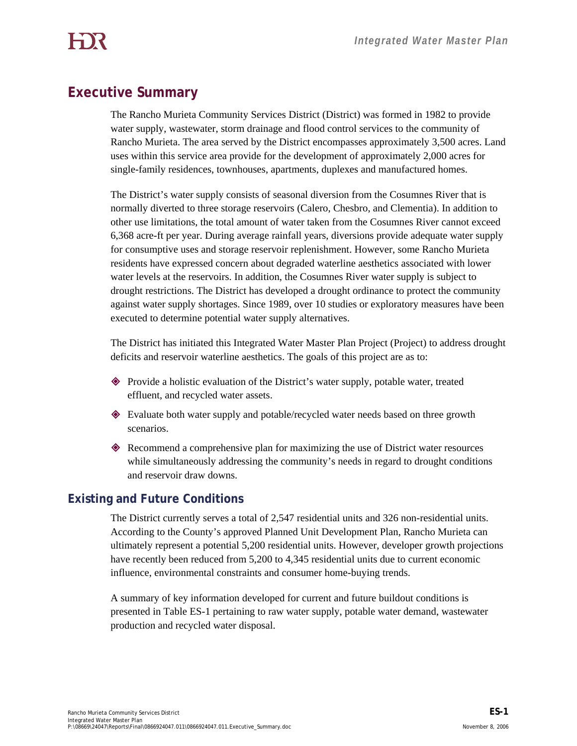# Executive Summary

The Rancho Murieta Community Services District (District) was formed in 1982 to provide water supply, wastewater, storm drainage and flood control services to the community of Rancho Murieta. The area served by the District encompasses approximately 3,500 acres. Land uses within this service area provide for the development of approximately 2,000 acres for single-family residences, townhouses, apartments, duplexes and manufactured homes.

The District's water supply consists of seasonal diversion from the Cosumnes River that is normally diverted to three storage reservoirs (Calero, Chesbro, and Clementia). In addition to other use limitations, the total amount of water taken from the Cosumnes River cannot exceed 6,368 acre-ft per year. During average rainfall years, diversions provide adequate water supply for consumptive uses and storage reservoir replenishment. However, some Rancho Murieta residents have expressed concern about degraded waterline aesthetics associated with lower water levels at the reservoirs. In addition, the Cosumnes River water supply is subject to drought restrictions. The District has developed a drought ordinance to protect the community against water supply shortages. Since 1989, over 10 studies or exploratory measures have been executed to determine potential water supply alternatives.

The District has initiated this Integrated Water Master Plan Project (Project) to address drought deficits and reservoir waterline aesthetics. The goals of this project are as to:

- Provide a holistic evaluation of the District's water supply, potable water, treated effluent, and recycled water assets.
- Evaluate both water supply and potable/recycled water needs based on three growth scenarios.
- Recommend a comprehensive plan for maximizing the use of District water resources while simultaneously addressing the community's needs in regard to drought conditions and reservoir draw downs.

## Existing and Future Conditions

The District currently serves a total of 2,547 residential units and 326 non-residential units. According to the County's approved Planned Unit Development Plan, Rancho Murieta can ultimately represent a potential 5,200 residential units. However, developer growth projections have recently been reduced from 5,200 to 4,345 residential units due to current economic influence, environmental constraints and consumer home-buying trends.

A summary of key information developed for current and future buildout conditions is presented in Table ES-1 pertaining to raw water supply, potable water demand, wastewater production and recycled water disposal.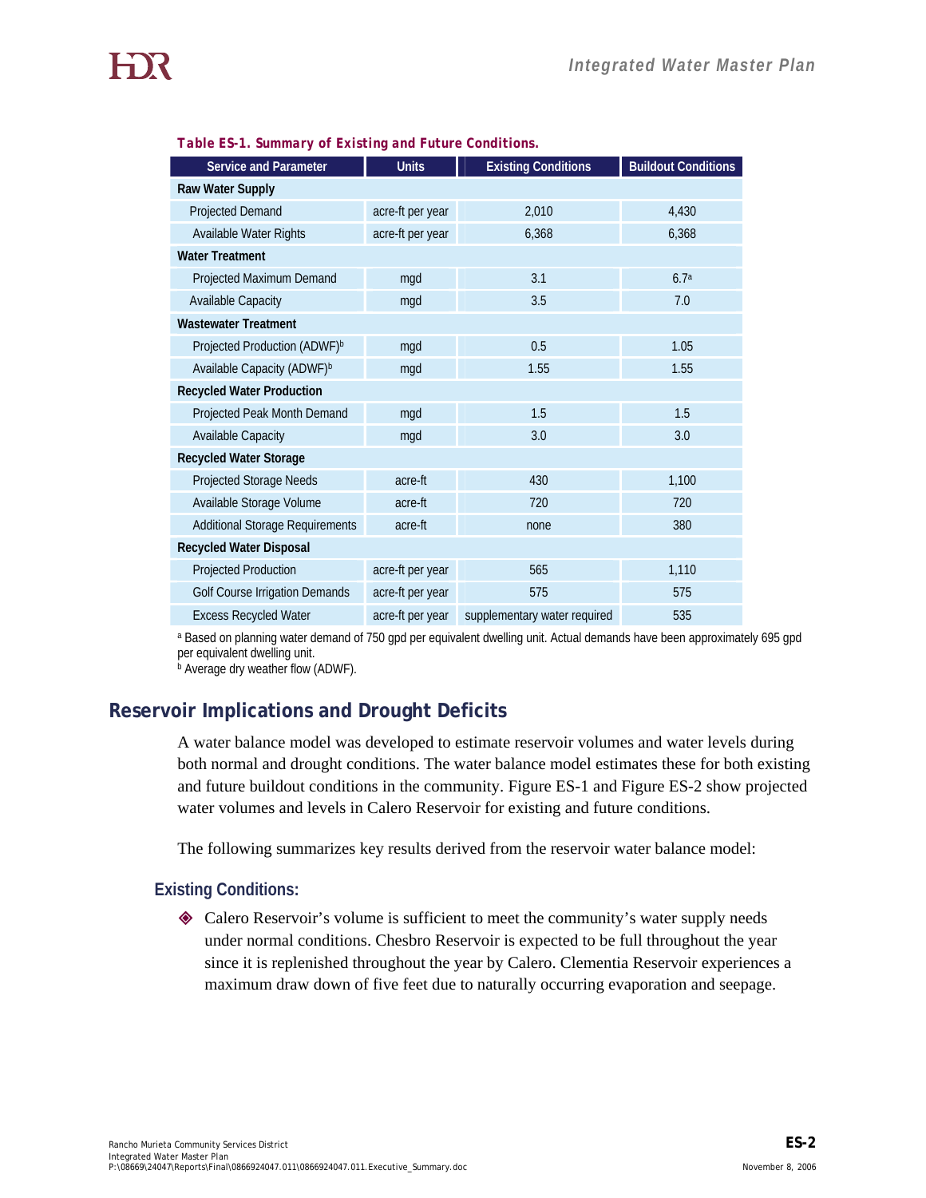***Table ES-1. Summary of Existing and Future Conditions.***

| Service and Parameter | Units | Existing Conditions | Buildout Conditions |
|---|---|---|---|
| **Raw Water Supply** | | | |
| Projected Demand | acre-ft per year | 2,010 | 4,430 |
| Available Water Rights | acre-ft per year | 6,368 | 6,368 |
| **Water Treatment** | | | |
| Projected Maximum Demand | mgd | 3.1 | 6.7[a] |
| Available Capacity | mgd | 3.5 | 7.0 |
| **Wastewater Treatment** | | | |
| Projected Production (ADWF)[b] | mgd | 0.5 | 1.05 |
| Available Capacity (ADWF)[b] | mgd | 1.55 | 1.55 |
| **Recycled Water Production** | | | |
| Projected Peak Month Demand | mgd | 1.5 | 1.5 |
| Available Capacity | mgd | 3.0 | 3.0 |
| **Recycled Water Storage** | | | |
| Projected Storage Needs | acre-ft | 430 | 1,100 |
| Available Storage Volume | acre-ft | 720 | 720 |
| Additional Storage Requirements | acre-ft | none | 380 |
| **Recycled Water Disposal** | | | |
| Projected Production | acre-ft per year | 565 | 1,110 |
| Golf Course Irrigation Demands | acre-ft per year | 575 | 575 |
| Excess Recycled Water | acre-ft per year | supplementary water required | 535 |

[a] Based on planning water demand of 750 gpd per equivalent dwelling unit. Actual demands have been approximately 695 gpd per equivalent dwelling unit.
[b] Average dry weather flow (ADWF).

## Reservoir Implications and Drought Deficits

A water balance model was developed to estimate reservoir volumes and water levels during both normal and drought conditions. The water balance model estimates these for both existing and future buildout conditions in the community. Figure ES-1 and Figure ES-2 show projected water volumes and levels in Calero Reservoir for existing and future conditions.

The following summarizes key results derived from the reservoir water balance model:

### Existing Conditions:

- Calero Reservoir's volume is sufficient to meet the community's water supply needs under normal conditions. Chesbro Reservoir is expected to be full throughout the year since it is replenished throughout the year by Calero. Clementia Reservoir experiences a maximum draw down of five feet due to naturally occurring evaporation and seepage.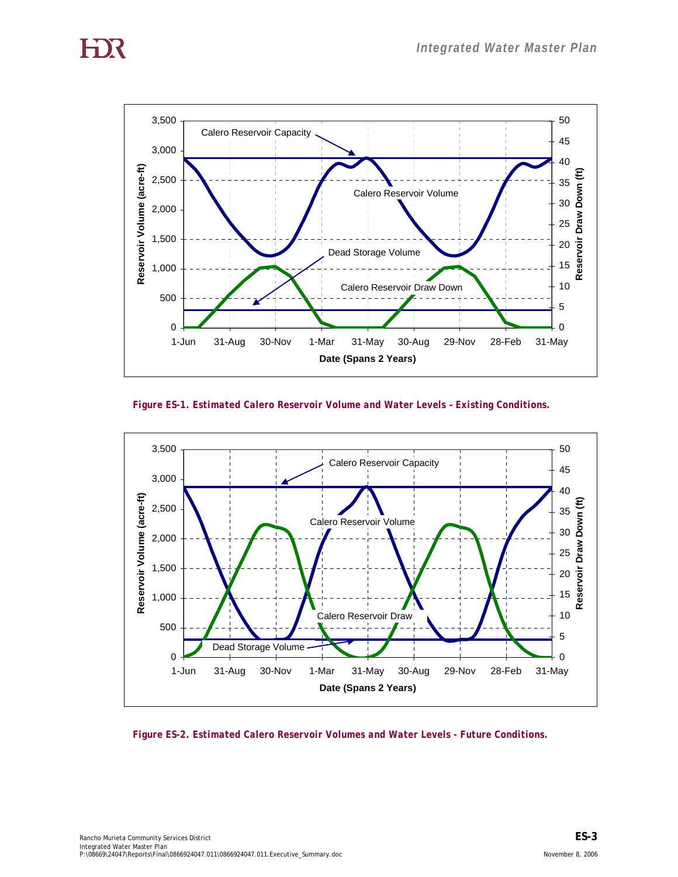Figure ES-1. Estimated Calero Reservoir Volume and Water Levels – Existing Conditions.

Figure ES-2. Estimated Calero Reservoir Volumes and Water Levels - Future Conditions.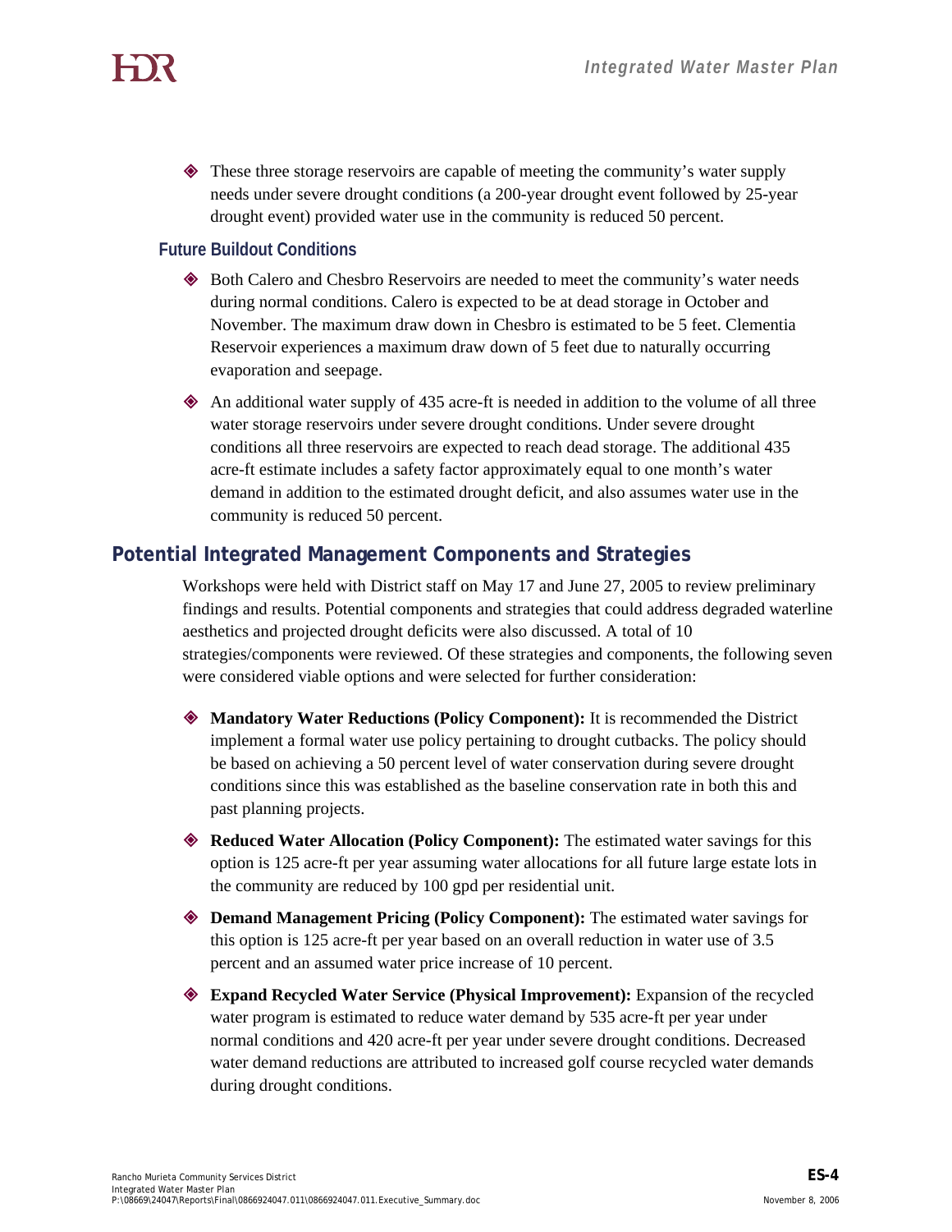- These three storage reservoirs are capable of meeting the community's water supply needs under severe drought conditions (a 200-year drought event followed by 25-year drought event) provided water use in the community is reduced 50 percent.

### Future Buildout Conditions

- Both Calero and Chesbro Reservoirs are needed to meet the community's water needs during normal conditions. Calero is expected to be at dead storage in October and November. The maximum draw down in Chesbro is estimated to be 5 feet. Clementia Reservoir experiences a maximum draw down of 5 feet due to naturally occurring evaporation and seepage.
- An additional water supply of 435 acre-ft is needed in addition to the volume of all three water storage reservoirs under severe drought conditions. Under severe drought conditions all three reservoirs are expected to reach dead storage. The additional 435 acre-ft estimate includes a safety factor approximately equal to one month's water demand in addition to the estimated drought deficit, and also assumes water use in the community is reduced 50 percent.

## Potential Integrated Management Components and Strategies

Workshops were held with District staff on May 17 and June 27, 2005 to review preliminary findings and results. Potential components and strategies that could address degraded waterline aesthetics and projected drought deficits were also discussed. A total of 10 strategies/components were reviewed. Of these strategies and components, the following seven were considered viable options and were selected for further consideration:

- **Mandatory Water Reductions (Policy Component):** It is recommended the District implement a formal water use policy pertaining to drought cutbacks. The policy should be based on achieving a 50 percent level of water conservation during severe drought conditions since this was established as the baseline conservation rate in both this and past planning projects.
- **Reduced Water Allocation (Policy Component):** The estimated water savings for this option is 125 acre-ft per year assuming water allocations for all future large estate lots in the community are reduced by 100 gpd per residential unit.
- **Demand Management Pricing (Policy Component):** The estimated water savings for this option is 125 acre-ft per year based on an overall reduction in water use of 3.5 percent and an assumed water price increase of 10 percent.
- **Expand Recycled Water Service (Physical Improvement):** Expansion of the recycled water program is estimated to reduce water demand by 535 acre-ft per year under normal conditions and 420 acre-ft per year under severe drought conditions. Decreased water demand reductions are attributed to increased golf course recycled water demands during drought conditions.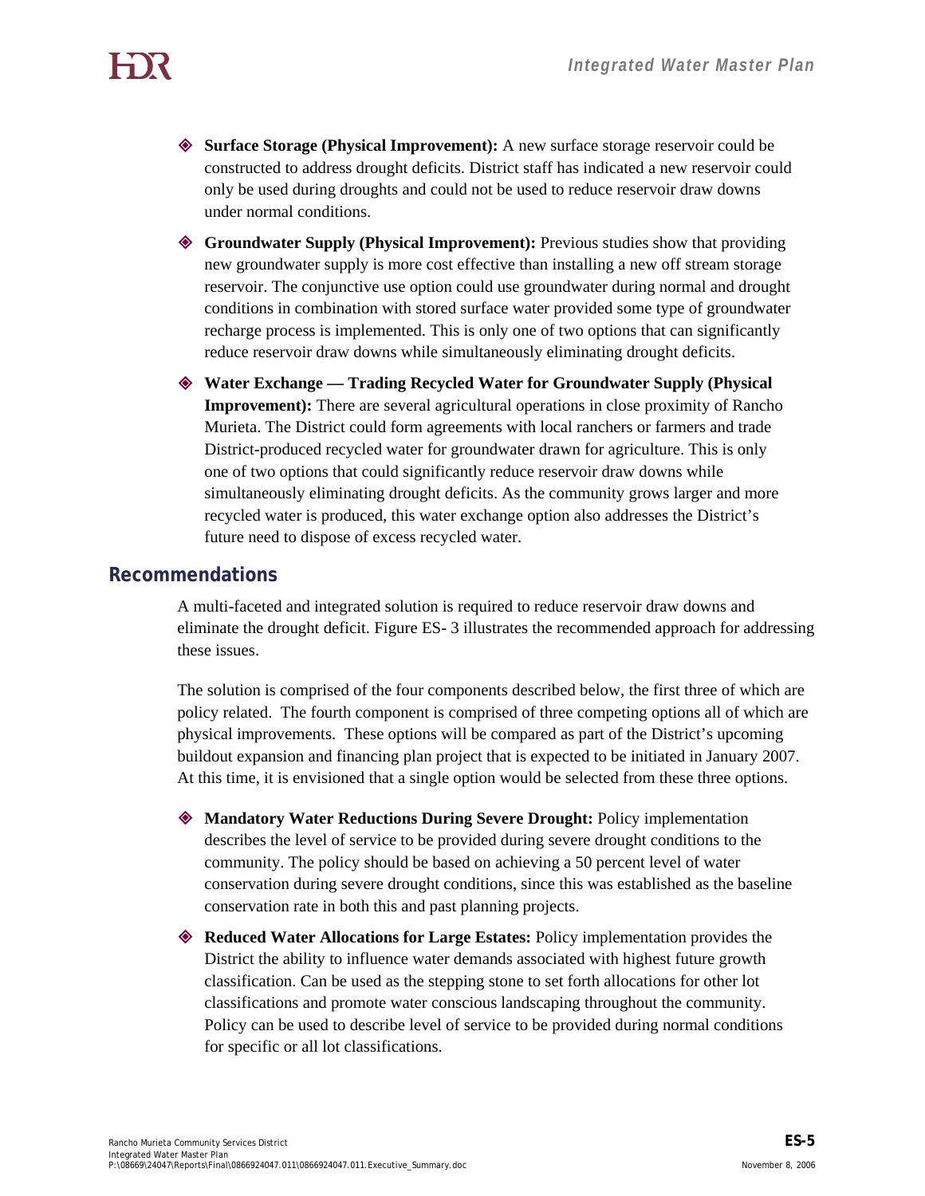- **Surface Storage (Physical Improvement):** A new surface storage reservoir could be constructed to address drought deficits. District staff has indicated a new reservoir could only be used during droughts and could not be used to reduce reservoir draw downs under normal conditions.

- **Groundwater Supply (Physical Improvement):** Previous studies show that providing new groundwater supply is more cost effective than installing a new off stream storage reservoir. The conjunctive use option could use groundwater during normal and drought conditions in combination with stored surface water provided some type of groundwater recharge process is implemented. This is only one of two options that can significantly reduce reservoir draw downs while simultaneously eliminating drought deficits.

- **Water Exchange — Trading Recycled Water for Groundwater Supply (Physical Improvement):** There are several agricultural operations in close proximity of Rancho Murieta. The District could form agreements with local ranchers or farmers and trade District-produced recycled water for groundwater drawn for agriculture. This is only one of two options that could significantly reduce reservoir draw downs while simultaneously eliminating drought deficits. As the community grows larger and more recycled water is produced, this water exchange option also addresses the District's future need to dispose of excess recycled water.

## Recommendations

A multi-faceted and integrated solution is required to reduce reservoir draw downs and eliminate the drought deficit. Figure ES- 3 illustrates the recommended approach for addressing these issues.

The solution is comprised of the four components described below, the first three of which are policy related. The fourth component is comprised of three competing options all of which are physical improvements. These options will be compared as part of the District's upcoming buildout expansion and financing plan project that is expected to be initiated in January 2007. At this time, it is envisioned that a single option would be selected from these three options.

- **Mandatory Water Reductions During Severe Drought:** Policy implementation describes the level of service to be provided during severe drought conditions to the community. The policy should be based on achieving a 50 percent level of water conservation during severe drought conditions, since this was established as the baseline conservation rate in both this and past planning projects.

- **Reduced Water Allocations for Large Estates:** Policy implementation provides the District the ability to influence water demands associated with highest future growth classification. Can be used as the stepping stone to set forth allocations for other lot classifications and promote water conscious landscaping throughout the community. Policy can be used to describe level of service to be provided during normal conditions for specific or all lot classifications.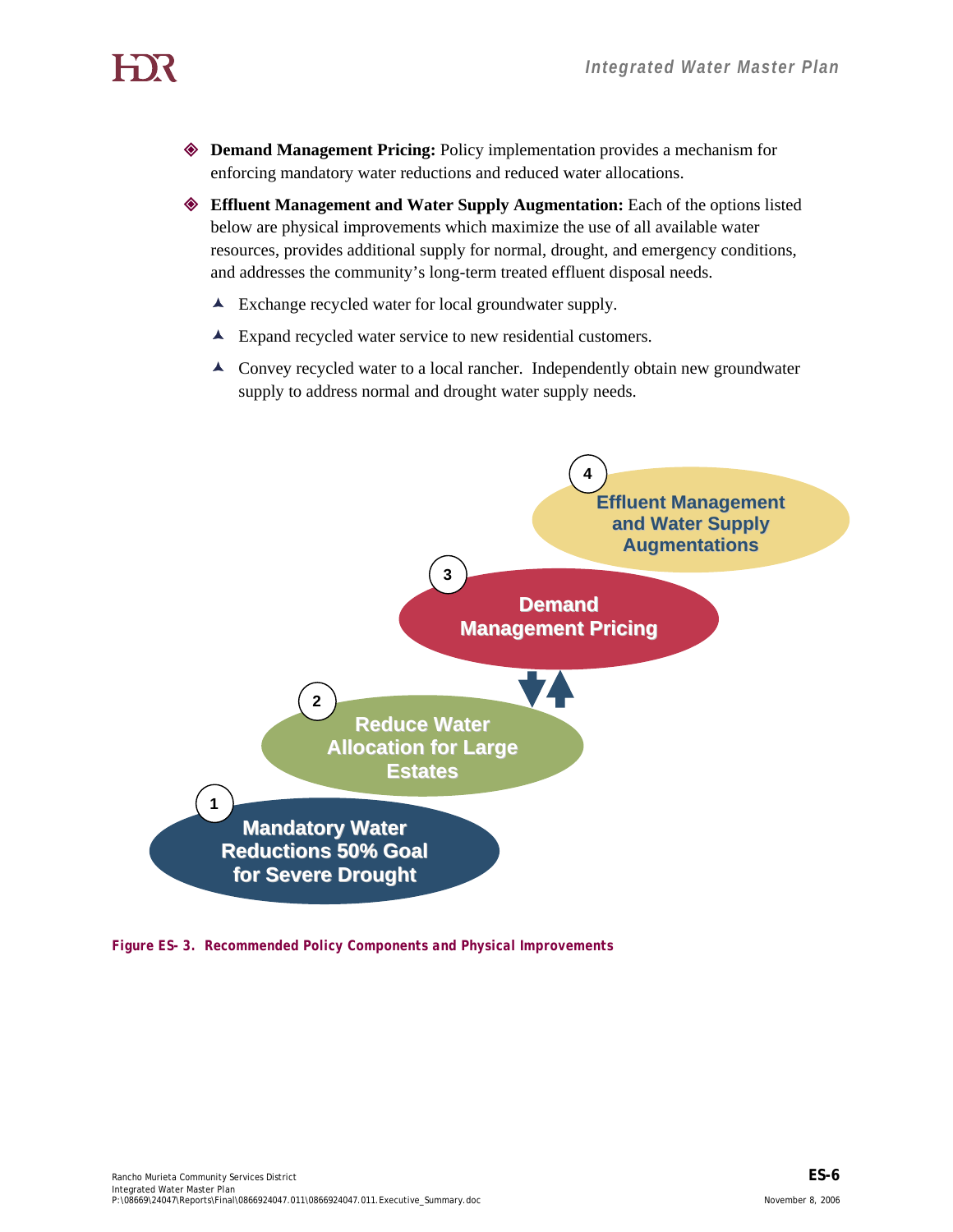- **Demand Management Pricing:** Policy implementation provides a mechanism for enforcing mandatory water reductions and reduced water allocations.

- **Effluent Management and Water Supply Augmentation:** Each of the options listed below are physical improvements which maximize the use of all available water resources, provides additional supply for normal, drought, and emergency conditions, and addresses the community's long-term treated effluent disposal needs.

  - Exchange recycled water for local groundwater supply.
  - Expand recycled water service to new residential customers.
  - Convey recycled water to a local rancher. Independently obtain new groundwater supply to address normal and drought water supply needs.

4 Effluent Management and Water Supply Augmentations

3 Demand Management Pricing

2 Reduce Water Allocation for Large Estates

1 Mandatory Water Reductions 50% Goal for Severe Drought

**Figure ES- 3. Recommended Policy Components and Physical Improvements**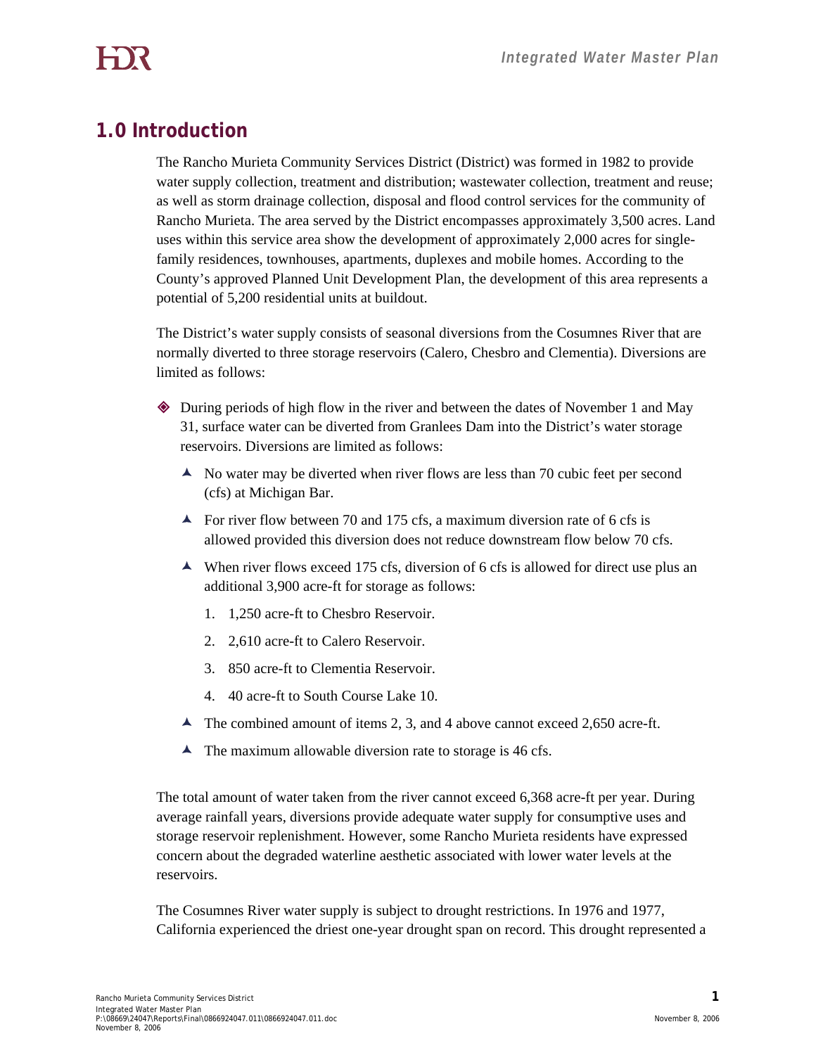# 1.0 Introduction

The Rancho Murieta Community Services District (District) was formed in 1982 to provide water supply collection, treatment and distribution; wastewater collection, treatment and reuse; as well as storm drainage collection, disposal and flood control services for the community of Rancho Murieta. The area served by the District encompasses approximately 3,500 acres. Land uses within this service area show the development of approximately 2,000 acres for single-family residences, townhouses, apartments, duplexes and mobile homes. According to the County's approved Planned Unit Development Plan, the development of this area represents a potential of 5,200 residential units at buildout.

The District's water supply consists of seasonal diversions from the Cosumnes River that are normally diverted to three storage reservoirs (Calero, Chesbro and Clementia). Diversions are limited as follows:

- During periods of high flow in the river and between the dates of November 1 and May 31, surface water can be diverted from Granlees Dam into the District's water storage reservoirs. Diversions are limited as follows:
  - No water may be diverted when river flows are less than 70 cubic feet per second (cfs) at Michigan Bar.
  - For river flow between 70 and 175 cfs, a maximum diversion rate of 6 cfs is allowed provided this diversion does not reduce downstream flow below 70 cfs.
  - When river flows exceed 175 cfs, diversion of 6 cfs is allowed for direct use plus an additional 3,900 acre-ft for storage as follows:
    1. 1,250 acre-ft to Chesbro Reservoir.
    2. 2,610 acre-ft to Calero Reservoir.
    3. 850 acre-ft to Clementia Reservoir.
    4. 40 acre-ft to South Course Lake 10.
  - The combined amount of items 2, 3, and 4 above cannot exceed 2,650 acre-ft.
  - The maximum allowable diversion rate to storage is 46 cfs.

The total amount of water taken from the river cannot exceed 6,368 acre-ft per year. During average rainfall years, diversions provide adequate water supply for consumptive uses and storage reservoir replenishment. However, some Rancho Murieta residents have expressed concern about the degraded waterline aesthetic associated with lower water levels at the reservoirs.

The Cosumnes River water supply is subject to drought restrictions. In 1976 and 1977, California experienced the driest one-year drought span on record. This drought represented a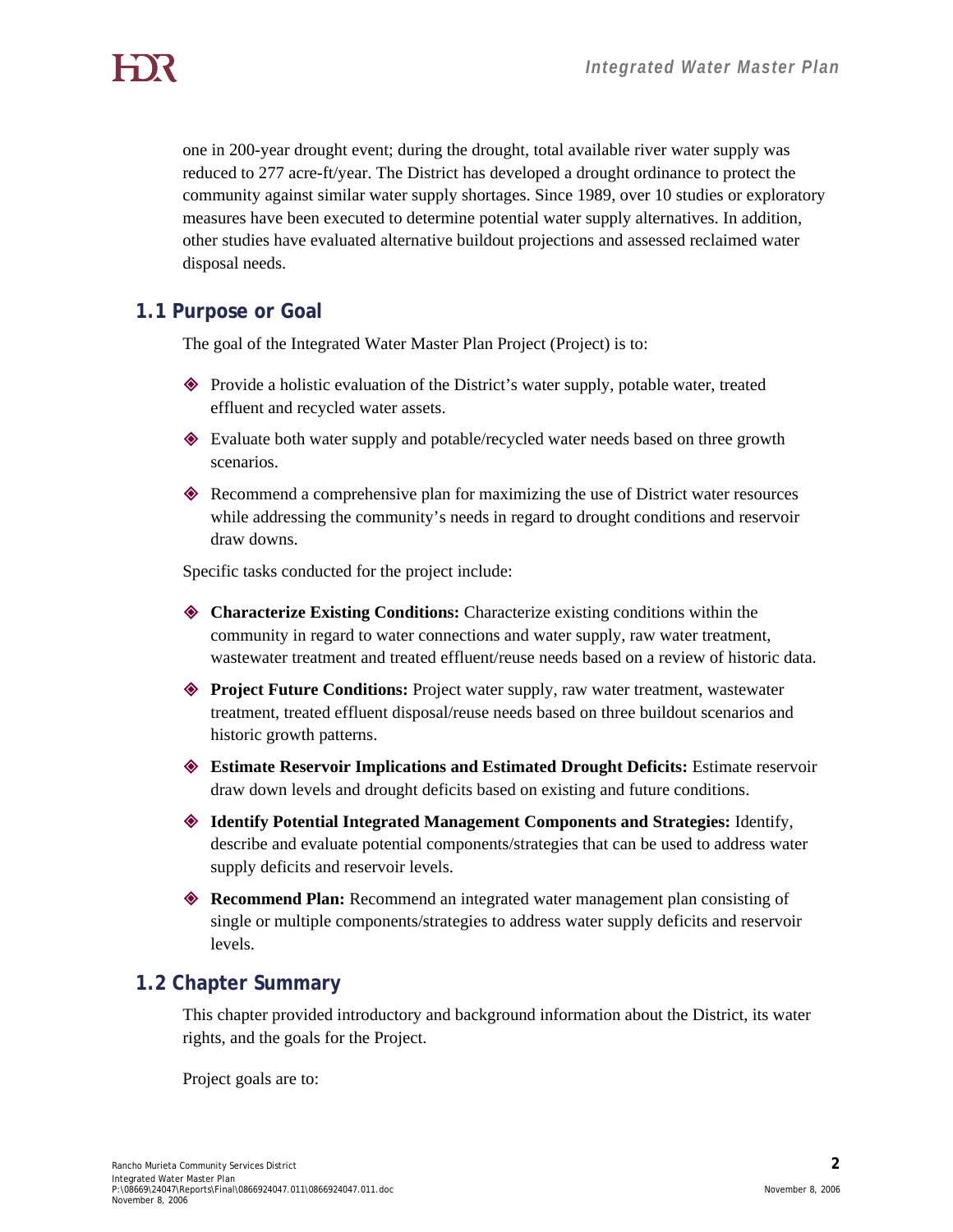one in 200-year drought event; during the drought, total available river water supply was reduced to 277 acre-ft/year. The District has developed a drought ordinance to protect the community against similar water supply shortages. Since 1989, over 10 studies or exploratory measures have been executed to determine potential water supply alternatives. In addition, other studies have evaluated alternative buildout projections and assessed reclaimed water disposal needs.

## 1.1 Purpose or Goal

The goal of the Integrated Water Master Plan Project (Project) is to:

- Provide a holistic evaluation of the District's water supply, potable water, treated effluent and recycled water assets.
- Evaluate both water supply and potable/recycled water needs based on three growth scenarios.
- Recommend a comprehensive plan for maximizing the use of District water resources while addressing the community's needs in regard to drought conditions and reservoir draw downs.

Specific tasks conducted for the project include:

- **Characterize Existing Conditions:** Characterize existing conditions within the community in regard to water connections and water supply, raw water treatment, wastewater treatment and treated effluent/reuse needs based on a review of historic data.
- **Project Future Conditions:** Project water supply, raw water treatment, wastewater treatment, treated effluent disposal/reuse needs based on three buildout scenarios and historic growth patterns.
- **Estimate Reservoir Implications and Estimated Drought Deficits:** Estimate reservoir draw down levels and drought deficits based on existing and future conditions.
- **Identify Potential Integrated Management Components and Strategies:** Identify, describe and evaluate potential components/strategies that can be used to address water supply deficits and reservoir levels.
- **Recommend Plan:** Recommend an integrated water management plan consisting of single or multiple components/strategies to address water supply deficits and reservoir levels.

## 1.2 Chapter Summary

This chapter provided introductory and background information about the District, its water rights, and the goals for the Project.

Project goals are to: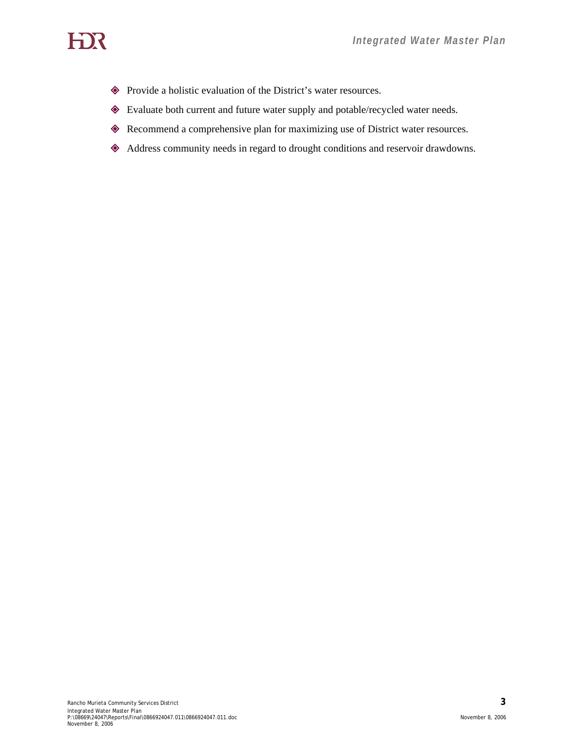- Provide a holistic evaluation of the District's water resources.
- Evaluate both current and future water supply and potable/recycled water needs.
- Recommend a comprehensive plan for maximizing use of District water resources.
- Address community needs in regard to drought conditions and reservoir drawdowns.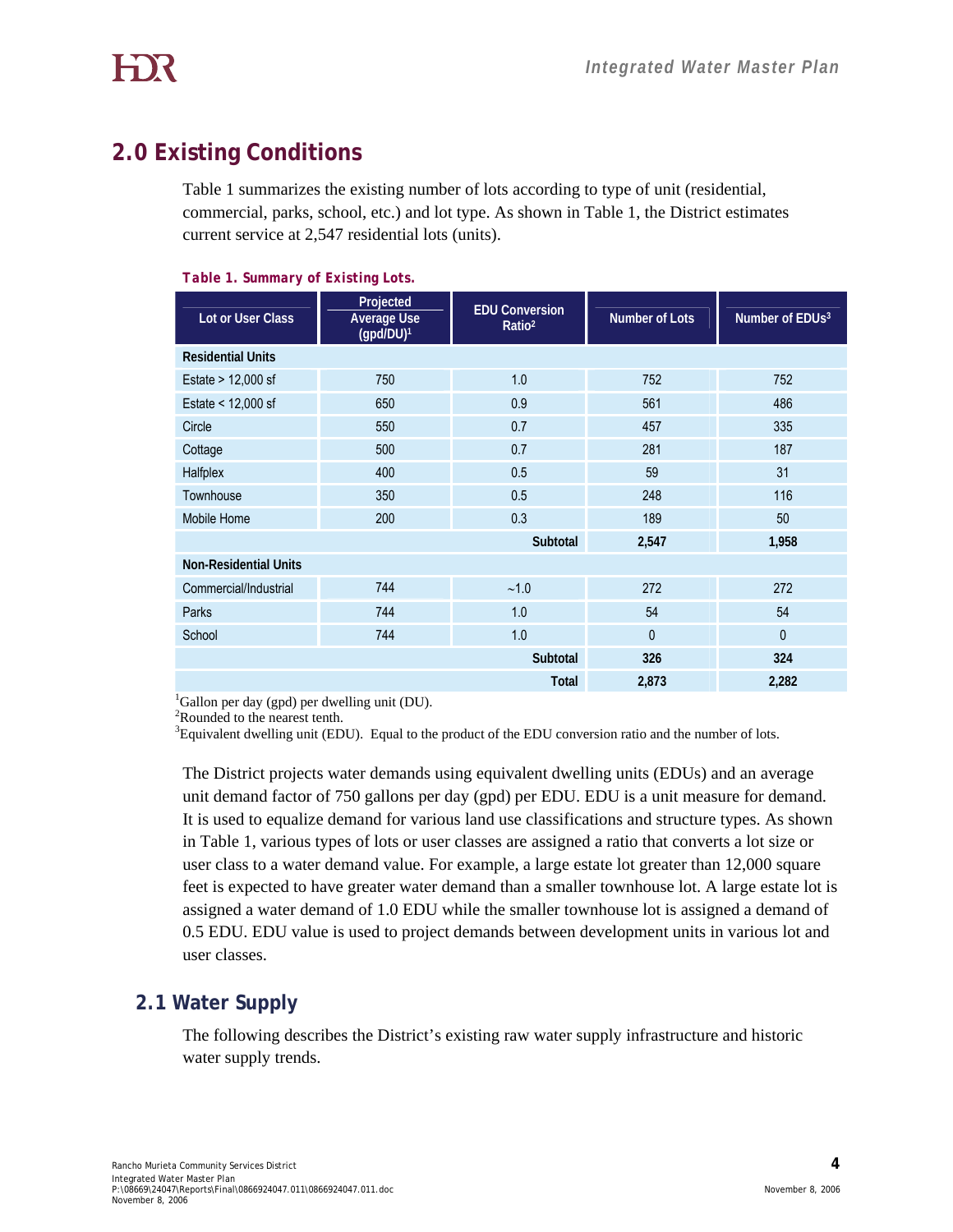## 2.0 Existing Conditions

Table 1 summarizes the existing number of lots according to type of unit (residential, commercial, parks, school, etc.) and lot type. As shown in Table 1, the District estimates current service at 2,547 residential lots (units).

***Table 1. Summary of Existing Lots.***

| Lot or User Class | Projected Average Use (gpd/DU)[1] | EDU Conversion Ratio[2] | Number of Lots | Number of EDUs[3] |
|---|---|---|---|---|
| **Residential Units** | | | | |
| Estate > 12,000 sf | 750 | 1.0 | 752 | 752 |
| Estate < 12,000 sf | 650 | 0.9 | 561 | 486 |
| Circle | 550 | 0.7 | 457 | 335 |
| Cottage | 500 | 0.7 | 281 | 187 |
| Halfplex | 400 | 0.5 | 59 | 31 |
| Townhouse | 350 | 0.5 | 248 | 116 |
| Mobile Home | 200 | 0.3 | 189 | 50 |
| | | **Subtotal** | **2,547** | **1,958** |
| **Non-Residential Units** | | | | |
| Commercial/Industrial | 744 | ~1.0 | 272 | 272 |
| Parks | 744 | 1.0 | 54 | 54 |
| School | 744 | 1.0 | 0 | 0 |
| | | **Subtotal** | **326** | **324** |
| | | **Total** | **2,873** | **2,282** |

[1]Gallon per day (gpd) per dwelling unit (DU).
[2]Rounded to the nearest tenth.
[3]Equivalent dwelling unit (EDU). Equal to the product of the EDU conversion ratio and the number of lots.

The District projects water demands using equivalent dwelling units (EDUs) and an average unit demand factor of 750 gallons per day (gpd) per EDU. EDU is a unit measure for demand. It is used to equalize demand for various land use classifications and structure types. As shown in Table 1, various types of lots or user classes are assigned a ratio that converts a lot size or user class to a water demand value. For example, a large estate lot greater than 12,000 square feet is expected to have greater water demand than a smaller townhouse lot. A large estate lot is assigned a water demand of 1.0 EDU while the smaller townhouse lot is assigned a demand of 0.5 EDU. EDU value is used to project demands between development units in various lot and user classes.

### 2.1 Water Supply

The following describes the District's existing raw water supply infrastructure and historic water supply trends.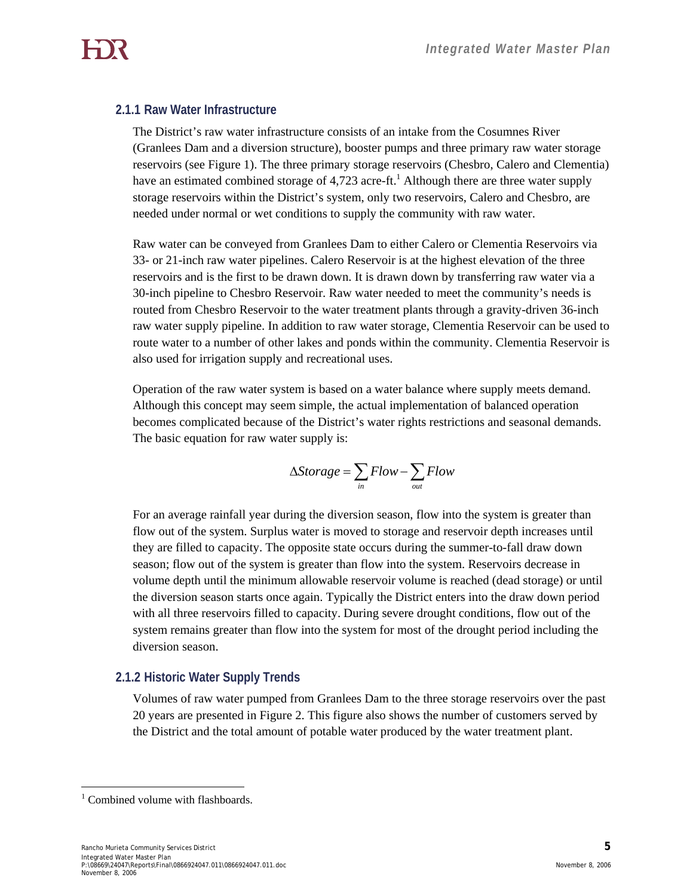### 2.1.1 Raw Water Infrastructure

The District's raw water infrastructure consists of an intake from the Cosumnes River (Granlees Dam and a diversion structure), booster pumps and three primary raw water storage reservoirs (see Figure 1). The three primary storage reservoirs (Chesbro, Calero and Clementia) have an estimated combined storage of 4,723 acre-ft.[1] Although there are three water supply storage reservoirs within the District's system, only two reservoirs, Calero and Chesbro, are needed under normal or wet conditions to supply the community with raw water.

Raw water can be conveyed from Granlees Dam to either Calero or Clementia Reservoirs via 33- or 21-inch raw water pipelines. Calero Reservoir is at the highest elevation of the three reservoirs and is the first to be drawn down. It is drawn down by transferring raw water via a 30-inch pipeline to Chesbro Reservoir. Raw water needed to meet the community's needs is routed from Chesbro Reservoir to the water treatment plants through a gravity-driven 36-inch raw water supply pipeline. In addition to raw water storage, Clementia Reservoir can be used to route water to a number of other lakes and ponds within the community. Clementia Reservoir is also used for irrigation supply and recreational uses.

Operation of the raw water system is based on a water balance where supply meets demand. Although this concept may seem simple, the actual implementation of balanced operation becomes complicated because of the District's water rights restrictions and seasonal demands. The basic equation for raw water supply is:

$$\Delta Storage = \sum_{in} Flow - \sum_{out} Flow$$

For an average rainfall year during the diversion season, flow into the system is greater than flow out of the system. Surplus water is moved to storage and reservoir depth increases until they are filled to capacity. The opposite state occurs during the summer-to-fall draw down season; flow out of the system is greater than flow into the system. Reservoirs decrease in volume depth until the minimum allowable reservoir volume is reached (dead storage) or until the diversion season starts once again. Typically the District enters into the draw down period with all three reservoirs filled to capacity. During severe drought conditions, flow out of the system remains greater than flow into the system for most of the drought period including the diversion season.

### 2.1.2 Historic Water Supply Trends

Volumes of raw water pumped from Granlees Dam to the three storage reservoirs over the past 20 years are presented in Figure 2. This figure also shows the number of customers served by the District and the total amount of potable water produced by the water treatment plant.

---

[1] Combined volume with flashboards.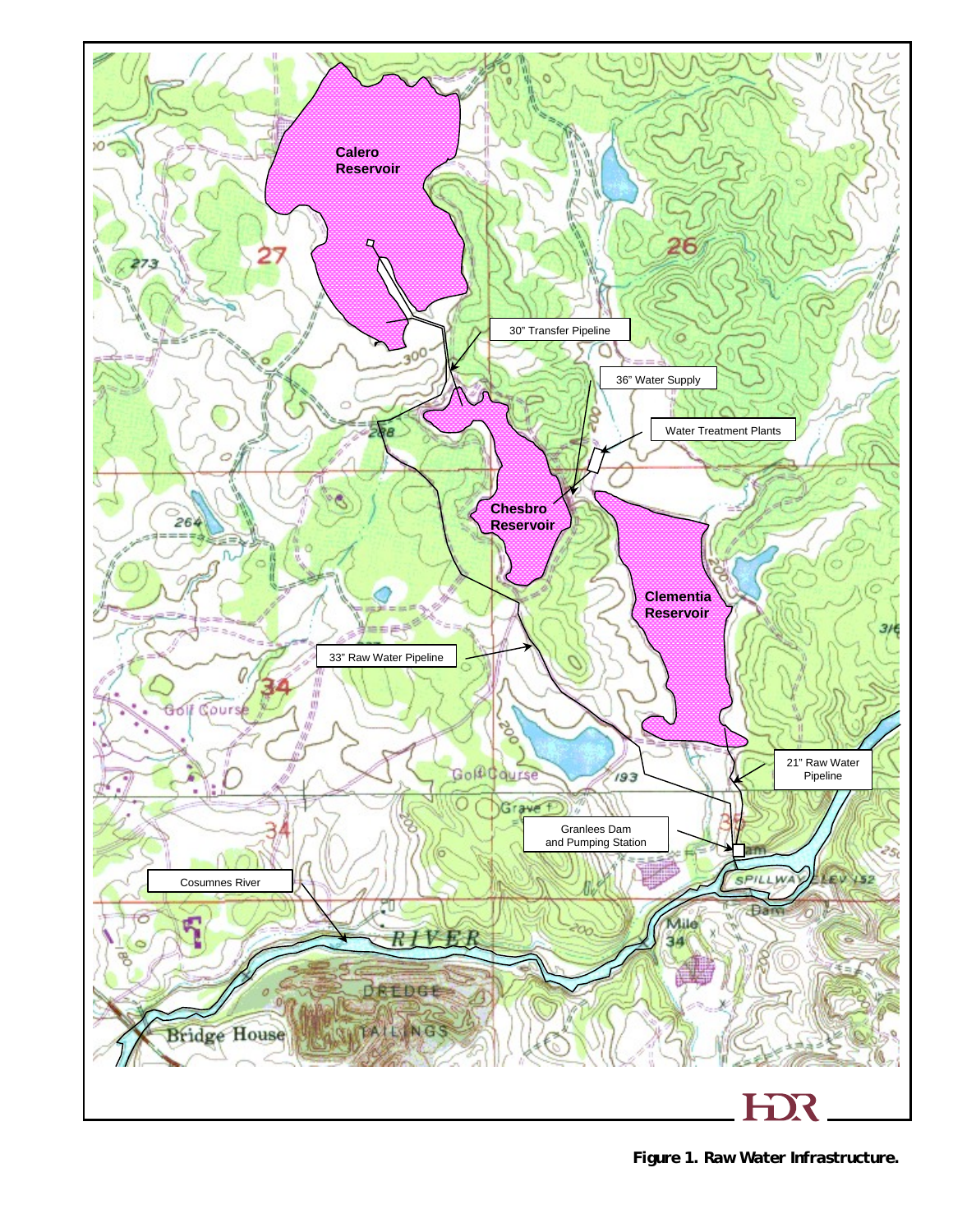**Figure 1. Raw Water Infrastructure.**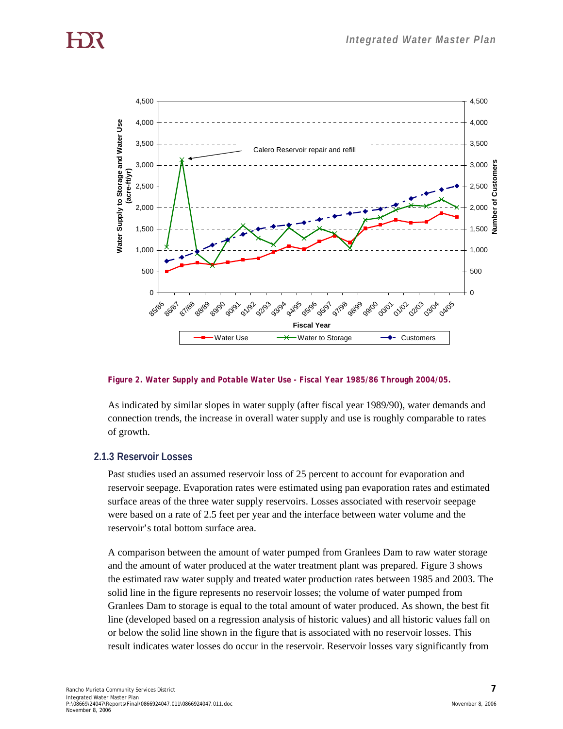**Figure 2. Water Supply and Potable Water Use - Fiscal Year 1985/86 Through 2004/05.**

As indicated by similar slopes in water supply (after fiscal year 1989/90), water demands and connection trends, the increase in overall water supply and use is roughly comparable to rates of growth.

### 2.1.3 Reservoir Losses

Past studies used an assumed reservoir loss of 25 percent to account for evaporation and reservoir seepage. Evaporation rates were estimated using pan evaporation rates and estimated surface areas of the three water supply reservoirs. Losses associated with reservoir seepage were based on a rate of 2.5 feet per year and the interface between water volume and the reservoir's total bottom surface area.

A comparison between the amount of water pumped from Granlees Dam to raw water storage and the amount of water produced at the water treatment plant was prepared. Figure 3 shows the estimated raw water supply and treated water production rates between 1985 and 2003. The solid line in the figure represents no reservoir losses; the volume of water pumped from Granlees Dam to storage is equal to the total amount of water produced. As shown, the best fit line (developed based on a regression analysis of historic values) and all historic values fall on or below the solid line shown in the figure that is associated with no reservoir losses. This result indicates water losses do occur in the reservoir. Reservoir losses vary significantly from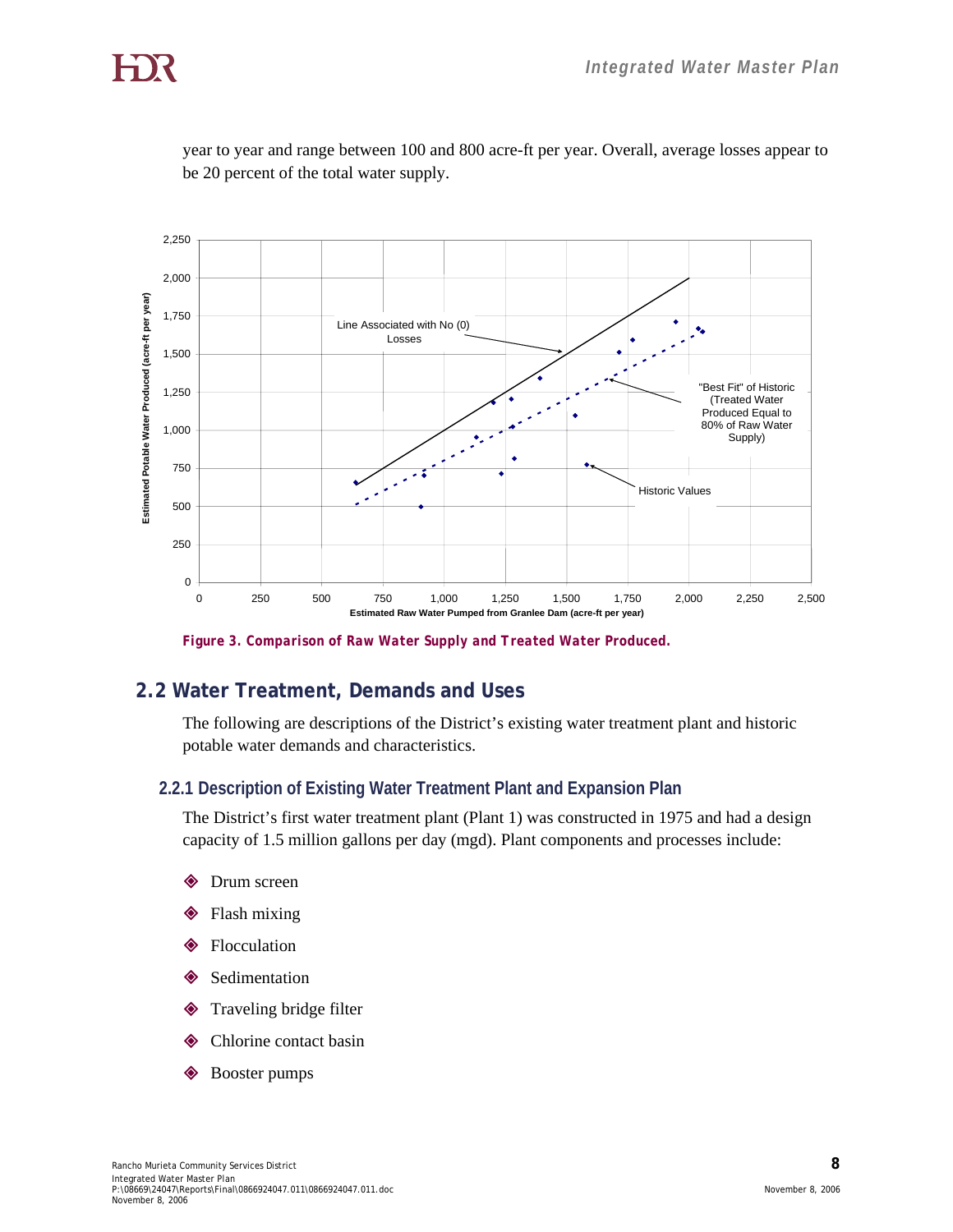year to year and range between 100 and 800 acre-ft per year. Overall, average losses appear to be 20 percent of the total water supply.

*Figure 3. Comparison of Raw Water Supply and Treated Water Produced.*

## 2.2 Water Treatment, Demands and Uses

The following are descriptions of the District's existing water treatment plant and historic potable water demands and characteristics.

### 2.2.1 Description of Existing Water Treatment Plant and Expansion Plan

The District's first water treatment plant (Plant 1) was constructed in 1975 and had a design capacity of 1.5 million gallons per day (mgd). Plant components and processes include:

- Drum screen
- Flash mixing
- Flocculation
- Sedimentation
- Traveling bridge filter
- Chlorine contact basin
- Booster pumps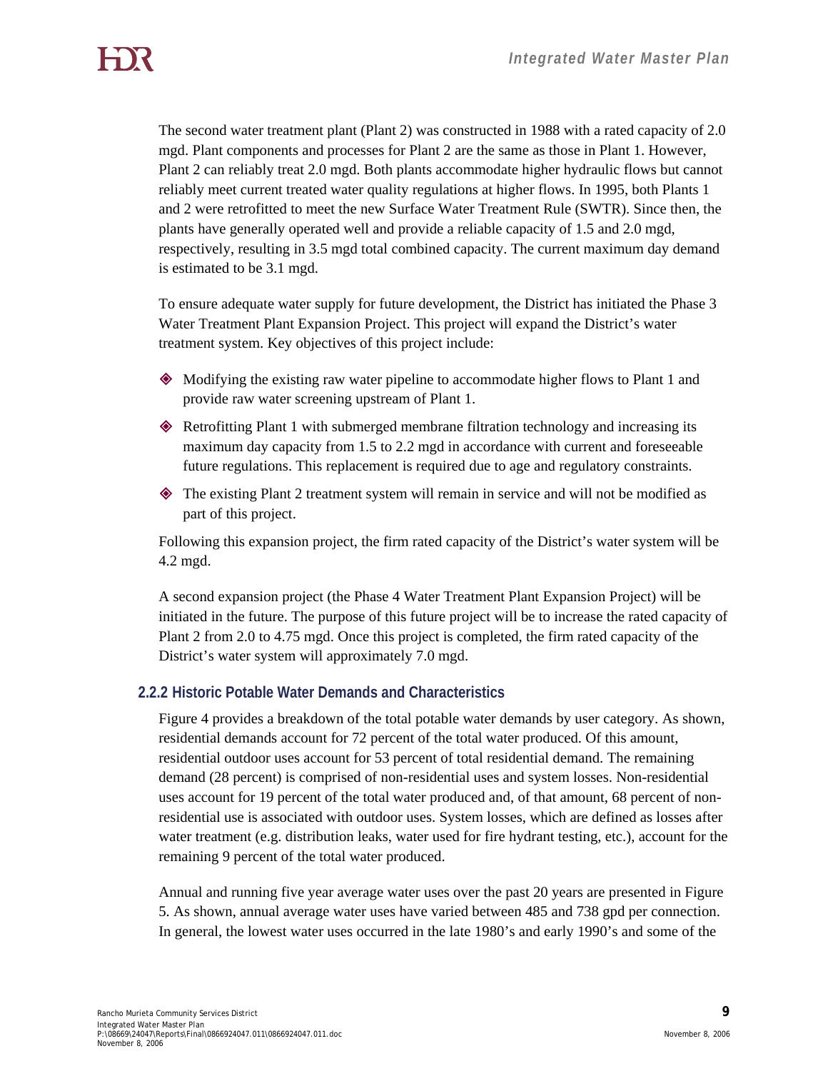The second water treatment plant (Plant 2) was constructed in 1988 with a rated capacity of 2.0 mgd. Plant components and processes for Plant 2 are the same as those in Plant 1. However, Plant 2 can reliably treat 2.0 mgd. Both plants accommodate higher hydraulic flows but cannot reliably meet current treated water quality regulations at higher flows. In 1995, both Plants 1 and 2 were retrofitted to meet the new Surface Water Treatment Rule (SWTR). Since then, the plants have generally operated well and provide a reliable capacity of 1.5 and 2.0 mgd, respectively, resulting in 3.5 mgd total combined capacity. The current maximum day demand is estimated to be 3.1 mgd.

To ensure adequate water supply for future development, the District has initiated the Phase 3 Water Treatment Plant Expansion Project. This project will expand the District's water treatment system. Key objectives of this project include:

- Modifying the existing raw water pipeline to accommodate higher flows to Plant 1 and provide raw water screening upstream of Plant 1.
- Retrofitting Plant 1 with submerged membrane filtration technology and increasing its maximum day capacity from 1.5 to 2.2 mgd in accordance with current and foreseeable future regulations. This replacement is required due to age and regulatory constraints.
- The existing Plant 2 treatment system will remain in service and will not be modified as part of this project.

Following this expansion project, the firm rated capacity of the District's water system will be 4.2 mgd.

A second expansion project (the Phase 4 Water Treatment Plant Expansion Project) will be initiated in the future. The purpose of this future project will be to increase the rated capacity of Plant 2 from 2.0 to 4.75 mgd. Once this project is completed, the firm rated capacity of the District's water system will approximately 7.0 mgd.

### 2.2.2 Historic Potable Water Demands and Characteristics

Figure 4 provides a breakdown of the total potable water demands by user category. As shown, residential demands account for 72 percent of the total water produced. Of this amount, residential outdoor uses account for 53 percent of total residential demand. The remaining demand (28 percent) is comprised of non-residential uses and system losses. Non-residential uses account for 19 percent of the total water produced and, of that amount, 68 percent of non-residential use is associated with outdoor uses. System losses, which are defined as losses after water treatment (e.g. distribution leaks, water used for fire hydrant testing, etc.), account for the remaining 9 percent of the total water produced.

Annual and running five year average water uses over the past 20 years are presented in Figure 5. As shown, annual average water uses have varied between 485 and 738 gpd per connection. In general, the lowest water uses occurred in the late 1980's and early 1990's and some of the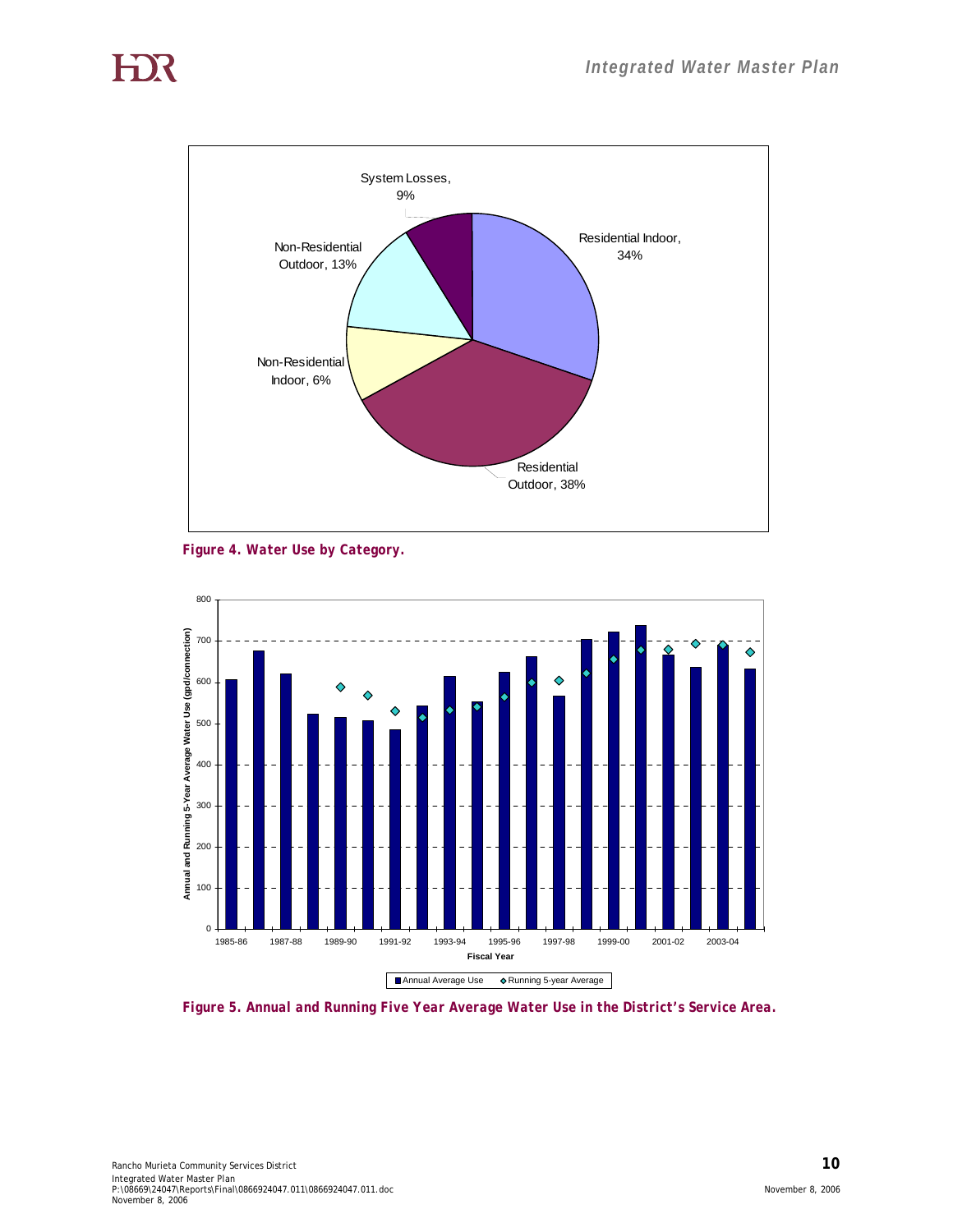System Losses, 9%

Residential Indoor, 34%

Non-Residential Outdoor, 13%

Non-Residential Indoor, 6%

Residential Outdoor, 38%

*Figure 4. Water Use by Category.*

*Figure 5. Annual and Running Five Year Average Water Use in the District's Service Area.*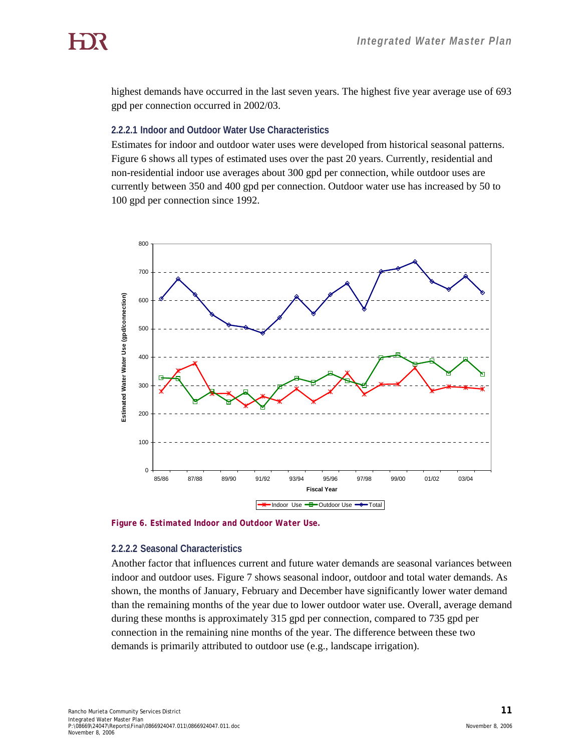highest demands have occurred in the last seven years. The highest five year average use of 693 gpd per connection occurred in 2002/03.

#### 2.2.2.1 Indoor and Outdoor Water Use Characteristics

Estimates for indoor and outdoor water uses were developed from historical seasonal patterns. Figure 6 shows all types of estimated uses over the past 20 years. Currently, residential and non-residential indoor use averages about 300 gpd per connection, while outdoor uses are currently between 350 and 400 gpd per connection. Outdoor water use has increased by 50 to 100 gpd per connection since 1992.

**Figure 6. Estimated Indoor and Outdoor Water Use.**

#### 2.2.2.2 Seasonal Characteristics

Another factor that influences current and future water demands are seasonal variances between indoor and outdoor uses. Figure 7 shows seasonal indoor, outdoor and total water demands. As shown, the months of January, February and December have significantly lower water demand than the remaining months of the year due to lower outdoor water use. Overall, average demand during these months is approximately 315 gpd per connection, compared to 735 gpd per connection in the remaining nine months of the year. The difference between these two demands is primarily attributed to outdoor use (e.g., landscape irrigation).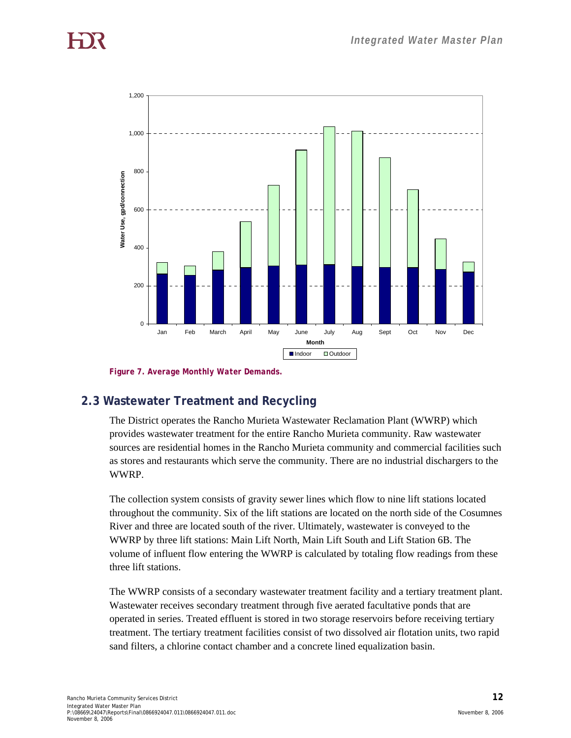Figure 7. Average Monthly Water Demands.

## 2.3 Wastewater Treatment and Recycling

The District operates the Rancho Murieta Wastewater Reclamation Plant (WWRP) which provides wastewater treatment for the entire Rancho Murieta community. Raw wastewater sources are residential homes in the Rancho Murieta community and commercial facilities such as stores and restaurants which serve the community. There are no industrial dischargers to the WWRP.

The collection system consists of gravity sewer lines which flow to nine lift stations located throughout the community. Six of the lift stations are located on the north side of the Cosumnes River and three are located south of the river. Ultimately, wastewater is conveyed to the WWRP by three lift stations: Main Lift North, Main Lift South and Lift Station 6B. The volume of influent flow entering the WWRP is calculated by totaling flow readings from these three lift stations.

The WWRP consists of a secondary wastewater treatment facility and a tertiary treatment plant. Wastewater receives secondary treatment through five aerated facultative ponds that are operated in series. Treated effluent is stored in two storage reservoirs before receiving tertiary treatment. The tertiary treatment facilities consist of two dissolved air flotation units, two rapid sand filters, a chlorine contact chamber and a concrete lined equalization basin.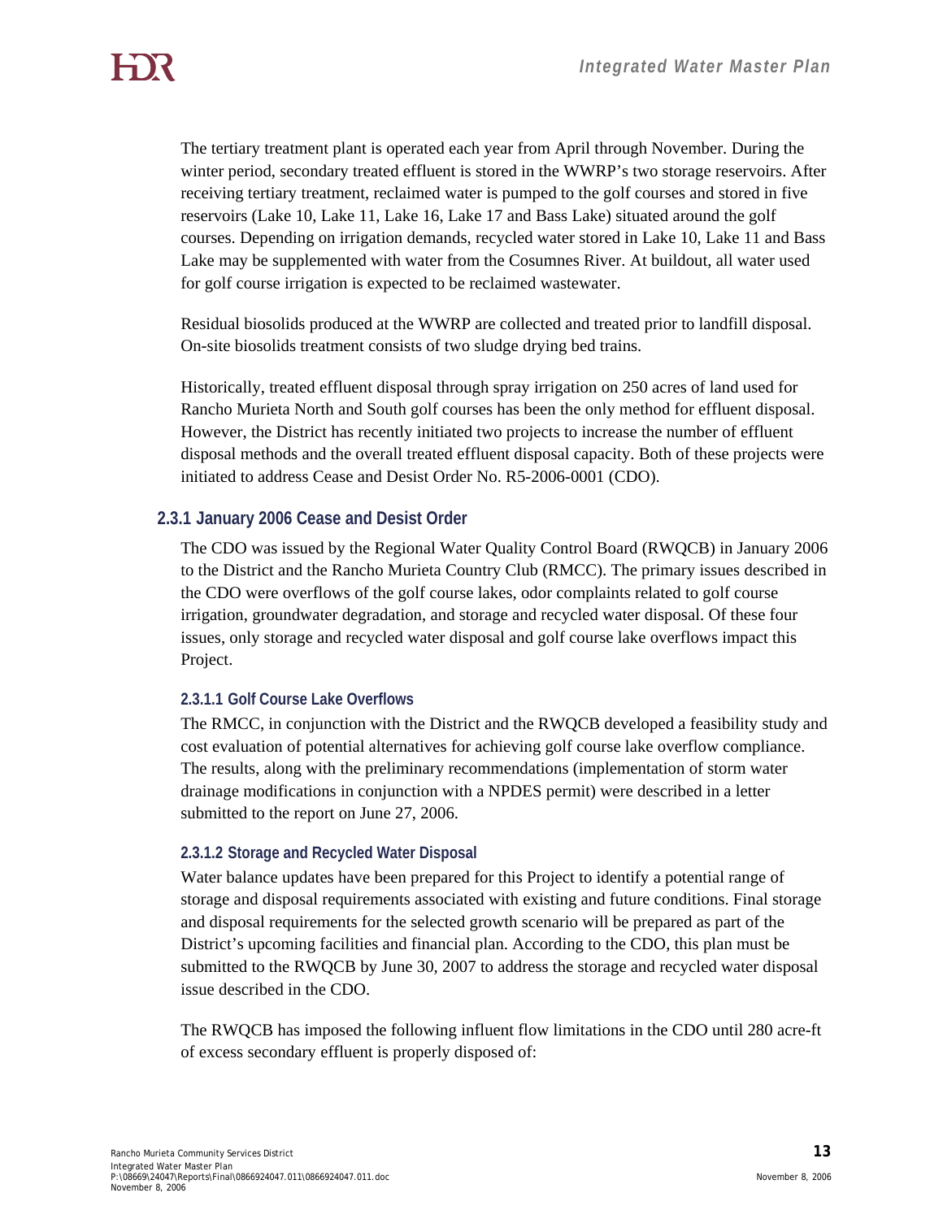The tertiary treatment plant is operated each year from April through November. During the winter period, secondary treated effluent is stored in the WWRP's two storage reservoirs. After receiving tertiary treatment, reclaimed water is pumped to the golf courses and stored in five reservoirs (Lake 10, Lake 11, Lake 16, Lake 17 and Bass Lake) situated around the golf courses. Depending on irrigation demands, recycled water stored in Lake 10, Lake 11 and Bass Lake may be supplemented with water from the Cosumnes River. At buildout, all water used for golf course irrigation is expected to be reclaimed wastewater.

Residual biosolids produced at the WWRP are collected and treated prior to landfill disposal. On-site biosolids treatment consists of two sludge drying bed trains.

Historically, treated effluent disposal through spray irrigation on 250 acres of land used for Rancho Murieta North and South golf courses has been the only method for effluent disposal. However, the District has recently initiated two projects to increase the number of effluent disposal methods and the overall treated effluent disposal capacity. Both of these projects were initiated to address Cease and Desist Order No. R5-2006-0001 (CDO).

### 2.3.1 January 2006 Cease and Desist Order

The CDO was issued by the Regional Water Quality Control Board (RWQCB) in January 2006 to the District and the Rancho Murieta Country Club (RMCC). The primary issues described in the CDO were overflows of the golf course lakes, odor complaints related to golf course irrigation, groundwater degradation, and storage and recycled water disposal. Of these four issues, only storage and recycled water disposal and golf course lake overflows impact this Project.

#### 2.3.1.1 Golf Course Lake Overflows

The RMCC, in conjunction with the District and the RWQCB developed a feasibility study and cost evaluation of potential alternatives for achieving golf course lake overflow compliance. The results, along with the preliminary recommendations (implementation of storm water drainage modifications in conjunction with a NPDES permit) were described in a letter submitted to the report on June 27, 2006.

#### 2.3.1.2 Storage and Recycled Water Disposal

Water balance updates have been prepared for this Project to identify a potential range of storage and disposal requirements associated with existing and future conditions. Final storage and disposal requirements for the selected growth scenario will be prepared as part of the District's upcoming facilities and financial plan. According to the CDO, this plan must be submitted to the RWQCB by June 30, 2007 to address the storage and recycled water disposal issue described in the CDO.

The RWQCB has imposed the following influent flow limitations in the CDO until 280 acre-ft of excess secondary effluent is properly disposed of: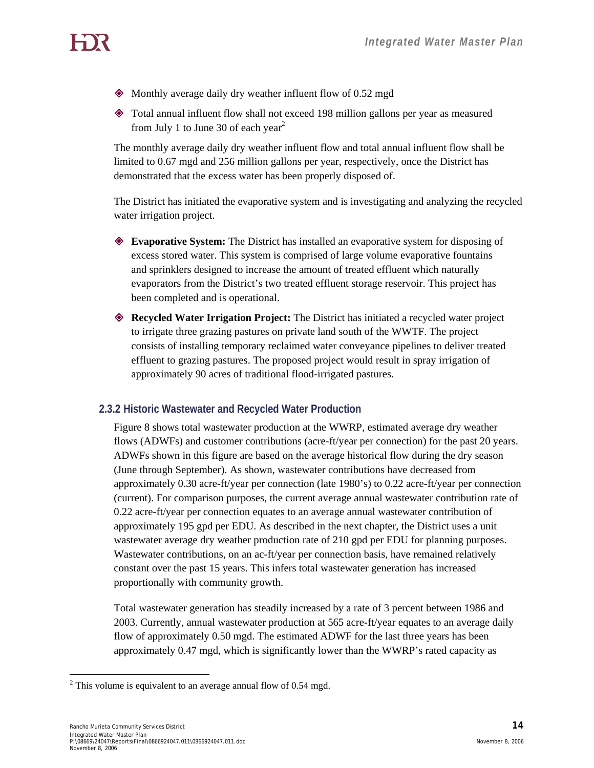- Monthly average daily dry weather influent flow of 0.52 mgd
- Total annual influent flow shall not exceed 198 million gallons per year as measured from July 1 to June 30 of each year[2]

The monthly average daily dry weather influent flow and total annual influent flow shall be limited to 0.67 mgd and 256 million gallons per year, respectively, once the District has demonstrated that the excess water has been properly disposed of.

The District has initiated the evaporative system and is investigating and analyzing the recycled water irrigation project.

- **Evaporative System:** The District has installed an evaporative system for disposing of excess stored water. This system is comprised of large volume evaporative fountains and sprinklers designed to increase the amount of treated effluent which naturally evaporators from the District's two treated effluent storage reservoir. This project has been completed and is operational.
- **Recycled Water Irrigation Project:** The District has initiated a recycled water project to irrigate three grazing pastures on private land south of the WWTF. The project consists of installing temporary reclaimed water conveyance pipelines to deliver treated effluent to grazing pastures. The proposed project would result in spray irrigation of approximately 90 acres of traditional flood-irrigated pastures.

### 2.3.2 Historic Wastewater and Recycled Water Production

Figure 8 shows total wastewater production at the WWRP, estimated average dry weather flows (ADWFs) and customer contributions (acre-ft/year per connection) for the past 20 years. ADWFs shown in this figure are based on the average historical flow during the dry season (June through September). As shown, wastewater contributions have decreased from approximately 0.30 acre-ft/year per connection (late 1980's) to 0.22 acre-ft/year per connection (current). For comparison purposes, the current average annual wastewater contribution rate of 0.22 acre-ft/year per connection equates to an average annual wastewater contribution of approximately 195 gpd per EDU. As described in the next chapter, the District uses a unit wastewater average dry weather production rate of 210 gpd per EDU for planning purposes. Wastewater contributions, on an ac-ft/year per connection basis, have remained relatively constant over the past 15 years. This infers total wastewater generation has increased proportionally with community growth.

Total wastewater generation has steadily increased by a rate of 3 percent between 1986 and 2003. Currently, annual wastewater production at 565 acre-ft/year equates to an average daily flow of approximately 0.50 mgd. The estimated ADWF for the last three years has been approximately 0.47 mgd, which is significantly lower than the WWRP's rated capacity as

[2] This volume is equivalent to an average annual flow of 0.54 mgd.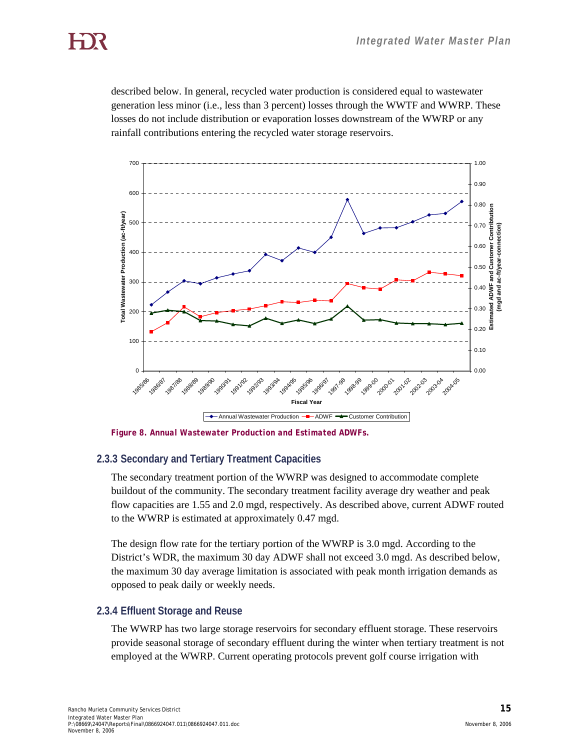described below. In general, recycled water production is considered equal to wastewater generation less minor (i.e., less than 3 percent) losses through the WWTF and WWRP. These losses do not include distribution or evaporation losses downstream of the WWRP or any rainfall contributions entering the recycled water storage reservoirs.

*Figure 8. Annual Wastewater Production and Estimated ADWFs.*

### 2.3.3 Secondary and Tertiary Treatment Capacities

The secondary treatment portion of the WWRP was designed to accommodate complete buildout of the community. The secondary treatment facility average dry weather and peak flow capacities are 1.55 and 2.0 mgd, respectively. As described above, current ADWF routed to the WWRP is estimated at approximately 0.47 mgd.

The design flow rate for the tertiary portion of the WWRP is 3.0 mgd. According to the District's WDR, the maximum 30 day ADWF shall not exceed 3.0 mgd. As described below, the maximum 30 day average limitation is associated with peak month irrigation demands as opposed to peak daily or weekly needs.

### 2.3.4 Effluent Storage and Reuse

The WWRP has two large storage reservoirs for secondary effluent storage. These reservoirs provide seasonal storage of secondary effluent during the winter when tertiary treatment is not employed at the WWRP. Current operating protocols prevent golf course irrigation with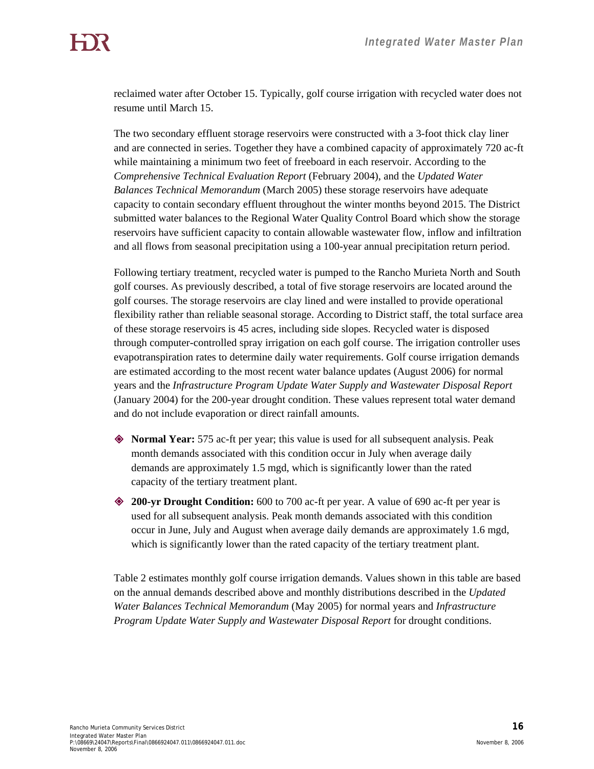reclaimed water after October 15. Typically, golf course irrigation with recycled water does not resume until March 15.

The two secondary effluent storage reservoirs were constructed with a 3-foot thick clay liner and are connected in series. Together they have a combined capacity of approximately 720 ac-ft while maintaining a minimum two feet of freeboard in each reservoir. According to the *Comprehensive Technical Evaluation Report* (February 2004), and the *Updated Water Balances Technical Memorandum* (March 2005) these storage reservoirs have adequate capacity to contain secondary effluent throughout the winter months beyond 2015. The District submitted water balances to the Regional Water Quality Control Board which show the storage reservoirs have sufficient capacity to contain allowable wastewater flow, inflow and infiltration and all flows from seasonal precipitation using a 100-year annual precipitation return period.

Following tertiary treatment, recycled water is pumped to the Rancho Murieta North and South golf courses. As previously described, a total of five storage reservoirs are located around the golf courses. The storage reservoirs are clay lined and were installed to provide operational flexibility rather than reliable seasonal storage. According to District staff, the total surface area of these storage reservoirs is 45 acres, including side slopes. Recycled water is disposed through computer-controlled spray irrigation on each golf course. The irrigation controller uses evapotranspiration rates to determine daily water requirements. Golf course irrigation demands are estimated according to the most recent water balance updates (August 2006) for normal years and the *Infrastructure Program Update Water Supply and Wastewater Disposal Report* (January 2004) for the 200-year drought condition. These values represent total water demand and do not include evaporation or direct rainfall amounts.

- **Normal Year:** 575 ac-ft per year; this value is used for all subsequent analysis. Peak month demands associated with this condition occur in July when average daily demands are approximately 1.5 mgd, which is significantly lower than the rated capacity of the tertiary treatment plant.
- **200-yr Drought Condition:** 600 to 700 ac-ft per year. A value of 690 ac-ft per year is used for all subsequent analysis. Peak month demands associated with this condition occur in June, July and August when average daily demands are approximately 1.6 mgd, which is significantly lower than the rated capacity of the tertiary treatment plant.

Table 2 estimates monthly golf course irrigation demands. Values shown in this table are based on the annual demands described above and monthly distributions described in the *Updated Water Balances Technical Memorandum* (May 2005) for normal years and *Infrastructure Program Update Water Supply and Wastewater Disposal Report* for drought conditions.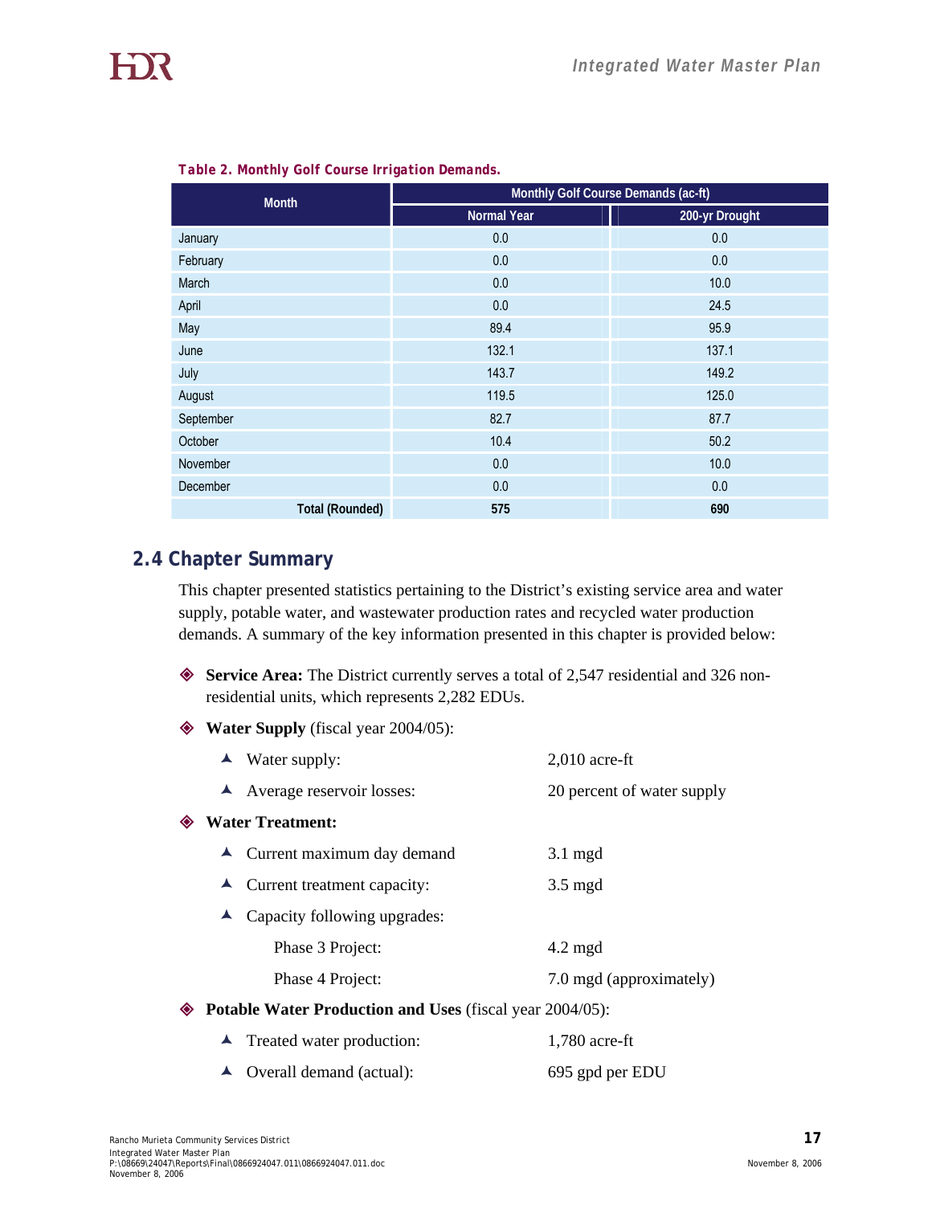*Table 2. Monthly Golf Course Irrigation Demands.*

| Month | Monthly Golf Course Demands (ac-ft) | |
|---|---|---|
| | Normal Year | 200-yr Drought |
| January | 0.0 | 0.0 |
| February | 0.0 | 0.0 |
| March | 0.0 | 10.0 |
| April | 0.0 | 24.5 |
| May | 89.4 | 95.9 |
| June | 132.1 | 137.1 |
| July | 143.7 | 149.2 |
| August | 119.5 | 125.0 |
| September | 82.7 | 87.7 |
| October | 10.4 | 50.2 |
| November | 0.0 | 10.0 |
| December | 0.0 | 0.0 |
| **Total (Rounded)** | **575** | **690** |

## 2.4 Chapter Summary

This chapter presented statistics pertaining to the District's existing service area and water supply, potable water, and wastewater production rates and recycled water production demands. A summary of the key information presented in this chapter is provided below:

- **Service Area:** The District currently serves a total of 2,547 residential and 326 non-residential units, which represents 2,282 EDUs.
- **Water Supply** (fiscal year 2004/05):
  - Water supply: 2,010 acre-ft
  - Average reservoir losses: 20 percent of water supply
- **Water Treatment:**
  - Current maximum day demand 3.1 mgd
  - Current treatment capacity: 3.5 mgd
  - Capacity following upgrades:
    - Phase 3 Project: 4.2 mgd
    - Phase 4 Project: 7.0 mgd (approximately)
- **Potable Water Production and Uses** (fiscal year 2004/05):
  - Treated water production: 1,780 acre-ft
  - Overall demand (actual): 695 gpd per EDU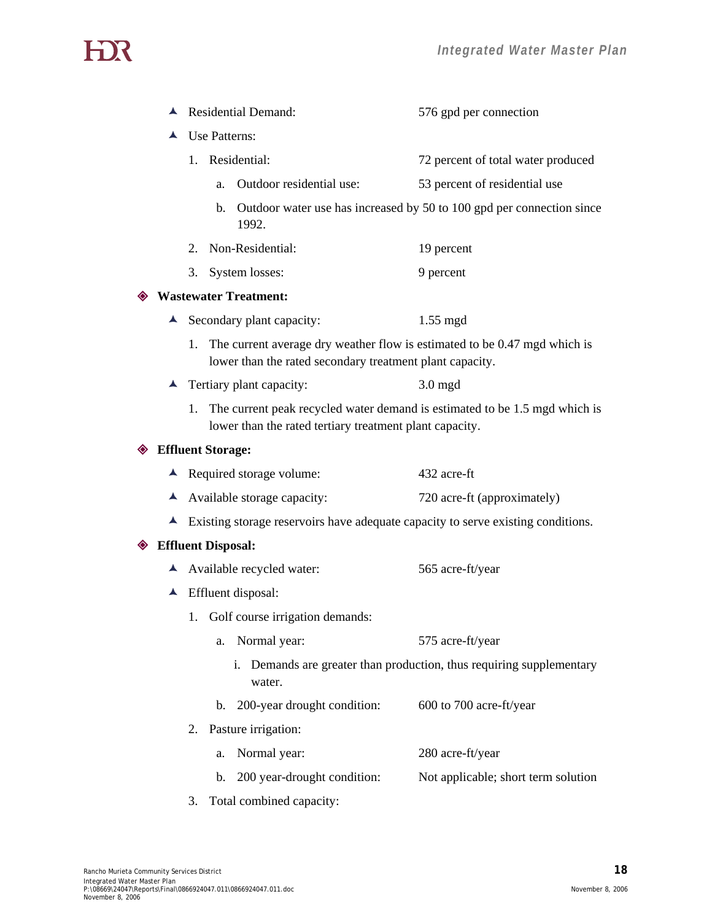- Residential Demand: 576 gpd per connection
- Use Patterns:
  1. Residential: 72 percent of total water produced
     a. Outdoor residential use: 53 percent of residential use
     b. Outdoor water use has increased by 50 to 100 gpd per connection since 1992.
  2. Non-Residential: 19 percent
  3. System losses: 9 percent

**Wastewater Treatment:**

- Secondary plant capacity: 1.55 mgd
  1. The current average dry weather flow is estimated to be 0.47 mgd which is lower than the rated secondary treatment plant capacity.
- Tertiary plant capacity: 3.0 mgd
  1. The current peak recycled water demand is estimated to be 1.5 mgd which is lower than the rated tertiary treatment plant capacity.

**Effluent Storage:**

- Required storage volume: 432 acre-ft
- Available storage capacity: 720 acre-ft (approximately)
- Existing storage reservoirs have adequate capacity to serve existing conditions.

**Effluent Disposal:**

- Available recycled water: 565 acre-ft/year
- Effluent disposal:
  1. Golf course irrigation demands:
     a. Normal year: 575 acre-ft/year
        i. Demands are greater than production, thus requiring supplementary water.
     b. 200-year drought condition: 600 to 700 acre-ft/year
  2. Pasture irrigation:
     a. Normal year: 280 acre-ft/year
     b. 200 year-drought condition: Not applicable; short term solution
  3. Total combined capacity: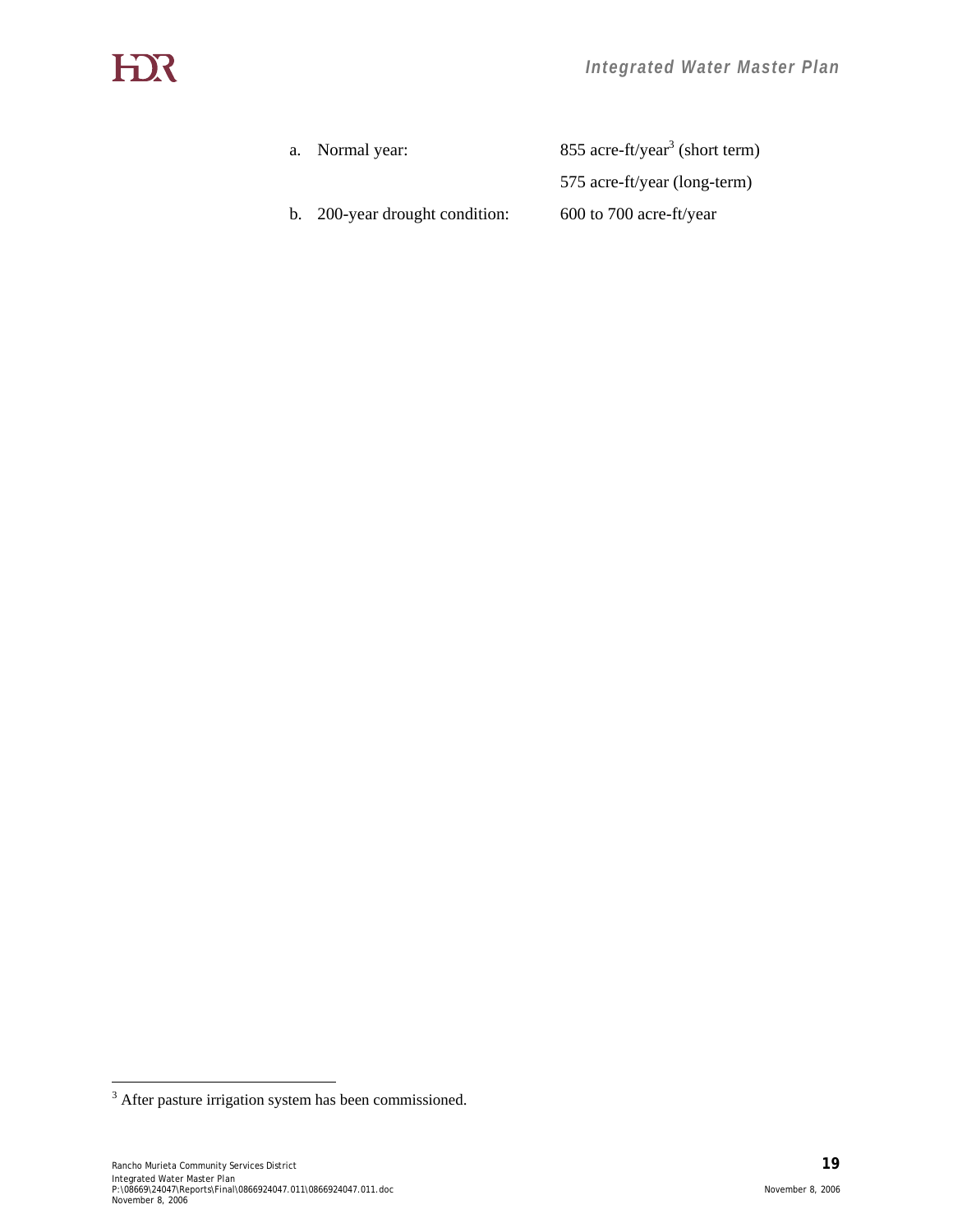a. Normal year: 855 acre-ft/year[3] (short term)

575 acre-ft/year (long-term)

b. 200-year drought condition: 600 to 700 acre-ft/year

[3] After pasture irrigation system has been commissioned.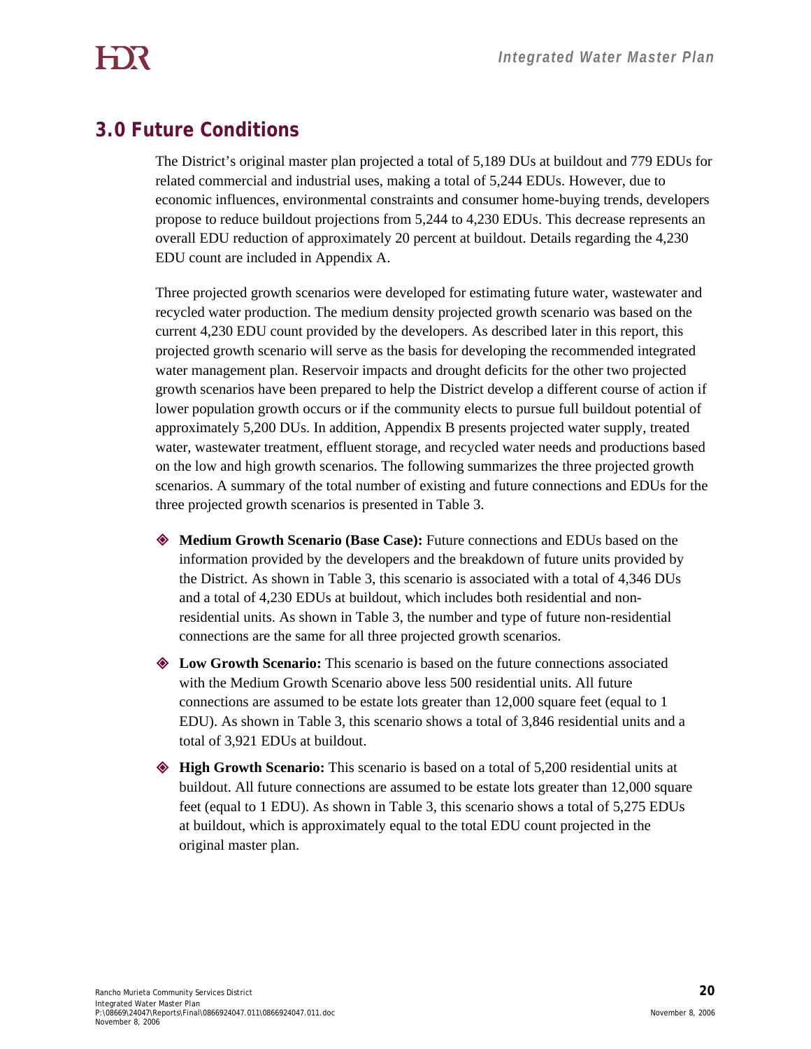# 3.0 Future Conditions

The District's original master plan projected a total of 5,189 DUs at buildout and 779 EDUs for related commercial and industrial uses, making a total of 5,244 EDUs. However, due to economic influences, environmental constraints and consumer home-buying trends, developers propose to reduce buildout projections from 5,244 to 4,230 EDUs. This decrease represents an overall EDU reduction of approximately 20 percent at buildout. Details regarding the 4,230 EDU count are included in Appendix A.

Three projected growth scenarios were developed for estimating future water, wastewater and recycled water production. The medium density projected growth scenario was based on the current 4,230 EDU count provided by the developers. As described later in this report, this projected growth scenario will serve as the basis for developing the recommended integrated water management plan. Reservoir impacts and drought deficits for the other two projected growth scenarios have been prepared to help the District develop a different course of action if lower population growth occurs or if the community elects to pursue full buildout potential of approximately 5,200 DUs. In addition, Appendix B presents projected water supply, treated water, wastewater treatment, effluent storage, and recycled water needs and productions based on the low and high growth scenarios. The following summarizes the three projected growth scenarios. A summary of the total number of existing and future connections and EDUs for the three projected growth scenarios is presented in Table 3.

- **Medium Growth Scenario (Base Case):** Future connections and EDUs based on the information provided by the developers and the breakdown of future units provided by the District. As shown in Table 3, this scenario is associated with a total of 4,346 DUs and a total of 4,230 EDUs at buildout, which includes both residential and non-residential units. As shown in Table 3, the number and type of future non-residential connections are the same for all three projected growth scenarios.

- **Low Growth Scenario:** This scenario is based on the future connections associated with the Medium Growth Scenario above less 500 residential units. All future connections are assumed to be estate lots greater than 12,000 square feet (equal to 1 EDU). As shown in Table 3, this scenario shows a total of 3,846 residential units and a total of 3,921 EDUs at buildout.

- **High Growth Scenario:** This scenario is based on a total of 5,200 residential units at buildout. All future connections are assumed to be estate lots greater than 12,000 square feet (equal to 1 EDU). As shown in Table 3, this scenario shows a total of 5,275 EDUs at buildout, which is approximately equal to the total EDU count projected in the original master plan.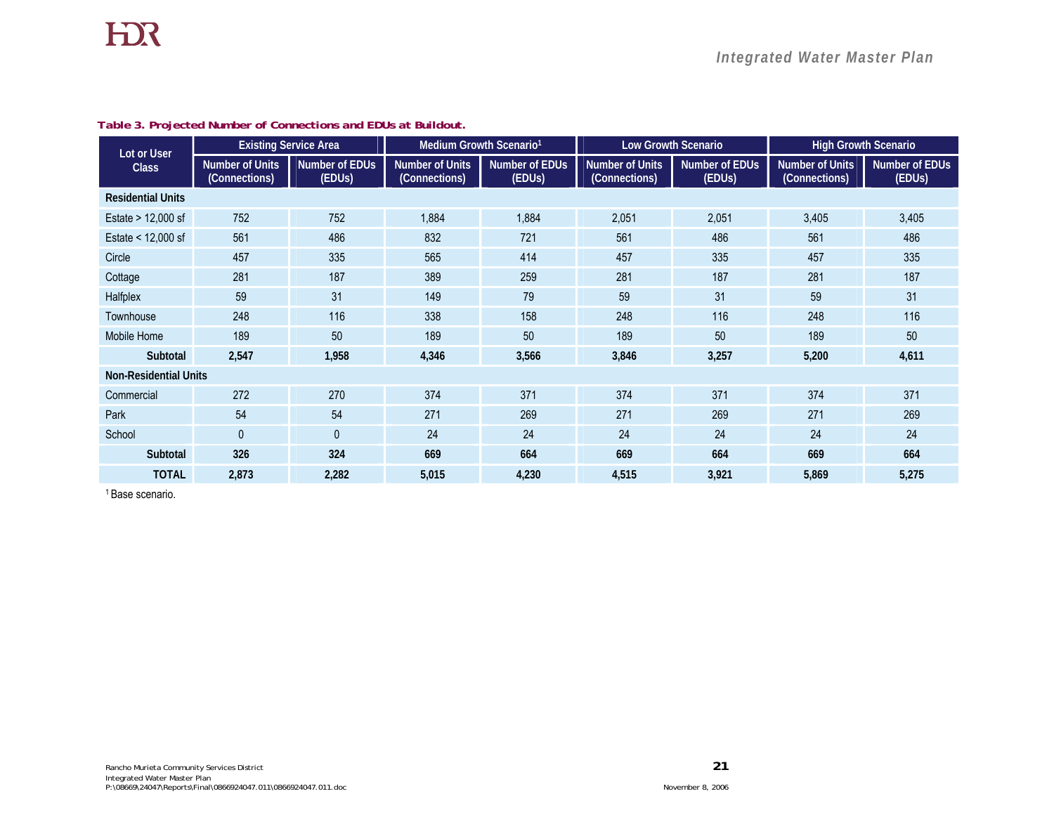**Table 3. Projected Number of Connections and EDUs at Buildout.**

| Lot or User Class | Existing Service Area | | Medium Growth Scenario[1] | | Low Growth Scenario | | High Growth Scenario | |
|---|---|---|---|---|---|---|---|---|
| | Number of Units (Connections) | Number of EDUs (EDUs) | Number of Units (Connections) | Number of EDUs (EDUs) | Number of Units (Connections) | Number of EDUs (EDUs) | Number of Units (Connections) | Number of EDUs (EDUs) |
| **Residential Units** | | | | | | | | |
| Estate > 12,000 sf | 752 | 752 | 1,884 | 1,884 | 2,051 | 2,051 | 3,405 | 3,405 |
| Estate < 12,000 sf | 561 | 486 | 832 | 721 | 561 | 486 | 561 | 486 |
| Circle | 457 | 335 | 565 | 414 | 457 | 335 | 457 | 335 |
| Cottage | 281 | 187 | 389 | 259 | 281 | 187 | 281 | 187 |
| Halfplex | 59 | 31 | 149 | 79 | 59 | 31 | 59 | 31 |
| Townhouse | 248 | 116 | 338 | 158 | 248 | 116 | 248 | 116 |
| Mobile Home | 189 | 50 | 189 | 50 | 189 | 50 | 189 | 50 |
| **Subtotal** | **2,547** | **1,958** | **4,346** | **3,566** | **3,846** | **3,257** | **5,200** | **4,611** |
| **Non-Residential Units** | | | | | | | | |
| Commercial | 272 | 270 | 374 | 371 | 374 | 371 | 374 | 371 |
| Park | 54 | 54 | 271 | 269 | 271 | 269 | 271 | 269 |
| School | 0 | 0 | 24 | 24 | 24 | 24 | 24 | 24 |
| **Subtotal** | **326** | **324** | **669** | **664** | **669** | **664** | **669** | **664** |
| **TOTAL** | **2,873** | **2,282** | **5,015** | **4,230** | **4,515** | **3,921** | **5,869** | **5,275** |

[1] Base scenario.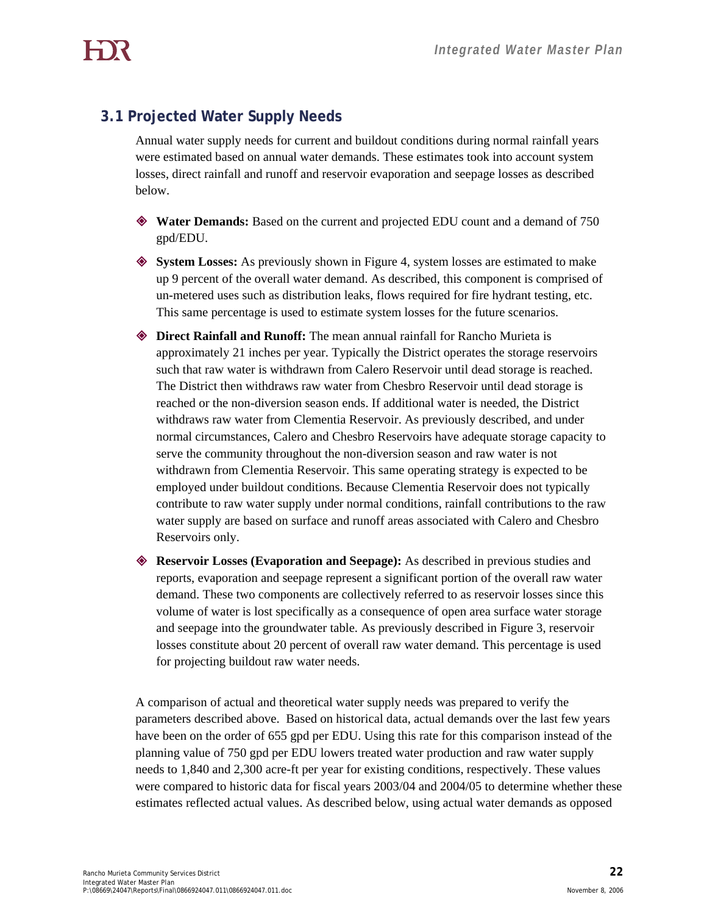## 3.1 Projected Water Supply Needs

Annual water supply needs for current and buildout conditions during normal rainfall years were estimated based on annual water demands. These estimates took into account system losses, direct rainfall and runoff and reservoir evaporation and seepage losses as described below.

- **Water Demands:** Based on the current and projected EDU count and a demand of 750 gpd/EDU.
- **System Losses:** As previously shown in Figure 4, system losses are estimated to make up 9 percent of the overall water demand. As described, this component is comprised of un-metered uses such as distribution leaks, flows required for fire hydrant testing, etc. This same percentage is used to estimate system losses for the future scenarios.
- **Direct Rainfall and Runoff:** The mean annual rainfall for Rancho Murieta is approximately 21 inches per year. Typically the District operates the storage reservoirs such that raw water is withdrawn from Calero Reservoir until dead storage is reached. The District then withdraws raw water from Chesbro Reservoir until dead storage is reached or the non-diversion season ends. If additional water is needed, the District withdraws raw water from Clementia Reservoir. As previously described, and under normal circumstances, Calero and Chesbro Reservoirs have adequate storage capacity to serve the community throughout the non-diversion season and raw water is not withdrawn from Clementia Reservoir. This same operating strategy is expected to be employed under buildout conditions. Because Clementia Reservoir does not typically contribute to raw water supply under normal conditions, rainfall contributions to the raw water supply are based on surface and runoff areas associated with Calero and Chesbro Reservoirs only.
- **Reservoir Losses (Evaporation and Seepage):** As described in previous studies and reports, evaporation and seepage represent a significant portion of the overall raw water demand. These two components are collectively referred to as reservoir losses since this volume of water is lost specifically as a consequence of open area surface water storage and seepage into the groundwater table. As previously described in Figure 3, reservoir losses constitute about 20 percent of overall raw water demand. This percentage is used for projecting buildout raw water needs.

A comparison of actual and theoretical water supply needs was prepared to verify the parameters described above. Based on historical data, actual demands over the last few years have been on the order of 655 gpd per EDU. Using this rate for this comparison instead of the planning value of 750 gpd per EDU lowers treated water production and raw water supply needs to 1,840 and 2,300 acre-ft per year for existing conditions, respectively. These values were compared to historic data for fiscal years 2003/04 and 2004/05 to determine whether these estimates reflected actual values. As described below, using actual water demands as opposed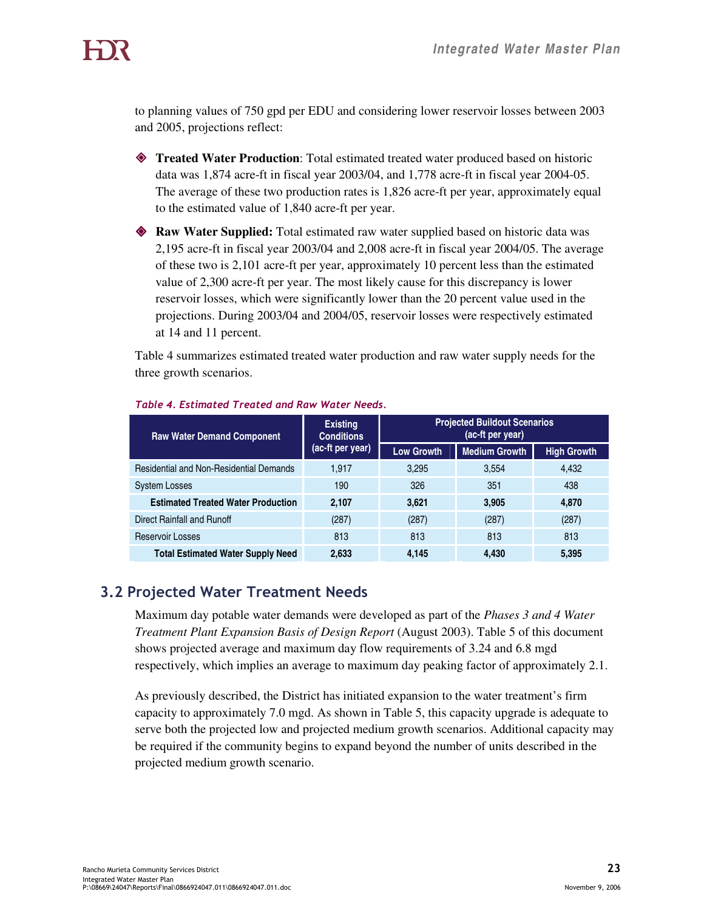to planning values of 750 gpd per EDU and considering lower reservoir losses between 2003 and 2005, projections reflect:

- **Treated Water Production**: Total estimated treated water produced based on historic data was 1,874 acre-ft in fiscal year 2003/04, and 1,778 acre-ft in fiscal year 2004-05. The average of these two production rates is 1,826 acre-ft per year, approximately equal to the estimated value of 1,840 acre-ft per year.
- **Raw Water Supplied:** Total estimated raw water supplied based on historic data was 2,195 acre-ft in fiscal year 2003/04 and 2,008 acre-ft in fiscal year 2004/05. The average of these two is 2,101 acre-ft per year, approximately 10 percent less than the estimated value of 2,300 acre-ft per year. The most likely cause for this discrepancy is lower reservoir losses, which were significantly lower than the 20 percent value used in the projections. During 2003/04 and 2004/05, reservoir losses were respectively estimated at 14 and 11 percent.

Table 4 summarizes estimated treated water production and raw water supply needs for the three growth scenarios.

*Table 4. Estimated Treated and Raw Water Needs.*

| Raw Water Demand Component | Existing Conditions (ac-ft per year) | Projected Buildout Scenarios (ac-ft per year) | | |
|---|---|---|---|---|
| | | Low Growth | Medium Growth | High Growth |
| Residential and Non-Residential Demands | 1,917 | 3,295 | 3,554 | 4,432 |
| System Losses | 190 | 326 | 351 | 438 |
| **Estimated Treated Water Production** | **2,107** | **3,621** | **3,905** | **4,870** |
| Direct Rainfall and Runoff | (287) | (287) | (287) | (287) |
| Reservoir Losses | 813 | 813 | 813 | 813 |
| **Total Estimated Water Supply Need** | **2,633** | **4,145** | **4,430** | **5,395** |

## 3.2 Projected Water Treatment Needs

Maximum day potable water demands were developed as part of the *Phases 3 and 4 Water Treatment Plant Expansion Basis of Design Report* (August 2003). Table 5 of this document shows projected average and maximum day flow requirements of 3.24 and 6.8 mgd respectively, which implies an average to maximum day peaking factor of approximately 2.1.

As previously described, the District has initiated expansion to the water treatment's firm capacity to approximately 7.0 mgd. As shown in Table 5, this capacity upgrade is adequate to serve both the projected low and projected medium growth scenarios. Additional capacity may be required if the community begins to expand beyond the number of units described in the projected medium growth scenario.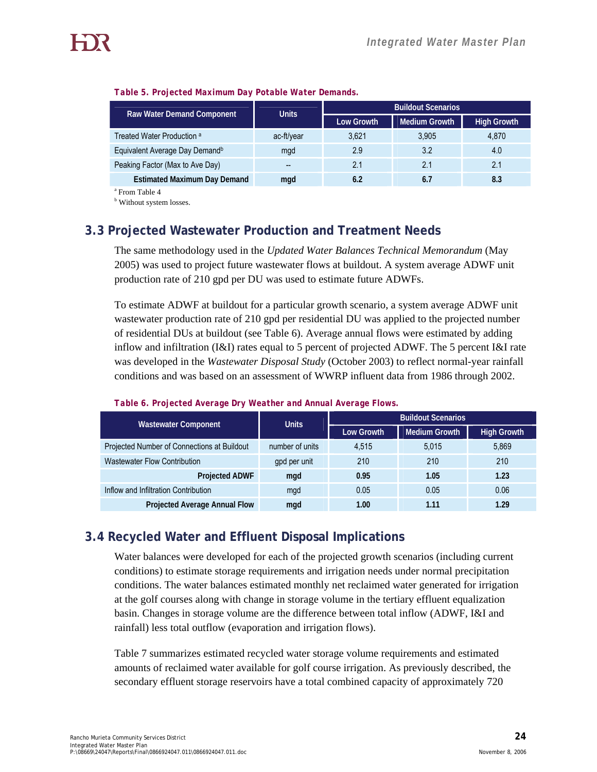**Table 5. Projected Maximum Day Potable Water Demands.**

| Raw Water Demand Component | Units | Buildout Scenarios | | |
|---|---|---|---|---|
| | | Low Growth | Medium Growth | High Growth |
| Treated Water Production [a] | ac-ft/year | 3,621 | 3,905 | 4,870 |
| Equivalent Average Day Demand[b] | mgd | 2.9 | 3.2 | 4.0 |
| Peaking Factor (Max to Ave Day) | -- | 2.1 | 2.1 | 2.1 |
| **Estimated Maximum Day Demand** | **mgd** | **6.2** | **6.7** | **8.3** |

[a] From Table 4

[b] Without system losses.

## 3.3 Projected Wastewater Production and Treatment Needs

The same methodology used in the *Updated Water Balances Technical Memorandum* (May 2005) was used to project future wastewater flows at buildout. A system average ADWF unit production rate of 210 gpd per DU was used to estimate future ADWFs.

To estimate ADWF at buildout for a particular growth scenario, a system average ADWF unit wastewater production rate of 210 gpd per residential DU was applied to the projected number of residential DUs at buildout (see Table 6). Average annual flows were estimated by adding inflow and infiltration (I&I) rates equal to 5 percent of projected ADWF. The 5 percent I&I rate was developed in the *Wastewater Disposal Study* (October 2003) to reflect normal-year rainfall conditions and was based on an assessment of WWRP influent data from 1986 through 2002.

**Table 6. Projected Average Dry Weather and Annual Average Flows.**

| Wastewater Component | Units | Buildout Scenarios | | |
|---|---|---|---|---|
| | | Low Growth | Medium Growth | High Growth |
| Projected Number of Connections at Buildout | number of units | 4,515 | 5,015 | 5,869 |
| Wastewater Flow Contribution | gpd per unit | 210 | 210 | 210 |
| **Projected ADWF** | **mgd** | **0.95** | **1.05** | **1.23** |
| Inflow and Infiltration Contribution | mgd | 0.05 | 0.05 | 0.06 |
| **Projected Average Annual Flow** | **mgd** | **1.00** | **1.11** | **1.29** |

## 3.4 Recycled Water and Effluent Disposal Implications

Water balances were developed for each of the projected growth scenarios (including current conditions) to estimate storage requirements and irrigation needs under normal precipitation conditions. The water balances estimated monthly net reclaimed water generated for irrigation at the golf courses along with change in storage volume in the tertiary effluent equalization basin. Changes in storage volume are the difference between total inflow (ADWF, I&I and rainfall) less total outflow (evaporation and irrigation flows).

Table 7 summarizes estimated recycled water storage volume requirements and estimated amounts of reclaimed water available for golf course irrigation. As previously described, the secondary effluent storage reservoirs have a total combined capacity of approximately 720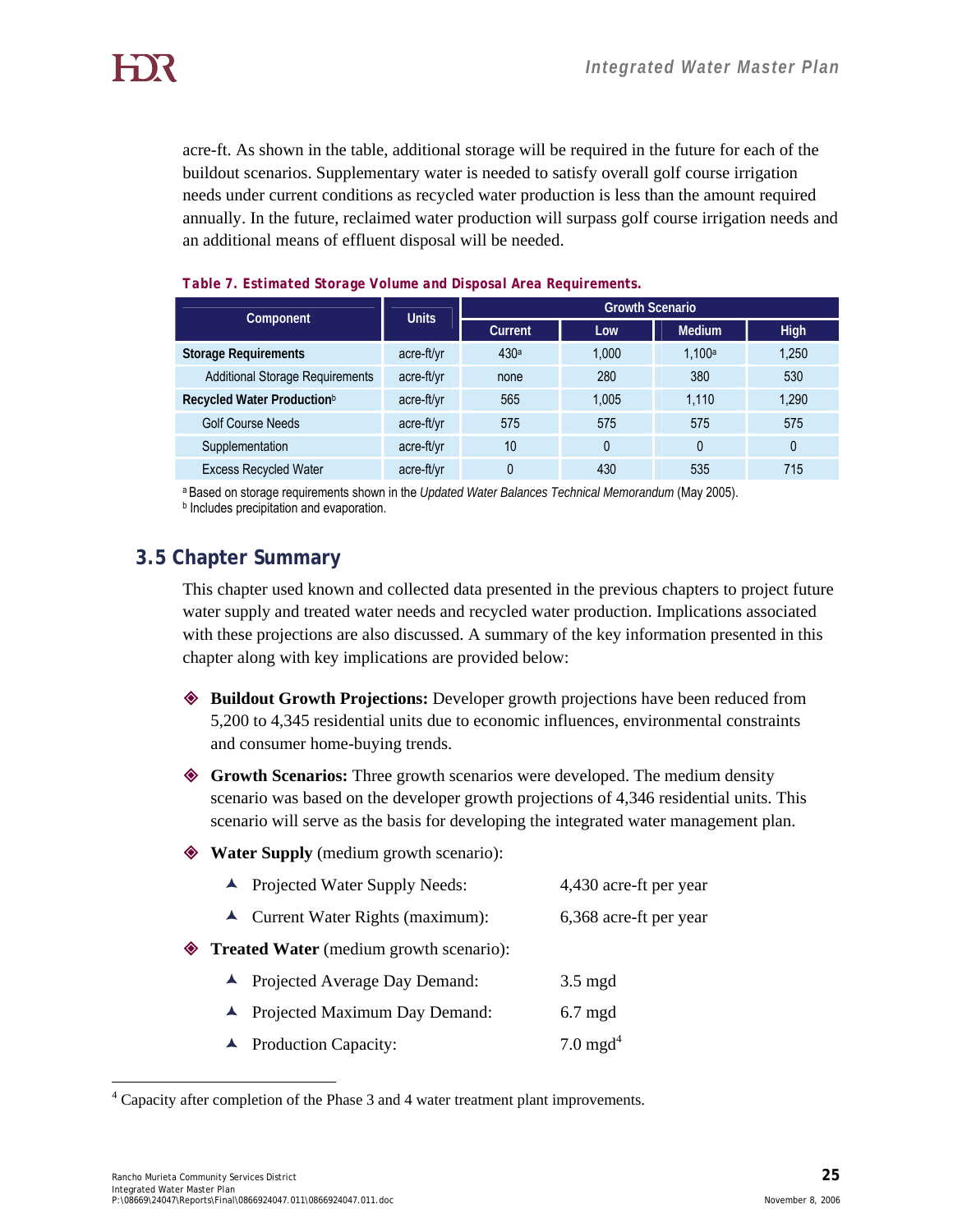acre-ft. As shown in the table, additional storage will be required in the future for each of the buildout scenarios. Supplementary water is needed to satisfy overall golf course irrigation needs under current conditions as recycled water production is less than the amount required annually. In the future, reclaimed water production will surpass golf course irrigation needs and an additional means of effluent disposal will be needed.

**Table 7. Estimated Storage Volume and Disposal Area Requirements.**

| Component | Units | Growth Scenario | | | |
|---|---|---|---|---|---|
| | | Current | Low | Medium | High |
| **Storage Requirements** | acre-ft/yr | 430[a] | 1,000 | 1,100[a] | 1,250 |
| Additional Storage Requirements | acre-ft/yr | none | 280 | 380 | 530 |
| **Recycled Water Production**[b] | acre-ft/yr | 565 | 1,005 | 1,110 | 1,290 |
| Golf Course Needs | acre-ft/yr | 575 | 575 | 575 | 575 |
| Supplementation | acre-ft/yr | 10 | 0 | 0 | 0 |
| Excess Recycled Water | acre-ft/yr | 0 | 430 | 535 | 715 |

[a] Based on storage requirements shown in the *Updated Water Balances Technical Memorandum* (May 2005).
[b] Includes precipitation and evaporation.

## 3.5 Chapter Summary

This chapter used known and collected data presented in the previous chapters to project future water supply and treated water needs and recycled water production. Implications associated with these projections are also discussed. A summary of the key information presented in this chapter along with key implications are provided below:

- **Buildout Growth Projections:** Developer growth projections have been reduced from 5,200 to 4,345 residential units due to economic influences, environmental constraints and consumer home-buying trends.

- **Growth Scenarios:** Three growth scenarios were developed. The medium density scenario was based on the developer growth projections of 4,346 residential units. This scenario will serve as the basis for developing the integrated water management plan.

- **Water Supply** (medium growth scenario):
  - Projected Water Supply Needs: 4,430 acre-ft per year
  - Current Water Rights (maximum): 6,368 acre-ft per year

- **Treated Water** (medium growth scenario):
  - Projected Average Day Demand: 3.5 mgd
  - Projected Maximum Day Demand: 6.7 mgd
  - Production Capacity: 7.0 mgd[4]

[4] Capacity after completion of the Phase 3 and 4 water treatment plant improvements.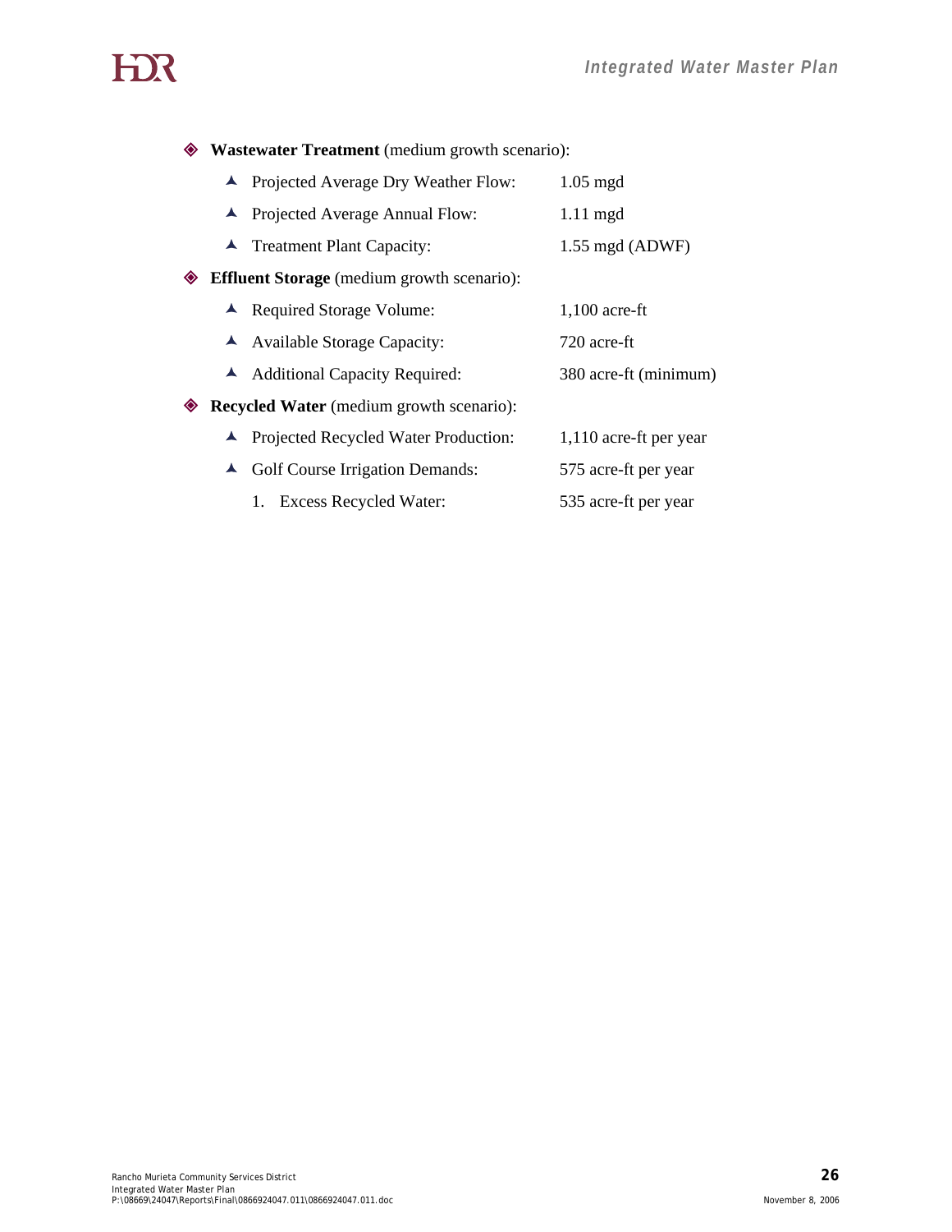- **Wastewater Treatment** (medium growth scenario):
  - Projected Average Dry Weather Flow: 1.05 mgd
  - Projected Average Annual Flow: 1.11 mgd
  - Treatment Plant Capacity: 1.55 mgd (ADWF)
- **Effluent Storage** (medium growth scenario):
  - Required Storage Volume: 1,100 acre-ft
  - Available Storage Capacity: 720 acre-ft
  - Additional Capacity Required: 380 acre-ft (minimum)
- **Recycled Water** (medium growth scenario):
  - Projected Recycled Water Production: 1,110 acre-ft per year
  - Golf Course Irrigation Demands: 575 acre-ft per year
    1. Excess Recycled Water: 535 acre-ft per year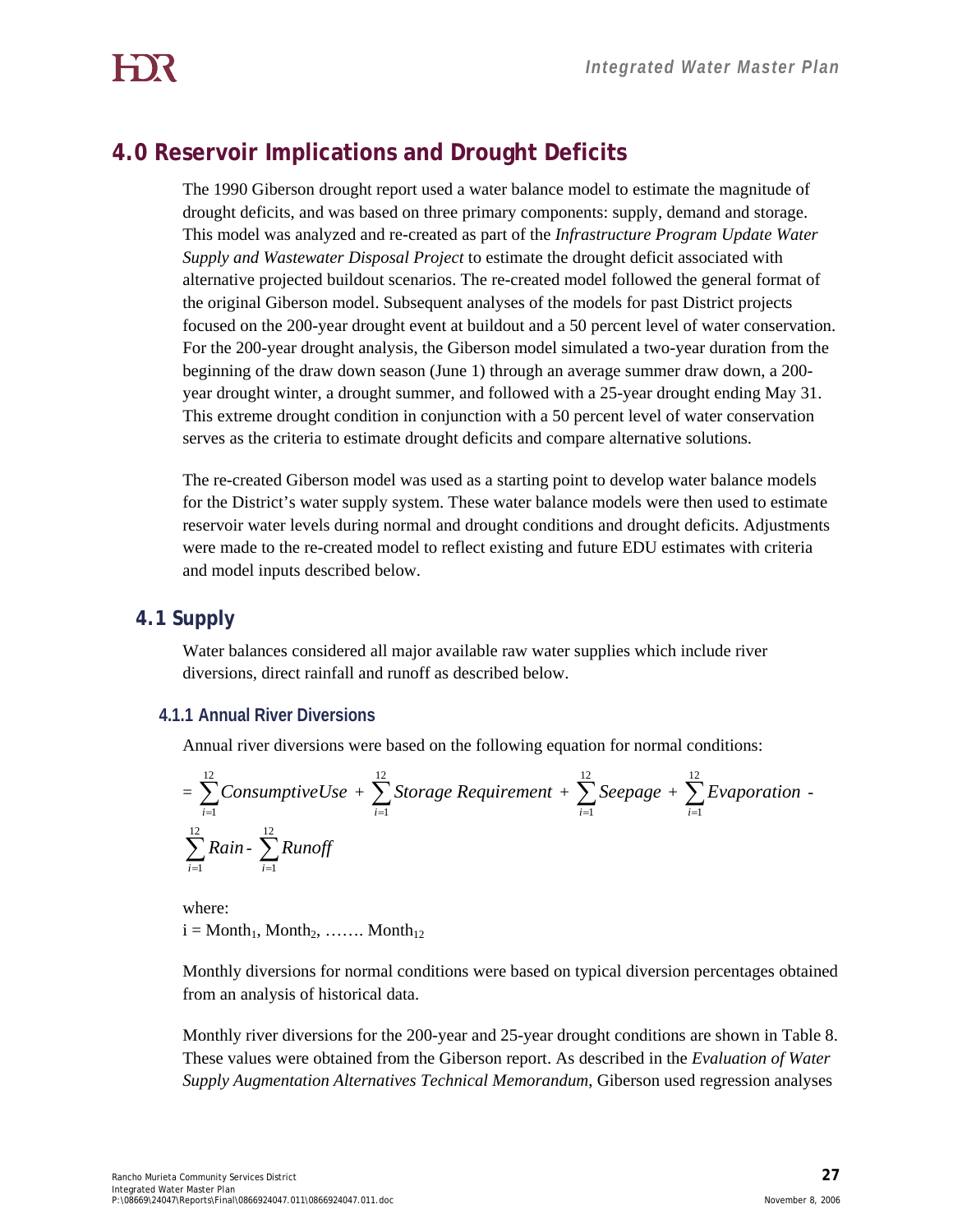# 4.0 Reservoir Implications and Drought Deficits

The 1990 Giberson drought report used a water balance model to estimate the magnitude of drought deficits, and was based on three primary components: supply, demand and storage. This model was analyzed and re-created as part of the *Infrastructure Program Update Water Supply and Wastewater Disposal Project* to estimate the drought deficit associated with alternative projected buildout scenarios. The re-created model followed the general format of the original Giberson model. Subsequent analyses of the models for past District projects focused on the 200-year drought event at buildout and a 50 percent level of water conservation. For the 200-year drought analysis, the Giberson model simulated a two-year duration from the beginning of the draw down season (June 1) through an average summer draw down, a 200-year drought winter, a drought summer, and followed with a 25-year drought ending May 31. This extreme drought condition in conjunction with a 50 percent level of water conservation serves as the criteria to estimate drought deficits and compare alternative solutions.

The re-created Giberson model was used as a starting point to develop water balance models for the District's water supply system. These water balance models were then used to estimate reservoir water levels during normal and drought conditions and drought deficits. Adjustments were made to the re-created model to reflect existing and future EDU estimates with criteria and model inputs described below.

## 4.1 Supply

Water balances considered all major available raw water supplies which include river diversions, direct rainfall and runoff as described below.

### 4.1.1 Annual River Diversions

Annual river diversions were based on the following equation for normal conditions:

$$= \sum_{i=1}^{12} ConsumptiveUse + \sum_{i=1}^{12} Storage\ Requirement + \sum_{i=1}^{12} Seepage + \sum_{i=1}^{12} Evaporation - \sum_{i=1}^{12} Rain - \sum_{i=1}^{12} Runoff$$

where:

$i = Month_1, Month_2, \ldots\ldots Month_{12}$

Monthly diversions for normal conditions were based on typical diversion percentages obtained from an analysis of historical data.

Monthly river diversions for the 200-year and 25-year drought conditions are shown in Table 8. These values were obtained from the Giberson report. As described in the *Evaluation of Water Supply Augmentation Alternatives Technical Memorandum,* Giberson used regression analyses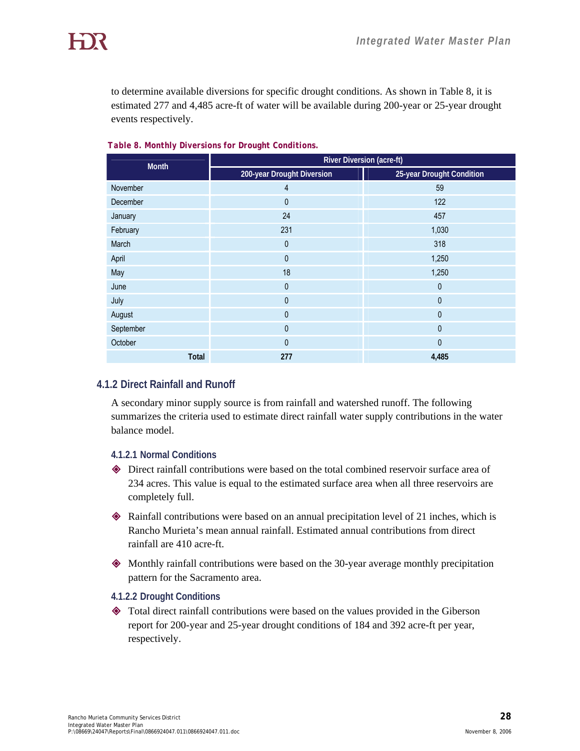to determine available diversions for specific drought conditions. As shown in Table 8, it is estimated 277 and 4,485 acre-ft of water will be available during 200-year or 25-year drought events respectively.

**Table 8. Monthly Diversions for Drought Conditions.**

| Month | River Diversion (acre-ft) | |
|---|---|---|
| | 200-year Drought Diversion | 25-year Drought Condition |
| November | 4 | 59 |
| December | 0 | 122 |
| January | 24 | 457 |
| February | 231 | 1,030 |
| March | 0 | 318 |
| April | 0 | 1,250 |
| May | 18 | 1,250 |
| June | 0 | 0 |
| July | 0 | 0 |
| August | 0 | 0 |
| September | 0 | 0 |
| October | 0 | 0 |
| **Total** | **277** | **4,485** |

### 4.1.2 Direct Rainfall and Runoff

A secondary minor supply source is from rainfall and watershed runoff. The following summarizes the criteria used to estimate direct rainfall water supply contributions in the water balance model.

#### 4.1.2.1 Normal Conditions

- Direct rainfall contributions were based on the total combined reservoir surface area of 234 acres. This value is equal to the estimated surface area when all three reservoirs are completely full.
- Rainfall contributions were based on an annual precipitation level of 21 inches, which is Rancho Murieta's mean annual rainfall. Estimated annual contributions from direct rainfall are 410 acre-ft.
- Monthly rainfall contributions were based on the 30-year average monthly precipitation pattern for the Sacramento area.

#### 4.1.2.2 Drought Conditions

- Total direct rainfall contributions were based on the values provided in the Giberson report for 200-year and 25-year drought conditions of 184 and 392 acre-ft per year, respectively.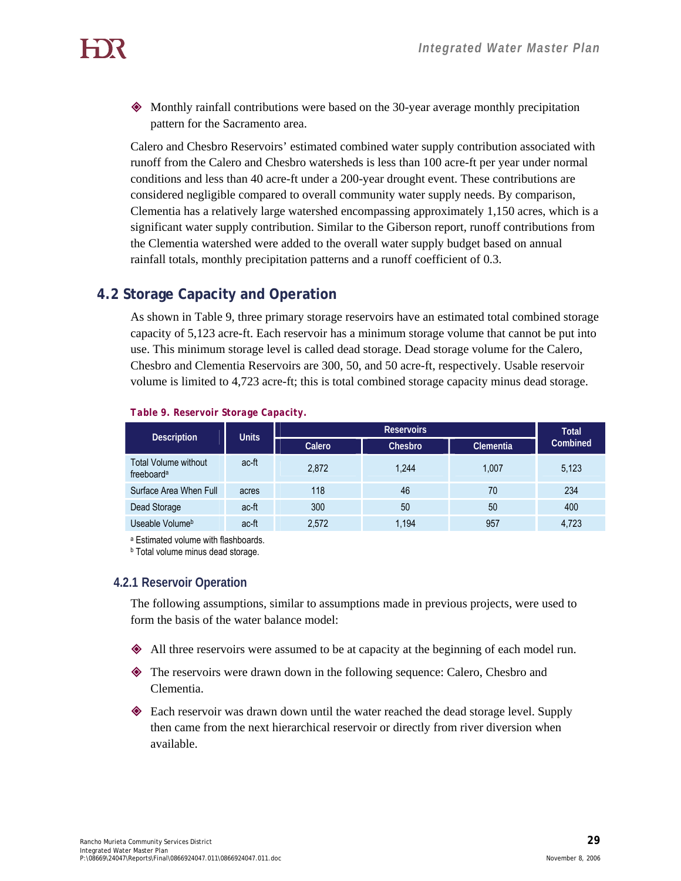- Monthly rainfall contributions were based on the 30-year average monthly precipitation pattern for the Sacramento area.

Calero and Chesbro Reservoirs' estimated combined water supply contribution associated with runoff from the Calero and Chesbro watersheds is less than 100 acre-ft per year under normal conditions and less than 40 acre-ft under a 200-year drought event. These contributions are considered negligible compared to overall community water supply needs. By comparison, Clementia has a relatively large watershed encompassing approximately 1,150 acres, which is a significant water supply contribution. Similar to the Giberson report, runoff contributions from the Clementia watershed were added to the overall water supply budget based on annual rainfall totals, monthly precipitation patterns and a runoff coefficient of 0.3.

## 4.2 Storage Capacity and Operation

As shown in Table 9, three primary storage reservoirs have an estimated total combined storage capacity of 5,123 acre-ft. Each reservoir has a minimum storage volume that cannot be put into use. This minimum storage level is called dead storage. Dead storage volume for the Calero, Chesbro and Clementia Reservoirs are 300, 50, and 50 acre-ft, respectively. Usable reservoir volume is limited to 4,723 acre-ft; this is total combined storage capacity minus dead storage.

**Table 9. Reservoir Storage Capacity.**

| Description | Units | Reservoirs | | | Total Combined |
|---|---|---|---|---|---|
| | | Calero | Chesbro | Clementia | |
| Total Volume without freeboard[a] | ac-ft | 2,872 | 1,244 | 1,007 | 5,123 |
| Surface Area When Full | acres | 118 | 46 | 70 | 234 |
| Dead Storage | ac-ft | 300 | 50 | 50 | 400 |
| Useable Volume[b] | ac-ft | 2,572 | 1,194 | 957 | 4,723 |

[a] Estimated volume with flashboards.
[b] Total volume minus dead storage.

### 4.2.1 Reservoir Operation

The following assumptions, similar to assumptions made in previous projects, were used to form the basis of the water balance model:

- All three reservoirs were assumed to be at capacity at the beginning of each model run.
- The reservoirs were drawn down in the following sequence: Calero, Chesbro and Clementia.
- Each reservoir was drawn down until the water reached the dead storage level. Supply then came from the next hierarchical reservoir or directly from river diversion when available.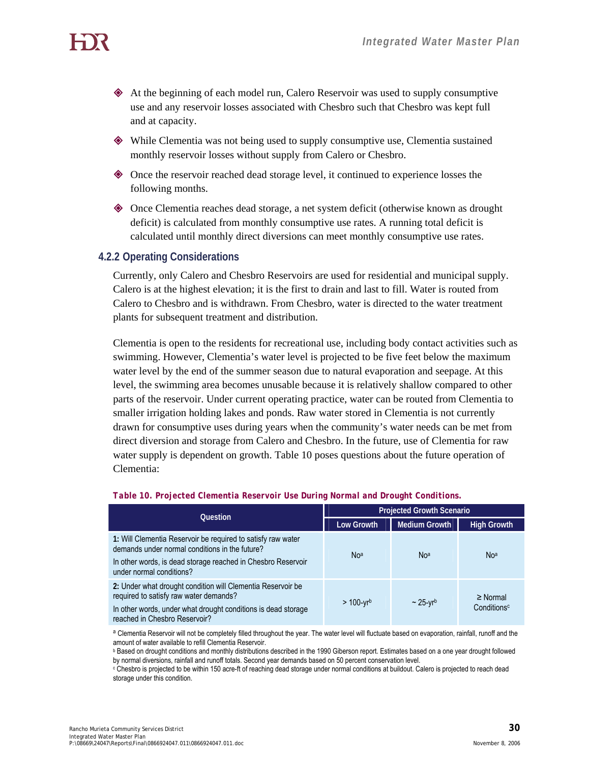- At the beginning of each model run, Calero Reservoir was used to supply consumptive use and any reservoir losses associated with Chesbro such that Chesbro was kept full and at capacity.
- While Clementia was not being used to supply consumptive use, Clementia sustained monthly reservoir losses without supply from Calero or Chesbro.
- Once the reservoir reached dead storage level, it continued to experience losses the following months.
- Once Clementia reaches dead storage, a net system deficit (otherwise known as drought deficit) is calculated from monthly consumptive use rates. A running total deficit is calculated until monthly direct diversions can meet monthly consumptive use rates.

### 4.2.2 Operating Considerations

Currently, only Calero and Chesbro Reservoirs are used for residential and municipal supply. Calero is at the highest elevation; it is the first to drain and last to fill. Water is routed from Calero to Chesbro and is withdrawn. From Chesbro, water is directed to the water treatment plants for subsequent treatment and distribution.

Clementia is open to the residents for recreational use, including body contact activities such as swimming. However, Clementia's water level is projected to be five feet below the maximum water level by the end of the summer season due to natural evaporation and seepage. At this level, the swimming area becomes unusable because it is relatively shallow compared to other parts of the reservoir. Under current operating practice, water can be routed from Clementia to smaller irrigation holding lakes and ponds. Raw water stored in Clementia is not currently drawn for consumptive uses during years when the community's water needs can be met from direct diversion and storage from Calero and Chesbro. In the future, use of Clementia for raw water supply is dependent on growth. Table 10 poses questions about the future operation of Clementia:

***Table 10. Projected Clementia Reservoir Use During Normal and Drought Conditions.***

| Question | Projected Growth Scenario | | |
|---|---|---|---|
| | Low Growth | Medium Growth | High Growth |
| **1:** Will Clementia Reservoir be required to satisfy raw water demands under normal conditions in the future?<br>In other words, is dead storage reached in Chesbro Reservoir under normal conditions? | No[a] | No[a] | No[a] |
| **2:** Under what drought condition will Clementia Reservoir be required to satisfy raw water demands?<br>In other words, under what drought conditions is dead storage reached in Chesbro Reservoir? | > 100-yr[b] | ~ 25-yr[b] | ≥ Normal Conditions[c] |

[a] Clementia Reservoir will not be completely filled throughout the year. The water level will fluctuate based on evaporation, rainfall, runoff and the amount of water available to refill Clementia Reservoir.

[b] Based on drought conditions and monthly distributions described in the 1990 Giberson report. Estimates based on a one year drought followed by normal diversions, rainfall and runoff totals. Second year demands based on 50 percent conservation level.

[c] Chesbro is projected to be within 150 acre-ft of reaching dead storage under normal conditions at buildout. Calero is projected to reach dead storage under this condition.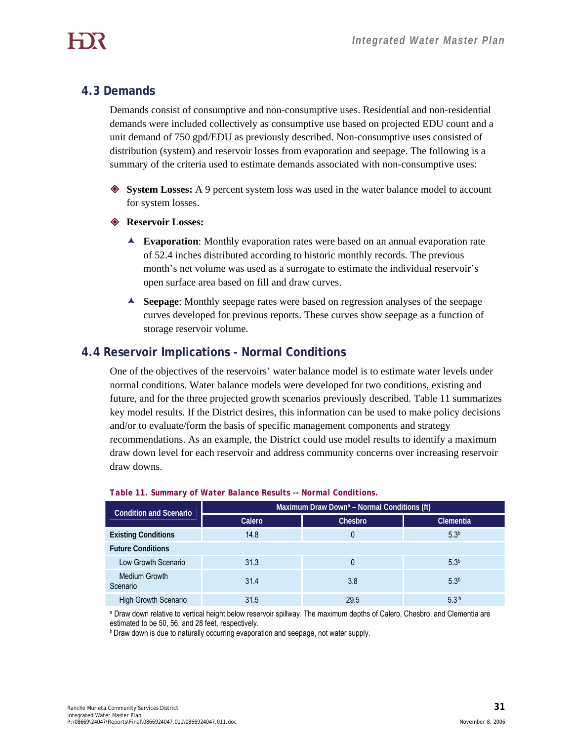## 4.3 Demands

Demands consist of consumptive and non-consumptive uses. Residential and non-residential demands were included collectively as consumptive use based on projected EDU count and a unit demand of 750 gpd/EDU as previously described. Non-consumptive uses consisted of distribution (system) and reservoir losses from evaporation and seepage. The following is a summary of the criteria used to estimate demands associated with non-consumptive uses:

- **System Losses:** A 9 percent system loss was used in the water balance model to account for system losses.
- **Reservoir Losses:**
  - **Evaporation**: Monthly evaporation rates were based on an annual evaporation rate of 52.4 inches distributed according to historic monthly records. The previous month's net volume was used as a surrogate to estimate the individual reservoir's open surface area based on fill and draw curves.
  - **Seepage**: Monthly seepage rates were based on regression analyses of the seepage curves developed for previous reports. These curves show seepage as a function of storage reservoir volume.

## 4.4 Reservoir Implications - Normal Conditions

One of the objectives of the reservoirs' water balance model is to estimate water levels under normal conditions. Water balance models were developed for two conditions, existing and future, and for the three projected growth scenarios previously described. Table 11 summarizes key model results. If the District desires, this information can be used to make policy decisions and/or to evaluate/form the basis of specific management components and strategy recommendations. As an example, the District could use model results to identify a maximum draw down level for each reservoir and address community concerns over increasing reservoir draw downs.

***Table 11. Summary of Water Balance Results -- Normal Conditions.***

| Condition and Scenario | Maximum Draw Down[a] – Normal Conditions (ft) | | |
|---|---|---|---|
| | Calero | Chesbro | Clementia |
| **Existing Conditions** | 14.8 | 0 | 5.3[b] |
| **Future Conditions** | | | |
| Low Growth Scenario | 31.3 | 0 | 5.3[b] |
| Medium Growth Scenario | 31.4 | 3.8 | 5.3[b] |
| High Growth Scenario | 31.5 | 29.5 | 5.3[b] |

[a] Draw down relative to vertical height below reservoir spillway. The maximum depths of Calero, Chesbro, and Clementia are estimated to be 50, 56, and 28 feet, respectively.

[b] Draw down is due to naturally occurring evaporation and seepage, not water supply.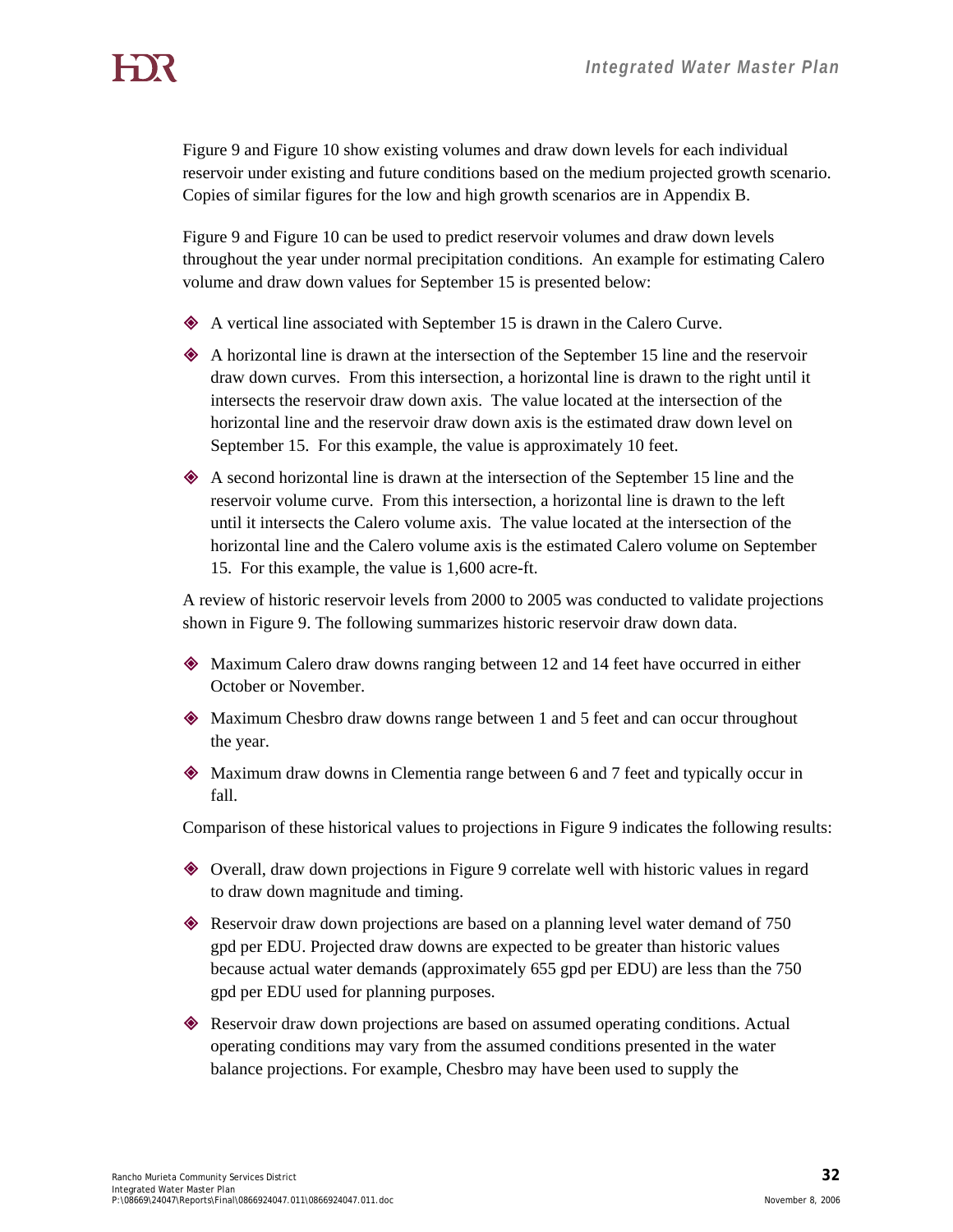Figure 9 and Figure 10 show existing volumes and draw down levels for each individual reservoir under existing and future conditions based on the medium projected growth scenario. Copies of similar figures for the low and high growth scenarios are in Appendix B.

Figure 9 and Figure 10 can be used to predict reservoir volumes and draw down levels throughout the year under normal precipitation conditions. An example for estimating Calero volume and draw down values for September 15 is presented below:

- A vertical line associated with September 15 is drawn in the Calero Curve.
- A horizontal line is drawn at the intersection of the September 15 line and the reservoir draw down curves. From this intersection, a horizontal line is drawn to the right until it intersects the reservoir draw down axis. The value located at the intersection of the horizontal line and the reservoir draw down axis is the estimated draw down level on September 15. For this example, the value is approximately 10 feet.
- A second horizontal line is drawn at the intersection of the September 15 line and the reservoir volume curve. From this intersection, a horizontal line is drawn to the left until it intersects the Calero volume axis. The value located at the intersection of the horizontal line and the Calero volume axis is the estimated Calero volume on September 15. For this example, the value is 1,600 acre-ft.

A review of historic reservoir levels from 2000 to 2005 was conducted to validate projections shown in Figure 9. The following summarizes historic reservoir draw down data.

- Maximum Calero draw downs ranging between 12 and 14 feet have occurred in either October or November.
- Maximum Chesbro draw downs range between 1 and 5 feet and can occur throughout the year.
- Maximum draw downs in Clementia range between 6 and 7 feet and typically occur in fall.

Comparison of these historical values to projections in Figure 9 indicates the following results:

- Overall, draw down projections in Figure 9 correlate well with historic values in regard to draw down magnitude and timing.
- Reservoir draw down projections are based on a planning level water demand of 750 gpd per EDU. Projected draw downs are expected to be greater than historic values because actual water demands (approximately 655 gpd per EDU) are less than the 750 gpd per EDU used for planning purposes.
- Reservoir draw down projections are based on assumed operating conditions. Actual operating conditions may vary from the assumed conditions presented in the water balance projections. For example, Chesbro may have been used to supply the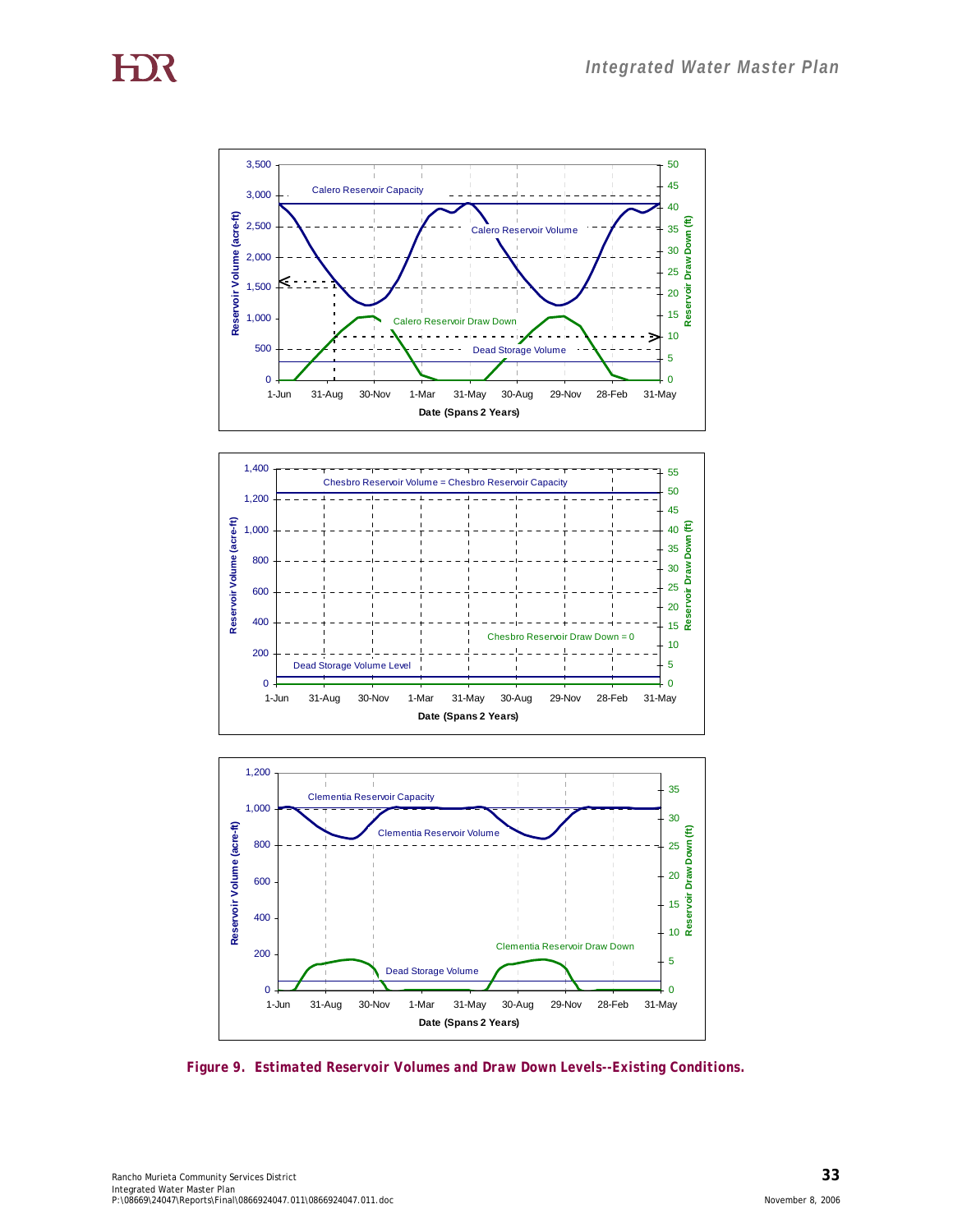**Figure 9. Estimated Reservoir Volumes and Draw Down Levels--Existing Conditions.**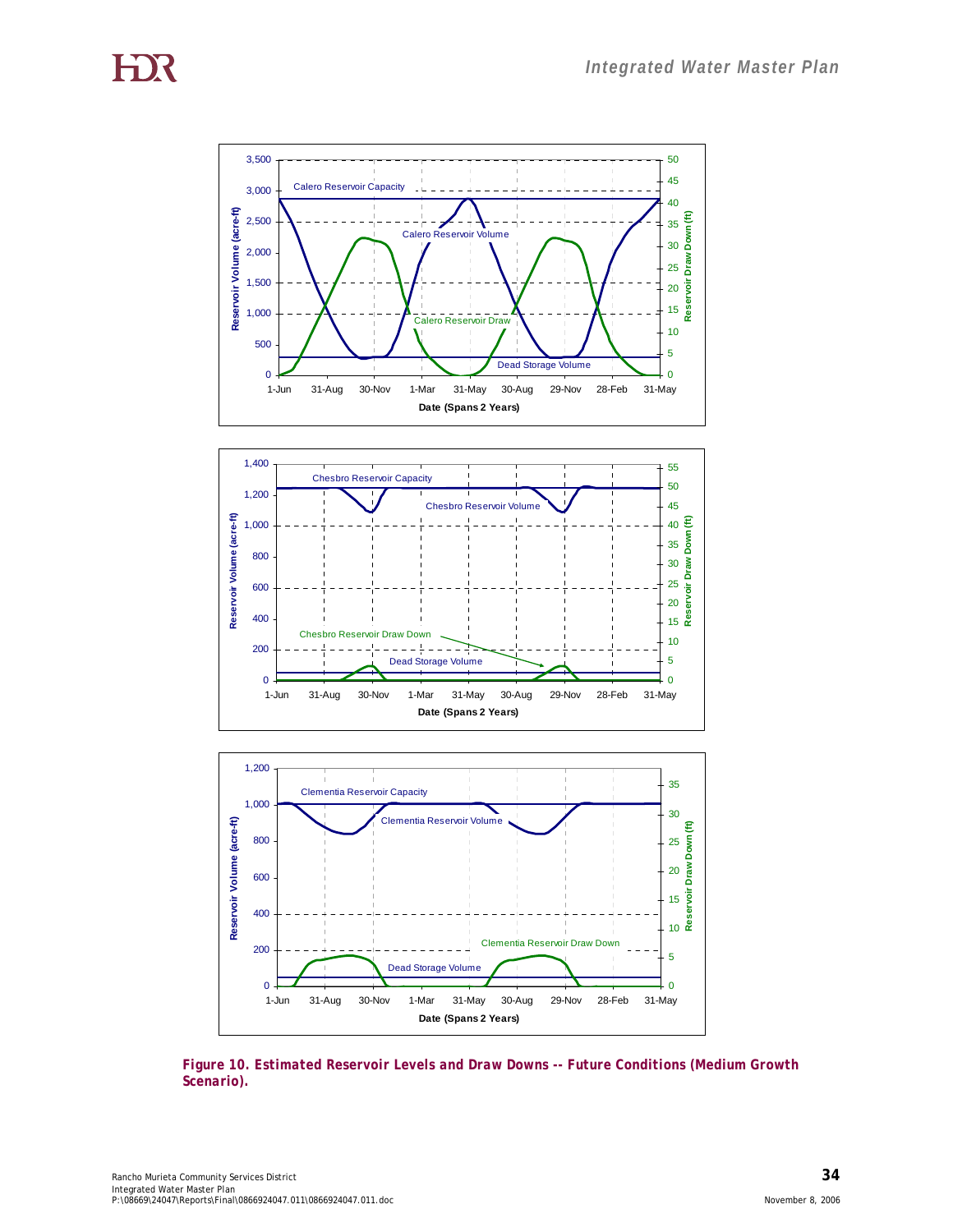*Figure 10. Estimated Reservoir Levels and Draw Downs -- Future Conditions (Medium Growth Scenario).*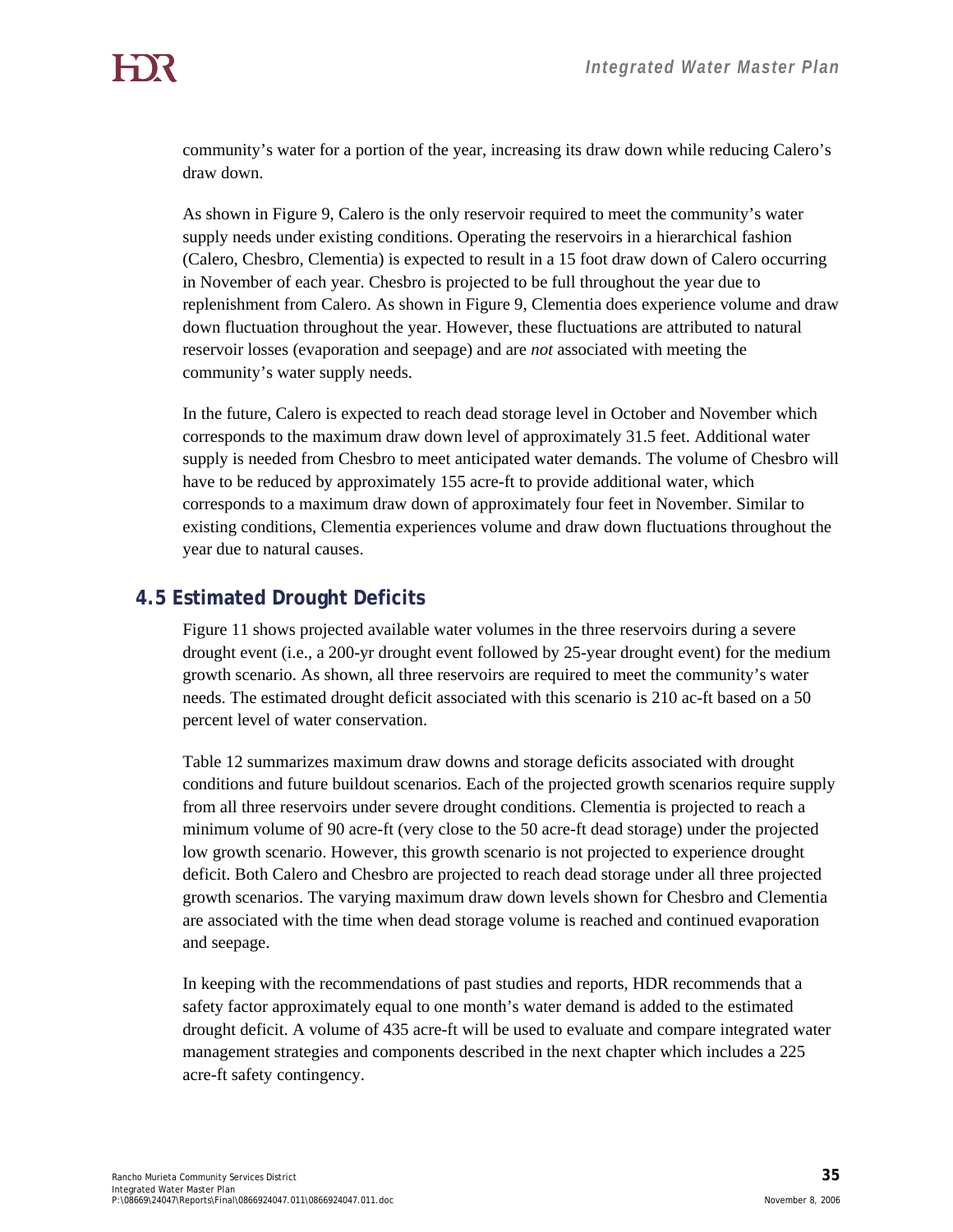community's water for a portion of the year, increasing its draw down while reducing Calero's draw down.

As shown in Figure 9, Calero is the only reservoir required to meet the community's water supply needs under existing conditions. Operating the reservoirs in a hierarchical fashion (Calero, Chesbro, Clementia) is expected to result in a 15 foot draw down of Calero occurring in November of each year. Chesbro is projected to be full throughout the year due to replenishment from Calero. As shown in Figure 9, Clementia does experience volume and draw down fluctuation throughout the year. However, these fluctuations are attributed to natural reservoir losses (evaporation and seepage) and are *not* associated with meeting the community's water supply needs.

In the future, Calero is expected to reach dead storage level in October and November which corresponds to the maximum draw down level of approximately 31.5 feet. Additional water supply is needed from Chesbro to meet anticipated water demands. The volume of Chesbro will have to be reduced by approximately 155 acre-ft to provide additional water, which corresponds to a maximum draw down of approximately four feet in November. Similar to existing conditions, Clementia experiences volume and draw down fluctuations throughout the year due to natural causes.

## 4.5 Estimated Drought Deficits

Figure 11 shows projected available water volumes in the three reservoirs during a severe drought event (i.e., a 200-yr drought event followed by 25-year drought event) for the medium growth scenario. As shown, all three reservoirs are required to meet the community's water needs. The estimated drought deficit associated with this scenario is 210 ac-ft based on a 50 percent level of water conservation.

Table 12 summarizes maximum draw downs and storage deficits associated with drought conditions and future buildout scenarios. Each of the projected growth scenarios require supply from all three reservoirs under severe drought conditions. Clementia is projected to reach a minimum volume of 90 acre-ft (very close to the 50 acre-ft dead storage) under the projected low growth scenario. However, this growth scenario is not projected to experience drought deficit. Both Calero and Chesbro are projected to reach dead storage under all three projected growth scenarios. The varying maximum draw down levels shown for Chesbro and Clementia are associated with the time when dead storage volume is reached and continued evaporation and seepage.

In keeping with the recommendations of past studies and reports, HDR recommends that a safety factor approximately equal to one month's water demand is added to the estimated drought deficit. A volume of 435 acre-ft will be used to evaluate and compare integrated water management strategies and components described in the next chapter which includes a 225 acre-ft safety contingency.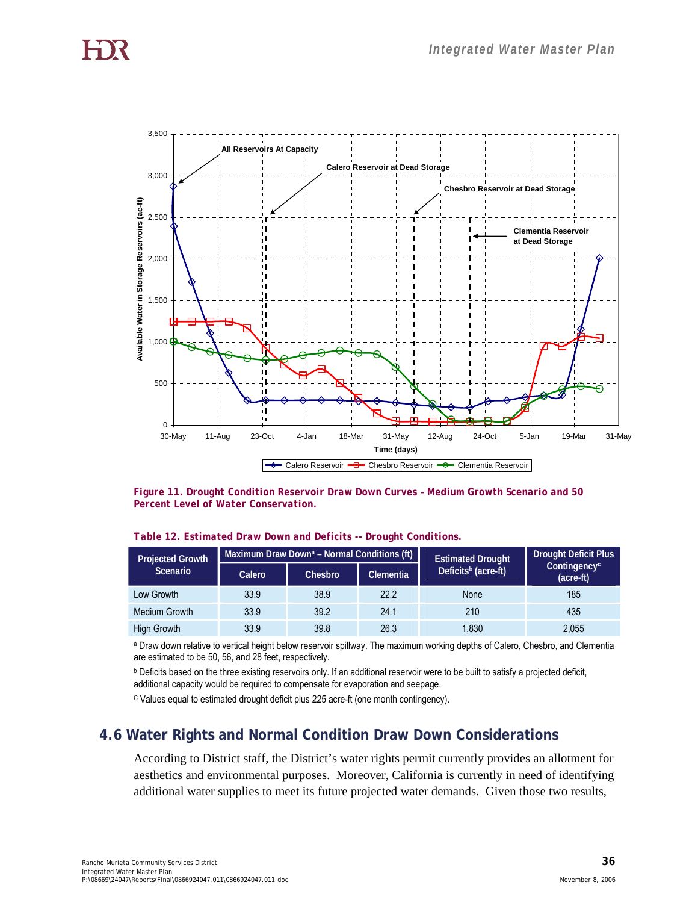Figure 11. Drought Condition Reservoir Draw Down Curves – Medium Growth Scenario and 50 Percent Level of Water Conservation.

**Table 12. Estimated Draw Down and Deficits -- Drought Conditions.**

| Projected Growth Scenario | Maximum Draw Down[a] – Normal Conditions (ft) | | | Estimated Drought Deficits[b] (acre-ft) | Drought Deficit Plus Contingency[c] (acre-ft) |
|---|---|---|---|---|---|
| | Calero | Chesbro | Clementia | | |
| Low Growth | 33.9 | 38.9 | 22.2 | None | 185 |
| Medium Growth | 33.9 | 39.2 | 24.1 | 210 | 435 |
| High Growth | 33.9 | 39.8 | 26.3 | 1,830 | 2,055 |

[a] Draw down relative to vertical height below reservoir spillway. The maximum working depths of Calero, Chesbro, and Clementia are estimated to be 50, 56, and 28 feet, respectively.

[b] Deficits based on the three existing reservoirs only. If an additional reservoir were to be built to satisfy a projected deficit, additional capacity would be required to compensate for evaporation and seepage.

[c] Values equal to estimated drought deficit plus 225 acre-ft (one month contingency).

## 4.6 Water Rights and Normal Condition Draw Down Considerations

According to District staff, the District's water rights permit currently provides an allotment for aesthetics and environmental purposes. Moreover, California is currently in need of identifying additional water supplies to meet its future projected water demands. Given those two results,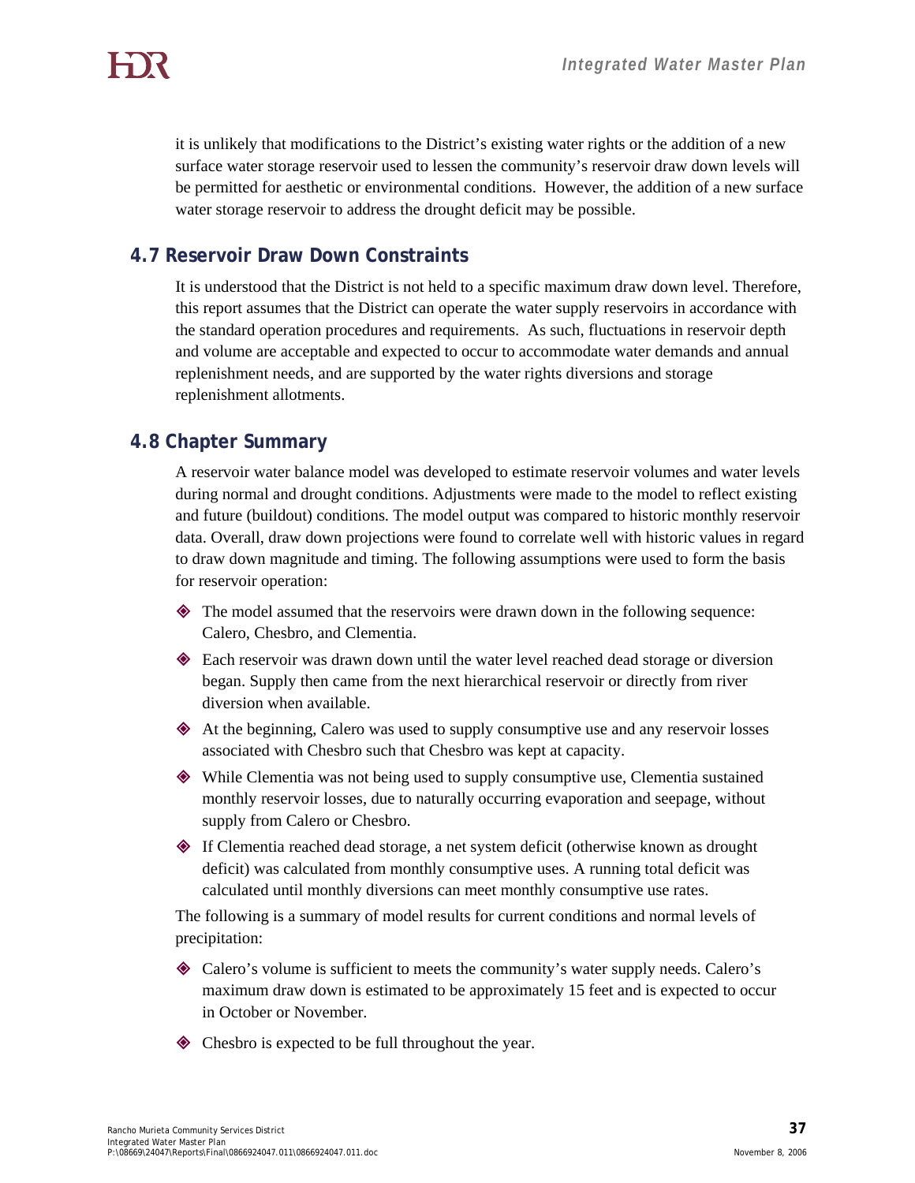it is unlikely that modifications to the District's existing water rights or the addition of a new surface water storage reservoir used to lessen the community's reservoir draw down levels will be permitted for aesthetic or environmental conditions. However, the addition of a new surface water storage reservoir to address the drought deficit may be possible.

## 4.7 Reservoir Draw Down Constraints

It is understood that the District is not held to a specific maximum draw down level. Therefore, this report assumes that the District can operate the water supply reservoirs in accordance with the standard operation procedures and requirements. As such, fluctuations in reservoir depth and volume are acceptable and expected to occur to accommodate water demands and annual replenishment needs, and are supported by the water rights diversions and storage replenishment allotments.

## 4.8 Chapter Summary

A reservoir water balance model was developed to estimate reservoir volumes and water levels during normal and drought conditions. Adjustments were made to the model to reflect existing and future (buildout) conditions. The model output was compared to historic monthly reservoir data. Overall, draw down projections were found to correlate well with historic values in regard to draw down magnitude and timing. The following assumptions were used to form the basis for reservoir operation:

- The model assumed that the reservoirs were drawn down in the following sequence: Calero, Chesbro, and Clementia.
- Each reservoir was drawn down until the water level reached dead storage or diversion began. Supply then came from the next hierarchical reservoir or directly from river diversion when available.
- At the beginning, Calero was used to supply consumptive use and any reservoir losses associated with Chesbro such that Chesbro was kept at capacity.
- While Clementia was not being used to supply consumptive use, Clementia sustained monthly reservoir losses, due to naturally occurring evaporation and seepage, without supply from Calero or Chesbro.
- If Clementia reached dead storage, a net system deficit (otherwise known as drought deficit) was calculated from monthly consumptive uses. A running total deficit was calculated until monthly diversions can meet monthly consumptive use rates.

The following is a summary of model results for current conditions and normal levels of precipitation:

- Calero's volume is sufficient to meets the community's water supply needs. Calero's maximum draw down is estimated to be approximately 15 feet and is expected to occur in October or November.
- Chesbro is expected to be full throughout the year.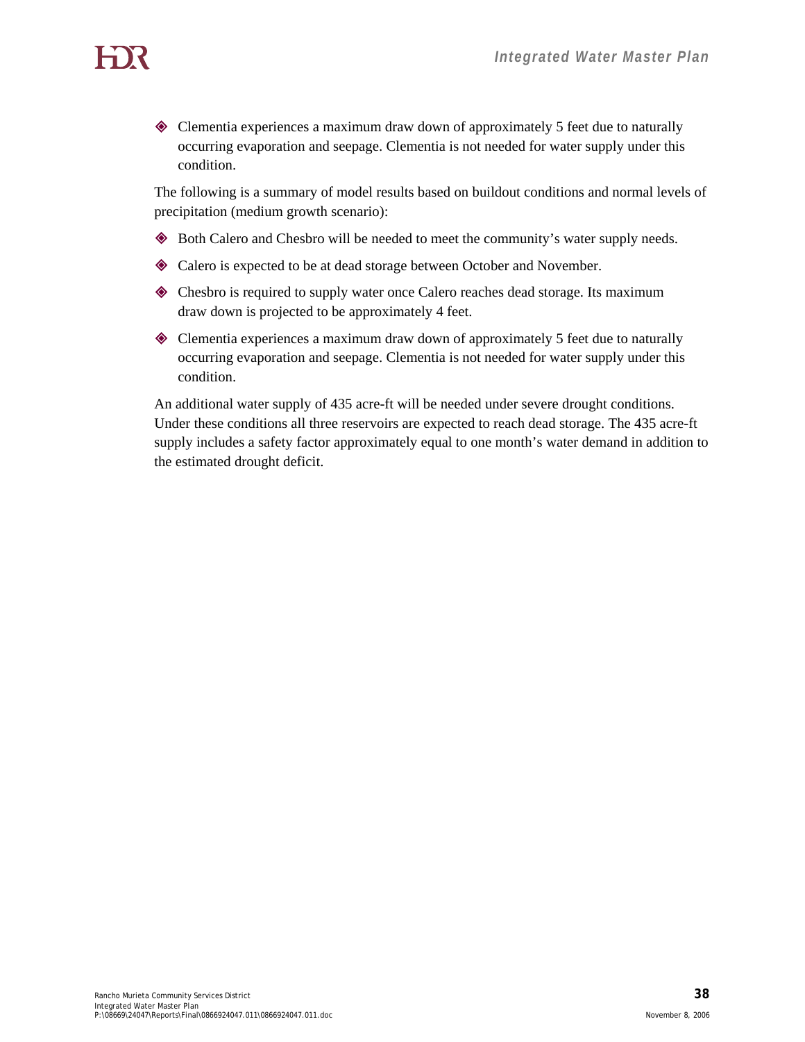- Clementia experiences a maximum draw down of approximately 5 feet due to naturally occurring evaporation and seepage. Clementia is not needed for water supply under this condition.

The following is a summary of model results based on buildout conditions and normal levels of precipitation (medium growth scenario):

- Both Calero and Chesbro will be needed to meet the community's water supply needs.
- Calero is expected to be at dead storage between October and November.
- Chesbro is required to supply water once Calero reaches dead storage. Its maximum draw down is projected to be approximately 4 feet.
- Clementia experiences a maximum draw down of approximately 5 feet due to naturally occurring evaporation and seepage. Clementia is not needed for water supply under this condition.

An additional water supply of 435 acre-ft will be needed under severe drought conditions. Under these conditions all three reservoirs are expected to reach dead storage. The 435 acre-ft supply includes a safety factor approximately equal to one month's water demand in addition to the estimated drought deficit.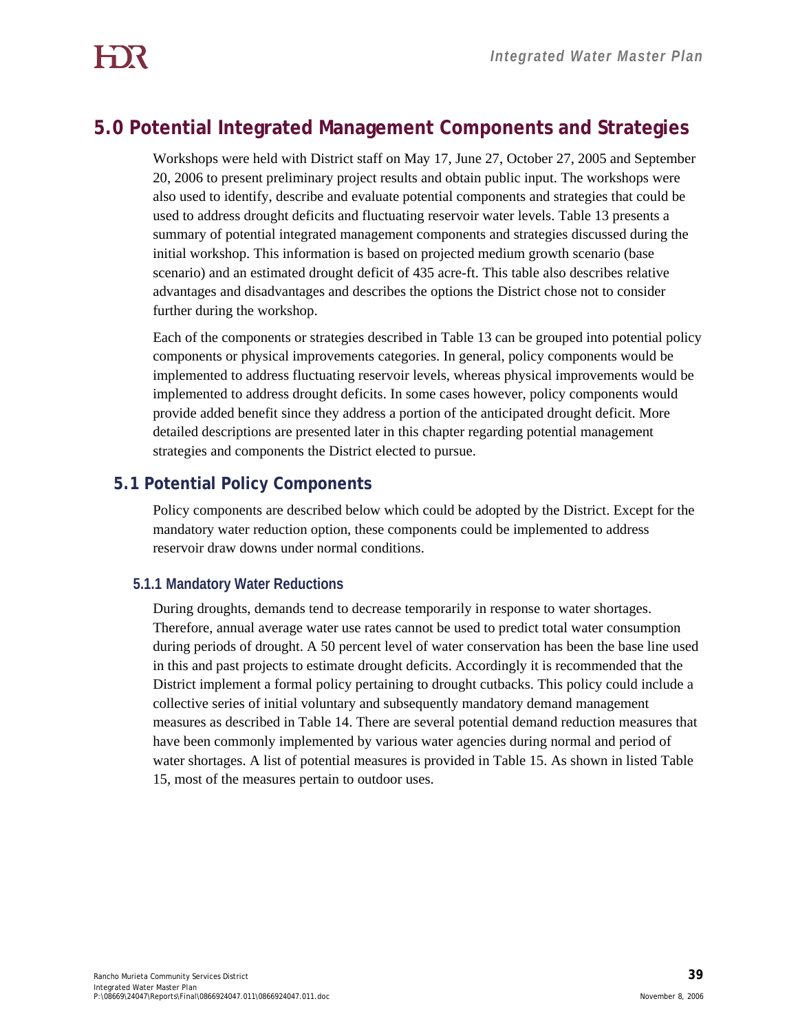# 5.0 Potential Integrated Management Components and Strategies

Workshops were held with District staff on May 17, June 27, October 27, 2005 and September 20, 2006 to present preliminary project results and obtain public input. The workshops were also used to identify, describe and evaluate potential components and strategies that could be used to address drought deficits and fluctuating reservoir water levels. Table 13 presents a summary of potential integrated management components and strategies discussed during the initial workshop. This information is based on projected medium growth scenario (base scenario) and an estimated drought deficit of 435 acre-ft. This table also describes relative advantages and disadvantages and describes the options the District chose not to consider further during the workshop.

Each of the components or strategies described in Table 13 can be grouped into potential policy components or physical improvements categories. In general, policy components would be implemented to address fluctuating reservoir levels, whereas physical improvements would be implemented to address drought deficits. In some cases however, policy components would provide added benefit since they address a portion of the anticipated drought deficit. More detailed descriptions are presented later in this chapter regarding potential management strategies and components the District elected to pursue.

## 5.1 Potential Policy Components

Policy components are described below which could be adopted by the District. Except for the mandatory water reduction option, these components could be implemented to address reservoir draw downs under normal conditions.

### 5.1.1 Mandatory Water Reductions

During droughts, demands tend to decrease temporarily in response to water shortages. Therefore, annual average water use rates cannot be used to predict total water consumption during periods of drought. A 50 percent level of water conservation has been the base line used in this and past projects to estimate drought deficits. Accordingly it is recommended that the District implement a formal policy pertaining to drought cutbacks. This policy could include a collective series of initial voluntary and subsequently mandatory demand management measures as described in Table 14. There are several potential demand reduction measures that have been commonly implemented by various water agencies during normal and period of water shortages. A list of potential measures is provided in Table 15. As shown in listed Table 15, most of the measures pertain to outdoor uses.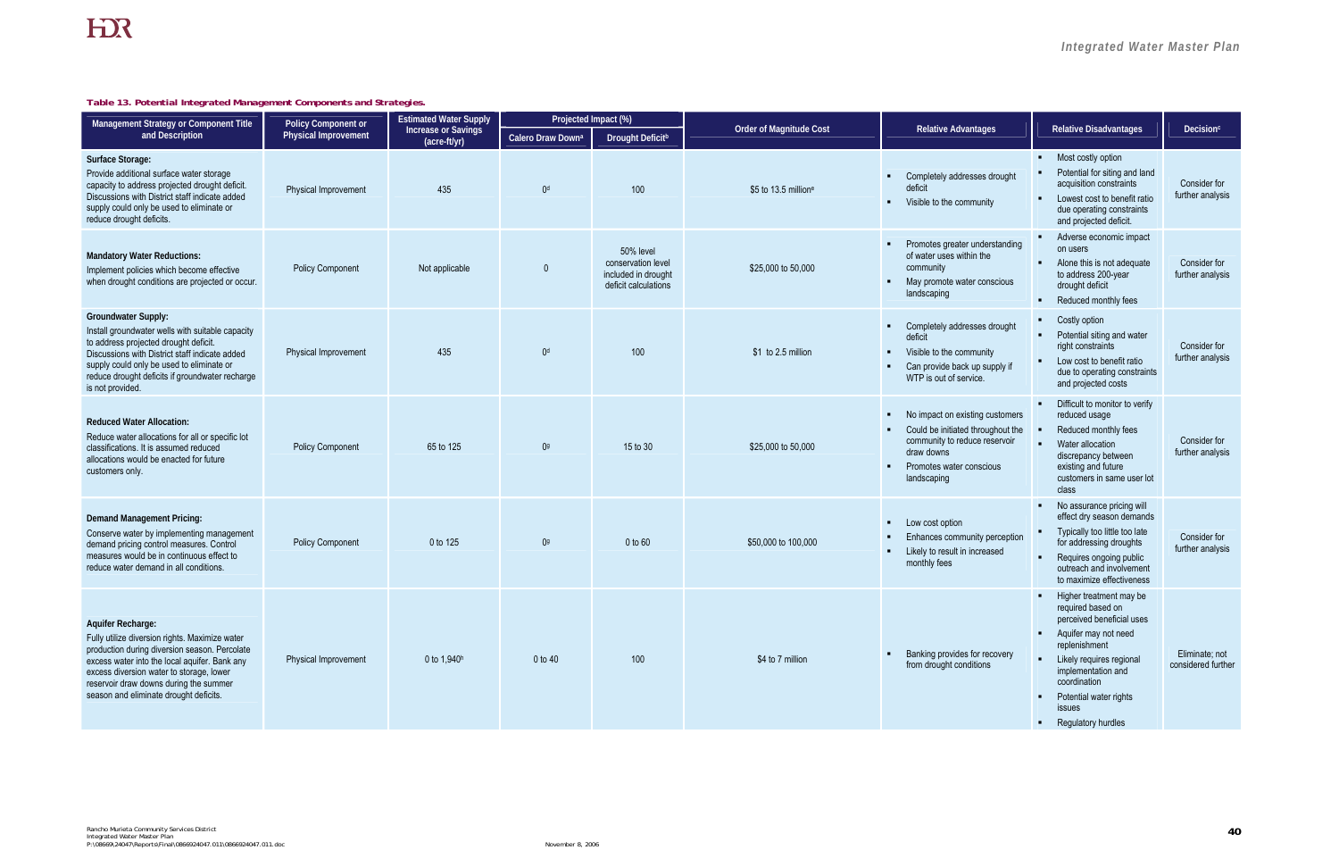**Table 13. Potential Integrated Management Components and Strategies.**

| Management Strategy or Component Title and Description | Policy Component or Physical Improvement | Estimated Water Supply Increase or Savings (acre-ft/yr) | Projected Impact (%) | | Order of Magnitude Cost | Relative Advantages | Relative Disadvantages | Decision[c] |
|---|---|---|---|---|---|---|---|---|
| | | | Calero Draw Down[a] | Drought Deficit[b] | | | | |
| **Surface Storage:** Provide additional surface water storage capacity to address projected drought deficit. Discussions with District staff indicate added supply could only be used to eliminate or reduce drought deficits. | Physical Improvement | 435 | 0[d] | 100 | $5 to 13.5 million[e] | ▪ Completely addresses drought deficit<br>▪ Visible to the community | ▪ Most costly option<br>▪ Potential for siting and land acquisition constraints<br>▪ Lowest cost to benefit ratio due operating constraints and projected deficit. | Consider for further analysis |
| **Mandatory Water Reductions:** Implement policies which become effective when drought conditions are projected or occur. | Policy Component | Not applicable | 0 | 50% level conservation level included in drought deficit calculations | $25,000 to 50,000 | ▪ Promotes greater understanding of water uses within the community<br>▪ May promote water conscious landscaping | ▪ Adverse economic impact on users<br>▪ Alone this is not adequate to address 200-year drought deficit<br>▪ Reduced monthly fees | Consider for further analysis |
| **Groundwater Supply:** Install groundwater wells with suitable capacity to address projected drought deficit. Discussions with District staff indicate added supply could only be used to eliminate or reduce drought deficits if groundwater recharge is not provided. | Physical Improvement | 435 | 0[d] | 100 | $1 to 2.5 million | ▪ Completely addresses drought deficit<br>▪ Visible to the community<br>▪ Can provide back up supply if WTP is out of service. | ▪ Costly option<br>▪ Potential siting and water right constraints<br>▪ Low cost to benefit ratio due to operating constraints and projected costs | Consider for further analysis |
| **Reduced Water Allocation:** Reduce water allocations for all or specific lot classifications. It is assumed reduced allocations would be enacted for future customers only. | Policy Component | 65 to 125 | 0[g] | 15 to 30 | $25,000 to 50,000 | ▪ No impact on existing customers<br>▪ Could be initiated throughout the community to reduce reservoir draw downs<br>▪ Promotes water conscious landscaping | ▪ Difficult to monitor to verify reduced usage<br>▪ Reduced monthly fees<br>▪ Water allocation discrepancy between existing and future customers in same user lot class | Consider for further analysis |
| **Demand Management Pricing:** Conserve water by implementing management demand pricing control measures. Control measures would be in continuous effect to reduce water demand in all conditions. | Policy Component | 0 to 125 | 0[g] | 0 to 60 | $50,000 to 100,000 | ▪ Low cost option<br>▪ Enhances community perception<br>▪ Likely to result in increased monthly fees | ▪ No assurance pricing will effect dry season demands<br>▪ Typically too little too late for addressing droughts<br>▪ Requires ongoing public outreach and involvement to maximize effectiveness | Consider for further analysis |
| **Aquifer Recharge:** Fully utilize diversion rights. Maximize water production during diversion season. Percolate excess water into the local aquifer. Bank any excess diversion water to storage, lower reservoir draw downs during the summer season and eliminate drought deficits. | Physical Improvement | 0 to 1,940[h] | 0 to 40 | 100 | $4 to 7 million | ▪ Banking provides for recovery from drought conditions | ▪ Higher treatment may be required based on perceived beneficial uses<br>▪ Aquifer may not need replenishment<br>▪ Likely requires regional implementation and coordination<br>▪ Potential water rights issues<br>▪ Regulatory hurdles | Eliminate; not considered further |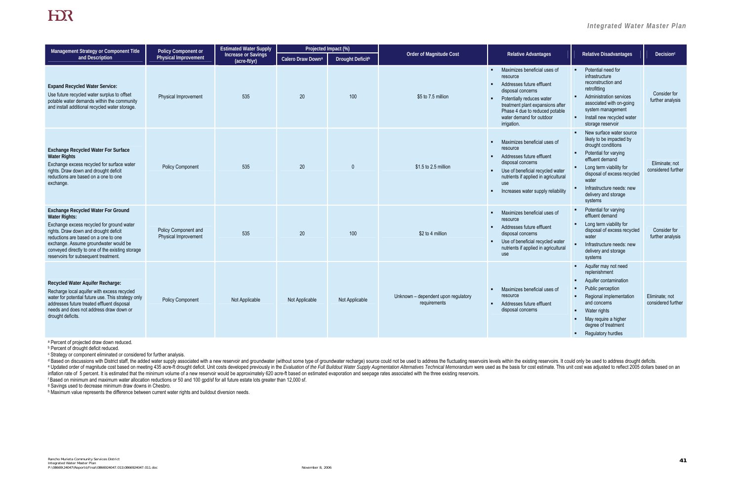| Management Strategy or Component Title and Description | Policy Component or Physical Improvement | Estimated Water Supply Increase or Savings (acre-ft/yr) | Projected Impact (%) | | Order of Magnitude Cost | Relative Advantages | Relative Disadvantages | Decision[c] |
|---|---|---|---|---|---|---|---|---|
| | | | Calero Draw Down[a] | Drought Deficit[b] | | | | |
| **Expand Recycled Water Service:** Use future recycled water surplus to offset potable water demands within the community and install additional recycled water storage. | Physical Improvement | 535 | 20 | 100 | $5 to 7.5 million | ▪ Maximizes beneficial uses of resource<br>▪ Addresses future effluent disposal concerns<br>▪ Potentially reduces water treatment plant expansions after Phase 4 due to reduced potable water demand for outdoor irrigation. | ▪ Potential need for infrastructure reconstruction and retrofitting<br>▪ Administration services associated with on-going system management<br>▪ Install new recycled water storage reservoir | Consider for further analysis |
| **Exchange Recycled Water For Surface Water Rights** Exchange excess recycled for surface water rights. Draw down and drought deficit reductions are based on a one to one exchange. | Policy Component | 535 | 20 | 0 | $1.5 to 2.5 million | ▪ Maximizes beneficial uses of resource<br>▪ Addresses future effluent disposal concerns<br>▪ Use of beneficial recycled water nutrients if applied in agricultural use<br>▪ Increases water supply reliability | ▪ New surface water source likely to be impacted by drought conditions<br>▪ Potential for varying effluent demand<br>▪ Long term viability for disposal of excess recycled water<br>▪ Infrastructure needs: new delivery and storage systems | Eliminate; not considered further |
| **Exchange Recycled Water For Ground Water Rights:** Exchange excess recycled for ground water rights. Draw down and drought deficit reductions are based on a one to one exchange. Assume groundwater would be conveyed directly to one of the existing storage reservoirs for subsequent treatment. | Policy Component and Physical Improvement | 535 | 20 | 100 | $2 to 4 million | ▪ Maximizes beneficial uses of resource<br>▪ Addresses future effluent disposal concerns<br>▪ Use of beneficial recycled water nutrients if applied in agricultural use | ▪ Potential for varying effluent demand<br>▪ Long term viability for disposal of excess recycled water<br>▪ Infrastructure needs: new delivery and storage systems | Consider for further analysis |
| **Recycled Water Aquifer Recharge:** Recharge local aquifer with excess recycled water for potential future use. This strategy only addresses future treated effluent disposal needs and does not address draw down or drought deficits. | Policy Component | Not Applicable | Not Applicable | Not Applicable | Unknown – dependent upon regulatory requirements | ▪ Maximizes beneficial uses of resource<br>▪ Addresses future effluent disposal concerns | ▪ Aquifer may not need replenishment<br>▪ Aquifer contamination<br>▪ Public perception<br>▪ Regional implementation and concerns<br>▪ Water rights<br>▪ May require a higher degree of treatment<br>▪ Regulatory hurdles | Eliminate; not considered further |

[a] Percent of projected draw down reduced.
[b] Percent of drought deficit reduced.
[c] Strategy or component eliminated or considered for further analysis.
[d] Based on discussions with District staff, the added water supply associated with a new reservoir and groundwater (without some type of groundwater recharge) source could not be used to address the fluctuating reservoirs levels within the existing reservoirs. It could only be used to address drought deficits.
[e] Updated order of magnitude cost based on meeting 435 acre-ft drought deficit. Unit costs developed previously in the *Evaluation of the Full Buildout Water Supply Augmentation Alternatives Technical Memorandum* were used as the basis for cost estimate. This unit cost was adjusted to reflect 2005 dollars based on an inflation rate of 5 percent. It is estimated that the minimum volume of a new reservoir would be approximately 620 acre-ft based on estimated evaporation and seepage rates associated with the three existing reservoirs.
[f] Based on minimum and maximum water allocation reductions or 50 and 100 gpd/sf for all future estate lots greater than 12,000 sf.
[g] Savings used to decrease minimum draw downs in Chesbro.
[h] Maximum value represents the difference between current water rights and buildout diversion needs.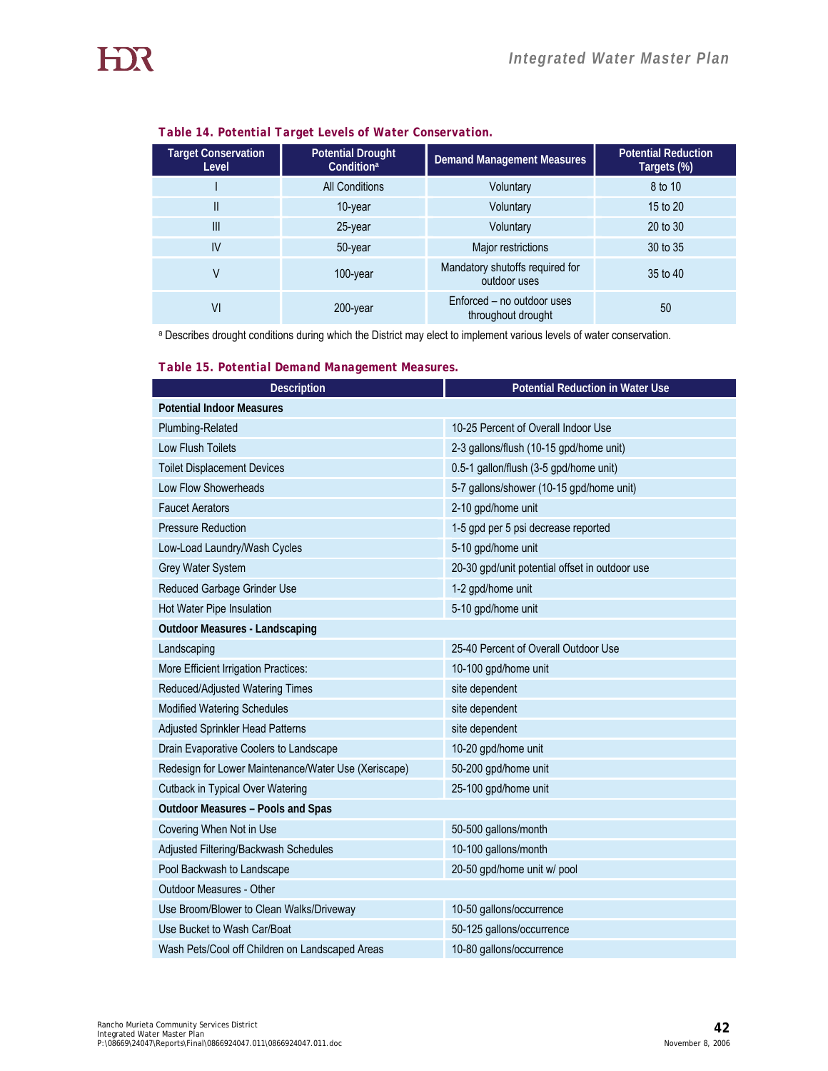**Table 14. Potential Target Levels of Water Conservation.**

| Target Conservation Level | Potential Drought Condition[a] | Demand Management Measures | Potential Reduction Targets (%) |
|---|---|---|---|
| I | All Conditions | Voluntary | 8 to 10 |
| II | 10-year | Voluntary | 15 to 20 |
| III | 25-year | Voluntary | 20 to 30 |
| IV | 50-year | Major restrictions | 30 to 35 |
| V | 100-year | Mandatory shutoffs required for outdoor uses | 35 to 40 |
| VI | 200-year | Enforced – no outdoor uses throughout drought | 50 |

[a] Describes drought conditions during which the District may elect to implement various levels of water conservation.

**Table 15. Potential Demand Management Measures.**

| Description | Potential Reduction in Water Use |
|---|---|
| **Potential Indoor Measures** | |
| Plumbing-Related | 10-25 Percent of Overall Indoor Use |
| Low Flush Toilets | 2-3 gallons/flush (10-15 gpd/home unit) |
| Toilet Displacement Devices | 0.5-1 gallon/flush (3-5 gpd/home unit) |
| Low Flow Showerheads | 5-7 gallons/shower (10-15 gpd/home unit) |
| Faucet Aerators | 2-10 gpd/home unit |
| Pressure Reduction | 1-5 gpd per 5 psi decrease reported |
| Low-Load Laundry/Wash Cycles | 5-10 gpd/home unit |
| Grey Water System | 20-30 gpd/unit potential offset in outdoor use |
| Reduced Garbage Grinder Use | 1-2 gpd/home unit |
| Hot Water Pipe Insulation | 5-10 gpd/home unit |
| **Outdoor Measures - Landscaping** | |
| Landscaping | 25-40 Percent of Overall Outdoor Use |
| More Efficient Irrigation Practices: | 10-100 gpd/home unit |
| Reduced/Adjusted Watering Times | site dependent |
| Modified Watering Schedules | site dependent |
| Adjusted Sprinkler Head Patterns | site dependent |
| Drain Evaporative Coolers to Landscape | 10-20 gpd/home unit |
| Redesign for Lower Maintenance/Water Use (Xeriscape) | 50-200 gpd/home unit |
| Cutback in Typical Over Watering | 25-100 gpd/home unit |
| **Outdoor Measures – Pools and Spas** | |
| Covering When Not in Use | 50-500 gallons/month |
| Adjusted Filtering/Backwash Schedules | 10-100 gallons/month |
| Pool Backwash to Landscape | 20-50 gpd/home unit w/ pool |
| Outdoor Measures - Other | |
| Use Broom/Blower to Clean Walks/Driveway | 10-50 gallons/occurrence |
| Use Bucket to Wash Car/Boat | 50-125 gallons/occurrence |
| Wash Pets/Cool off Children on Landscaped Areas | 10-80 gallons/occurrence |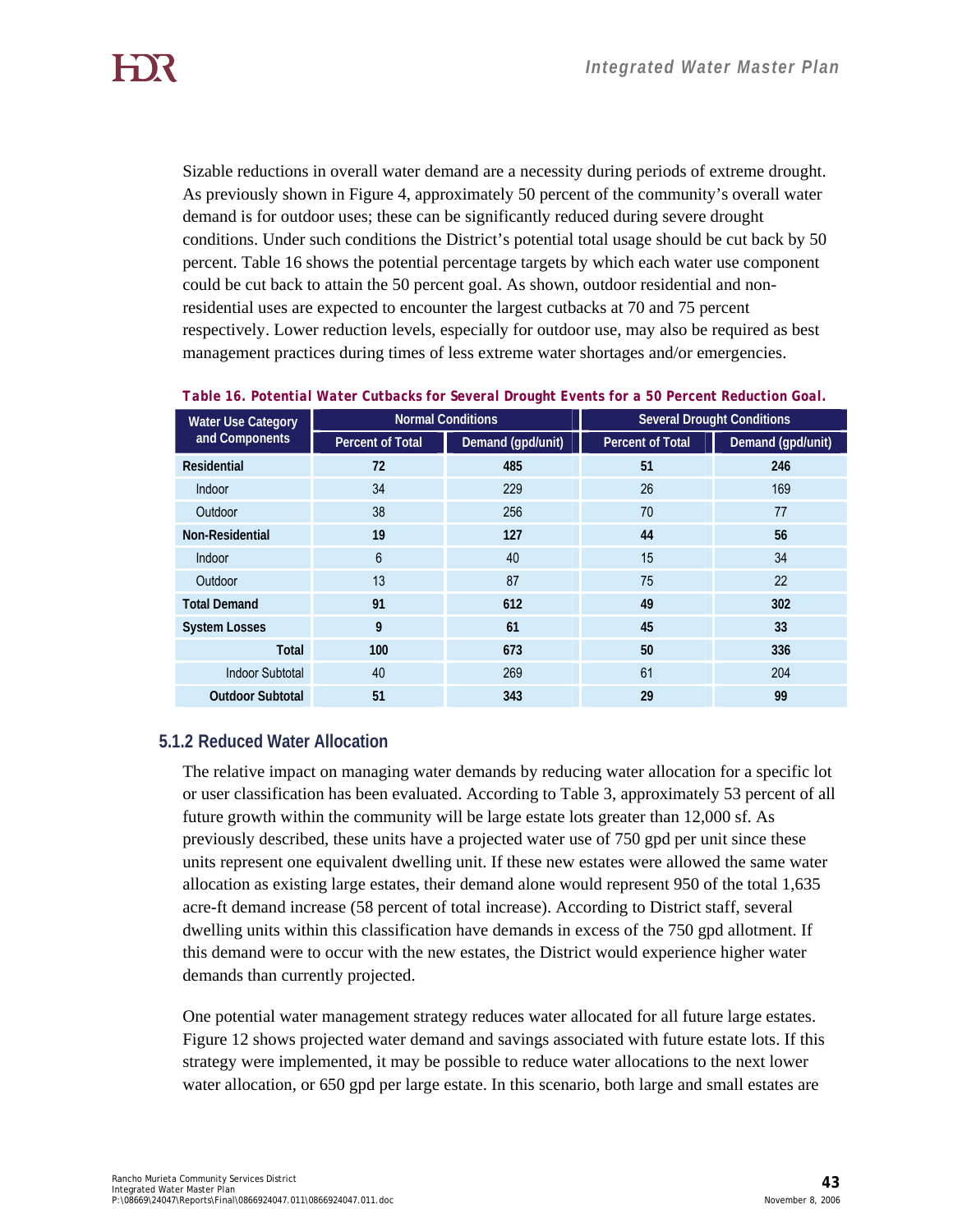Sizable reductions in overall water demand are a necessity during periods of extreme drought. As previously shown in Figure 4, approximately 50 percent of the community's overall water demand is for outdoor uses; these can be significantly reduced during severe drought conditions. Under such conditions the District's potential total usage should be cut back by 50 percent. Table 16 shows the potential percentage targets by which each water use component could be cut back to attain the 50 percent goal. As shown, outdoor residential and non-residential uses are expected to encounter the largest cutbacks at 70 and 75 percent respectively. Lower reduction levels, especially for outdoor use, may also be required as best management practices during times of less extreme water shortages and/or emergencies.

**Table 16. Potential Water Cutbacks for Several Drought Events for a 50 Percent Reduction Goal.**

| Water Use Category and Components | Normal Conditions | | Several Drought Conditions | |
|---|---|---|---|---|
| | Percent of Total | Demand (gpd/unit) | Percent of Total | Demand (gpd/unit) |
| **Residential** | **72** | **485** | **51** | **246** |
| Indoor | 34 | 229 | 26 | 169 |
| Outdoor | 38 | 256 | 70 | 77 |
| **Non-Residential** | **19** | **127** | **44** | **56** |
| Indoor | 6 | 40 | 15 | 34 |
| Outdoor | 13 | 87 | 75 | 22 |
| **Total Demand** | **91** | **612** | **49** | **302** |
| **System Losses** | **9** | **61** | **45** | **33** |
| **Total** | **100** | **673** | **50** | **336** |
| Indoor Subtotal | 40 | 269 | 61 | 204 |
| **Outdoor Subtotal** | **51** | **343** | **29** | **99** |

### 5.1.2 Reduced Water Allocation

The relative impact on managing water demands by reducing water allocation for a specific lot or user classification has been evaluated. According to Table 3, approximately 53 percent of all future growth within the community will be large estate lots greater than 12,000 sf. As previously described, these units have a projected water use of 750 gpd per unit since these units represent one equivalent dwelling unit. If these new estates were allowed the same water allocation as existing large estates, their demand alone would represent 950 of the total 1,635 acre-ft demand increase (58 percent of total increase). According to District staff, several dwelling units within this classification have demands in excess of the 750 gpd allotment. If this demand were to occur with the new estates, the District would experience higher water demands than currently projected.

One potential water management strategy reduces water allocated for all future large estates. Figure 12 shows projected water demand and savings associated with future estate lots. If this strategy were implemented, it may be possible to reduce water allocations to the next lower water allocation, or 650 gpd per large estate. In this scenario, both large and small estates are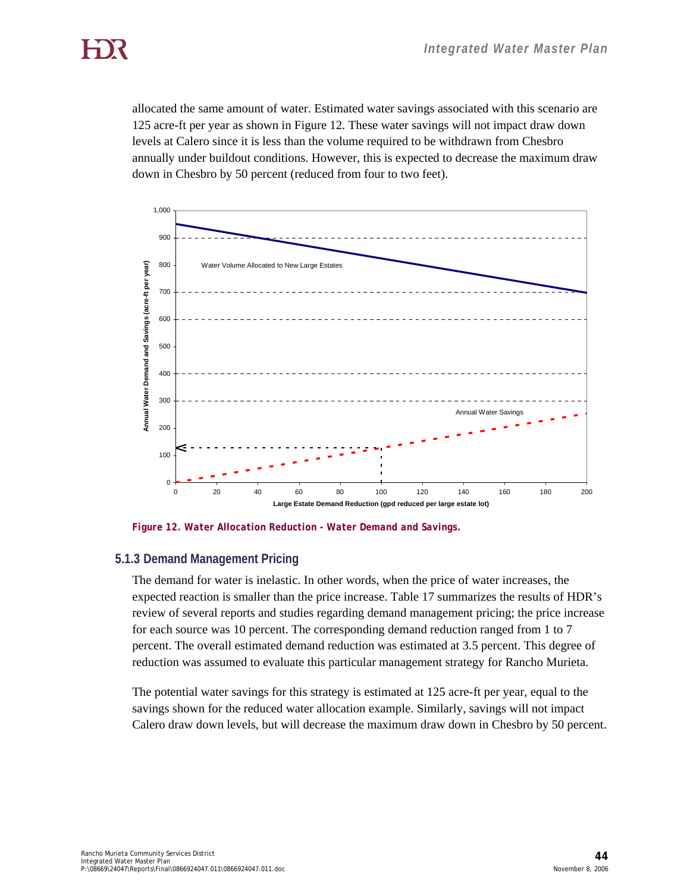allocated the same amount of water. Estimated water savings associated with this scenario are 125 acre-ft per year as shown in Figure 12. These water savings will not impact draw down levels at Calero since it is less than the volume required to be withdrawn from Chesbro annually under buildout conditions. However, this is expected to decrease the maximum draw down in Chesbro by 50 percent (reduced from four to two feet).

*Figure 12. Water Allocation Reduction - Water Demand and Savings.*

### 5.1.3 Demand Management Pricing

The demand for water is inelastic. In other words, when the price of water increases, the expected reaction is smaller than the price increase. Table 17 summarizes the results of HDR's review of several reports and studies regarding demand management pricing; the price increase for each source was 10 percent. The corresponding demand reduction ranged from 1 to 7 percent. The overall estimated demand reduction was estimated at 3.5 percent. This degree of reduction was assumed to evaluate this particular management strategy for Rancho Murieta.

The potential water savings for this strategy is estimated at 125 acre-ft per year, equal to the savings shown for the reduced water allocation example. Similarly, savings will not impact Calero draw down levels, but will decrease the maximum draw down in Chesbro by 50 percent.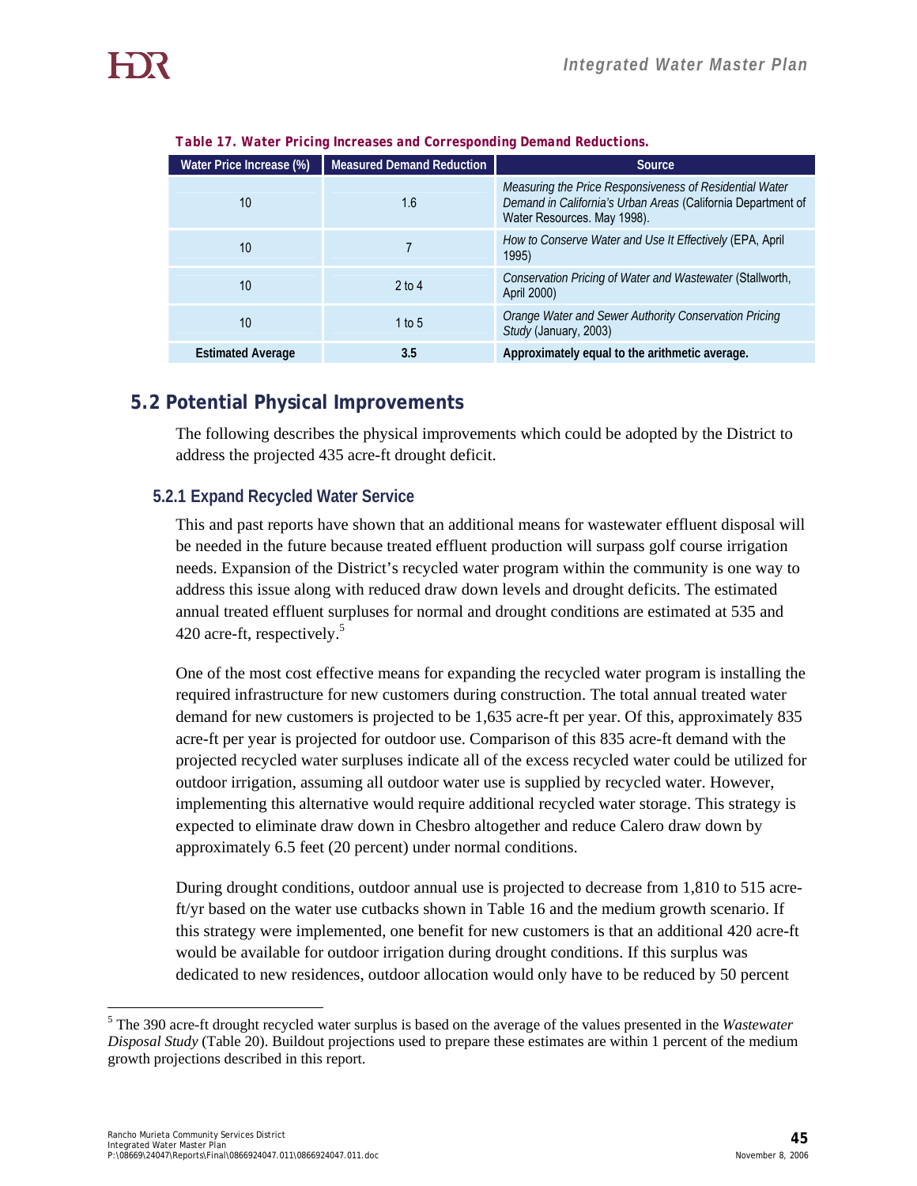**Table 17. Water Pricing Increases and Corresponding Demand Reductions.**

| Water Price Increase (%) | Measured Demand Reduction | Source |
|---|---|---|
| 10 | 1.6 | *Measuring the Price Responsiveness of Residential Water Demand in California's Urban Areas* (California Department of Water Resources. May 1998). |
| 10 | 7 | *How to Conserve Water and Use It Effectively* (EPA, April 1995) |
| 10 | 2 to 4 | *Conservation Pricing of Water and Wastewater* (Stallworth, April 2000) |
| 10 | 1 to 5 | *Orange Water and Sewer Authority Conservation Pricing Study* (January, 2003) |
| **Estimated Average** | **3.5** | **Approximately equal to the arithmetic average.** |

## 5.2 Potential Physical Improvements

The following describes the physical improvements which could be adopted by the District to address the projected 435 acre-ft drought deficit.

### 5.2.1 Expand Recycled Water Service

This and past reports have shown that an additional means for wastewater effluent disposal will be needed in the future because treated effluent production will surpass golf course irrigation needs. Expansion of the District's recycled water program within the community is one way to address this issue along with reduced draw down levels and drought deficits. The estimated annual treated effluent surpluses for normal and drought conditions are estimated at 535 and 420 acre-ft, respectively.[5]

One of the most cost effective means for expanding the recycled water program is installing the required infrastructure for new customers during construction. The total annual treated water demand for new customers is projected to be 1,635 acre-ft per year. Of this, approximately 835 acre-ft per year is projected for outdoor use. Comparison of this 835 acre-ft demand with the projected recycled water surpluses indicate all of the excess recycled water could be utilized for outdoor irrigation, assuming all outdoor water use is supplied by recycled water. However, implementing this alternative would require additional recycled water storage. This strategy is expected to eliminate draw down in Chesbro altogether and reduce Calero draw down by approximately 6.5 feet (20 percent) under normal conditions.

During drought conditions, outdoor annual use is projected to decrease from 1,810 to 515 acre-ft/yr based on the water use cutbacks shown in Table 16 and the medium growth scenario. If this strategy were implemented, one benefit for new customers is that an additional 420 acre-ft would be available for outdoor irrigation during drought conditions. If this surplus was dedicated to new residences, outdoor allocation would only have to be reduced by 50 percent

[5] The 390 acre-ft drought recycled water surplus is based on the average of the values presented in the *Wastewater Disposal Study* (Table 20). Buildout projections used to prepare these estimates are within 1 percent of the medium growth projections described in this report.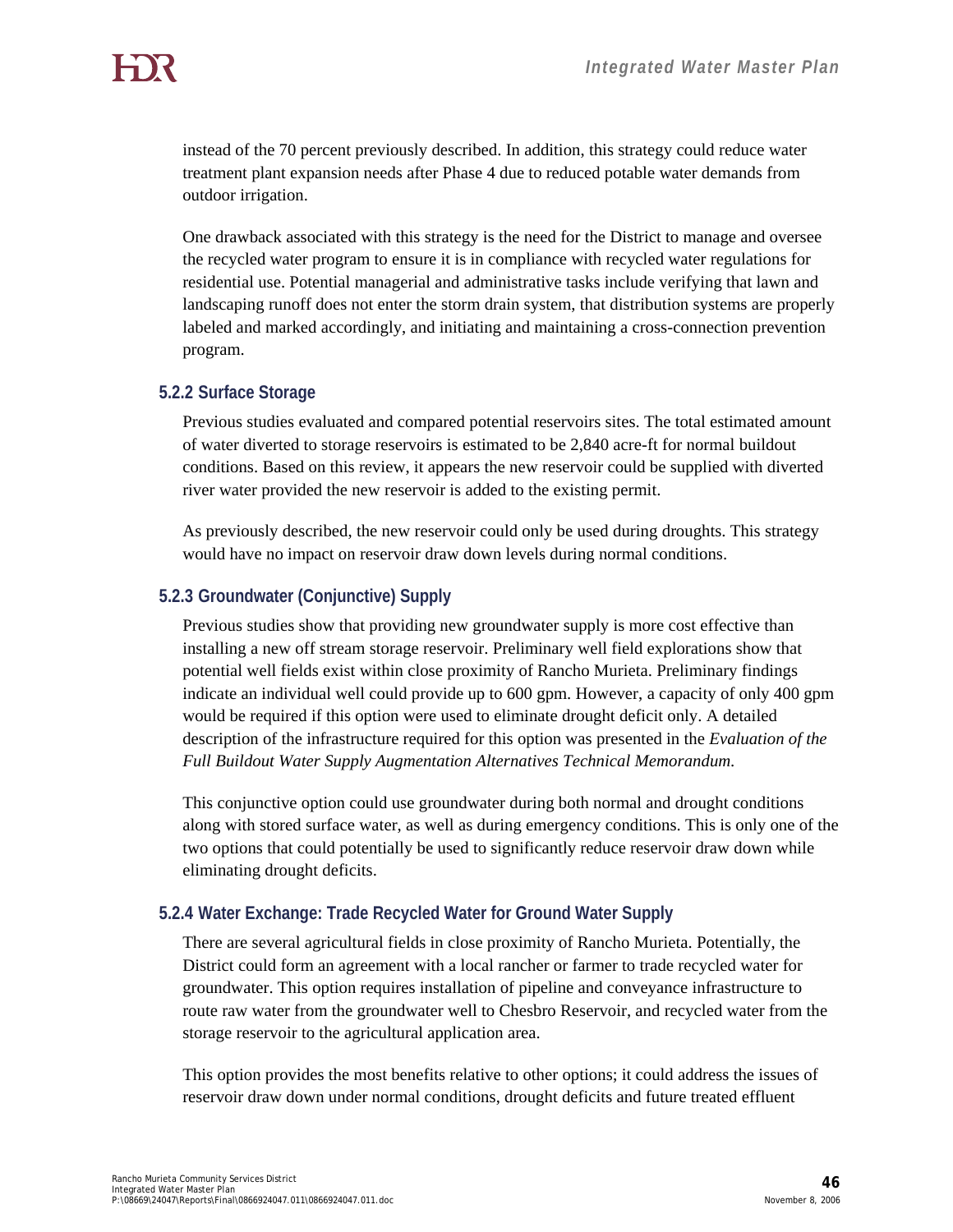instead of the 70 percent previously described. In addition, this strategy could reduce water treatment plant expansion needs after Phase 4 due to reduced potable water demands from outdoor irrigation.

One drawback associated with this strategy is the need for the District to manage and oversee the recycled water program to ensure it is in compliance with recycled water regulations for residential use. Potential managerial and administrative tasks include verifying that lawn and landscaping runoff does not enter the storm drain system, that distribution systems are properly labeled and marked accordingly, and initiating and maintaining a cross-connection prevention program.

### 5.2.2 Surface Storage

Previous studies evaluated and compared potential reservoirs sites. The total estimated amount of water diverted to storage reservoirs is estimated to be 2,840 acre-ft for normal buildout conditions. Based on this review, it appears the new reservoir could be supplied with diverted river water provided the new reservoir is added to the existing permit.

As previously described, the new reservoir could only be used during droughts. This strategy would have no impact on reservoir draw down levels during normal conditions.

### 5.2.3 Groundwater (Conjunctive) Supply

Previous studies show that providing new groundwater supply is more cost effective than installing a new off stream storage reservoir. Preliminary well field explorations show that potential well fields exist within close proximity of Rancho Murieta. Preliminary findings indicate an individual well could provide up to 600 gpm. However, a capacity of only 400 gpm would be required if this option were used to eliminate drought deficit only. A detailed description of the infrastructure required for this option was presented in the *Evaluation of the Full Buildout Water Supply Augmentation Alternatives Technical Memorandum*.

This conjunctive option could use groundwater during both normal and drought conditions along with stored surface water, as well as during emergency conditions. This is only one of the two options that could potentially be used to significantly reduce reservoir draw down while eliminating drought deficits.

### 5.2.4 Water Exchange: Trade Recycled Water for Ground Water Supply

There are several agricultural fields in close proximity of Rancho Murieta. Potentially, the District could form an agreement with a local rancher or farmer to trade recycled water for groundwater. This option requires installation of pipeline and conveyance infrastructure to route raw water from the groundwater well to Chesbro Reservoir, and recycled water from the storage reservoir to the agricultural application area.

This option provides the most benefits relative to other options; it could address the issues of reservoir draw down under normal conditions, drought deficits and future treated effluent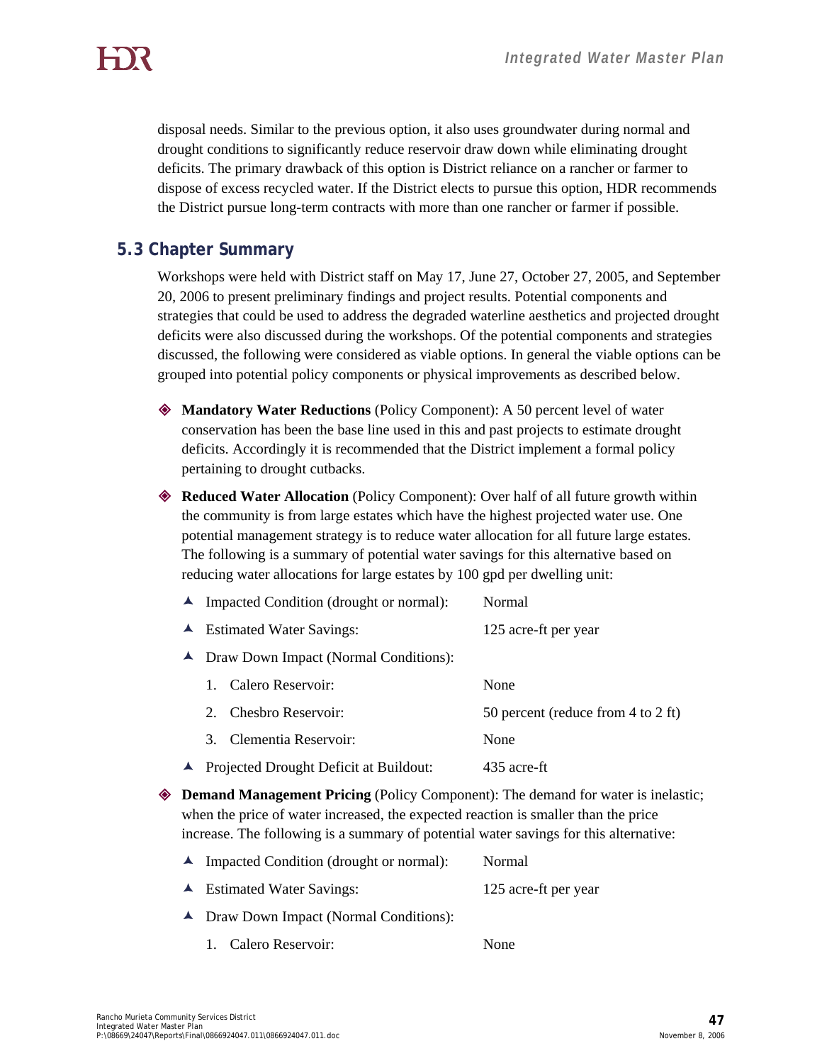disposal needs. Similar to the previous option, it also uses groundwater during normal and drought conditions to significantly reduce reservoir draw down while eliminating drought deficits. The primary drawback of this option is District reliance on a rancher or farmer to dispose of excess recycled water. If the District elects to pursue this option, HDR recommends the District pursue long-term contracts with more than one rancher or farmer if possible.

## 5.3 Chapter Summary

Workshops were held with District staff on May 17, June 27, October 27, 2005, and September 20, 2006 to present preliminary findings and project results. Potential components and strategies that could be used to address the degraded waterline aesthetics and projected drought deficits were also discussed during the workshops. Of the potential components and strategies discussed, the following were considered as viable options. In general the viable options can be grouped into potential policy components or physical improvements as described below.

- **Mandatory Water Reductions** (Policy Component): A 50 percent level of water conservation has been the base line used in this and past projects to estimate drought deficits. Accordingly it is recommended that the District implement a formal policy pertaining to drought cutbacks.

- **Reduced Water Allocation** (Policy Component): Over half of all future growth within the community is from large estates which have the highest projected water use. One potential management strategy is to reduce water allocation for all future large estates. The following is a summary of potential water savings for this alternative based on reducing water allocations for large estates by 100 gpd per dwelling unit:

  - Impacted Condition (drought or normal): Normal
  - Estimated Water Savings: 125 acre-ft per year
  - Draw Down Impact (Normal Conditions):
    1. Calero Reservoir: None
    2. Chesbro Reservoir: 50 percent (reduce from 4 to 2 ft)
    3. Clementia Reservoir: None
  - Projected Drought Deficit at Buildout: 435 acre-ft

- **Demand Management Pricing** (Policy Component): The demand for water is inelastic; when the price of water increased, the expected reaction is smaller than the price increase. The following is a summary of potential water savings for this alternative:

  - Impacted Condition (drought or normal): Normal
  - Estimated Water Savings: 125 acre-ft per year
  - Draw Down Impact (Normal Conditions):
    1. Calero Reservoir: None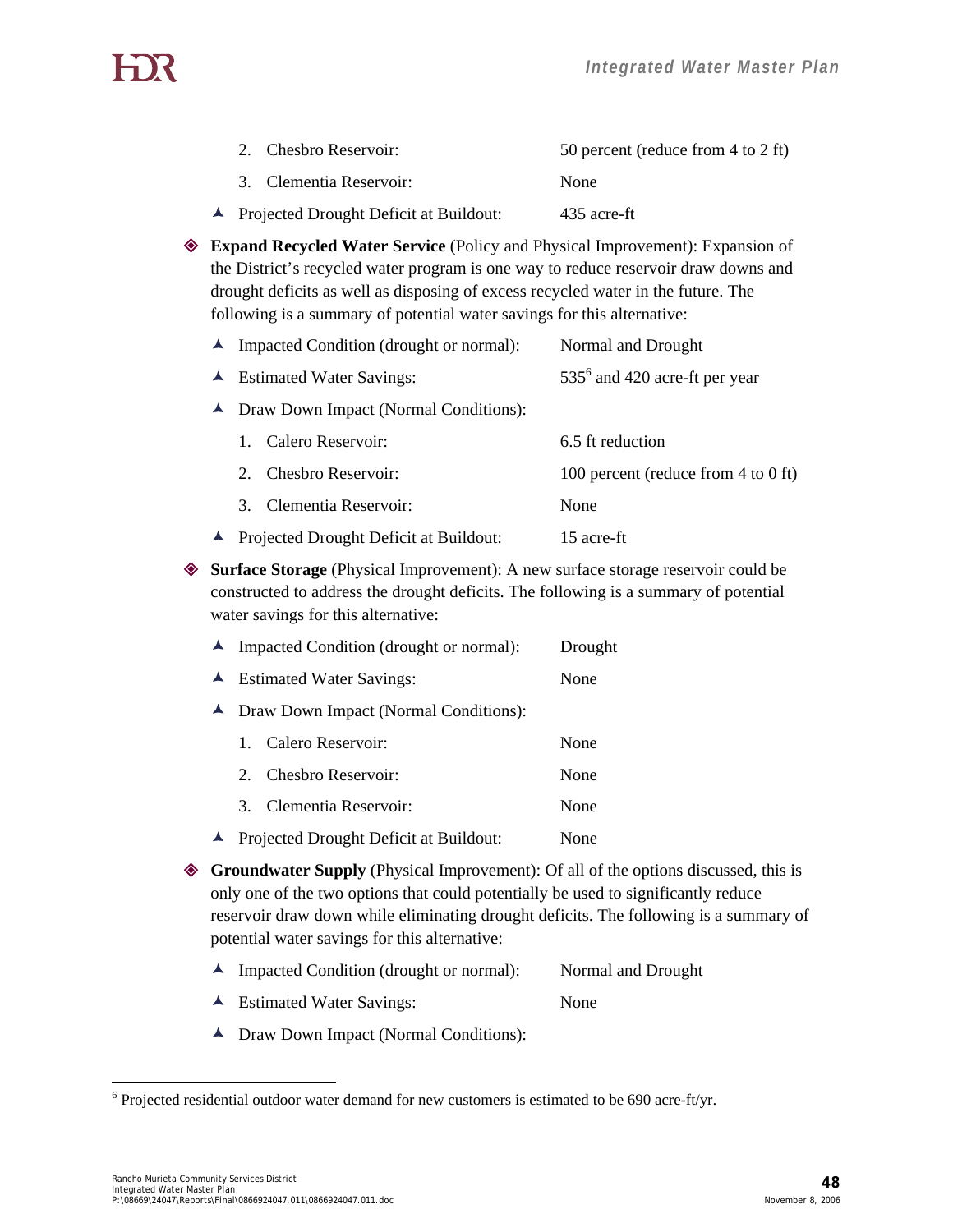2. Chesbro Reservoir: 50 percent (reduce from 4 to 2 ft)
3. Clementia Reservoir: None

- Projected Drought Deficit at Buildout: 435 acre-ft

- **Expand Recycled Water Service** (Policy and Physical Improvement): Expansion of the District's recycled water program is one way to reduce reservoir draw downs and drought deficits as well as disposing of excess recycled water in the future. The following is a summary of potential water savings for this alternative:
  - Impacted Condition (drought or normal): Normal and Drought
  - Estimated Water Savings: 535[6] and 420 acre-ft per year
  - Draw Down Impact (Normal Conditions):
    1. Calero Reservoir: 6.5 ft reduction
    2. Chesbro Reservoir: 100 percent (reduce from 4 to 0 ft)
    3. Clementia Reservoir: None
  - Projected Drought Deficit at Buildout: 15 acre-ft

- **Surface Storage** (Physical Improvement): A new surface storage reservoir could be constructed to address the drought deficits. The following is a summary of potential water savings for this alternative:
  - Impacted Condition (drought or normal): Drought
  - Estimated Water Savings: None
  - Draw Down Impact (Normal Conditions):
    1. Calero Reservoir: None
    2. Chesbro Reservoir: None
    3. Clementia Reservoir: None
  - Projected Drought Deficit at Buildout: None

- **Groundwater Supply** (Physical Improvement): Of all of the options discussed, this is only one of the two options that could potentially be used to significantly reduce reservoir draw down while eliminating drought deficits. The following is a summary of potential water savings for this alternative:
  - Impacted Condition (drought or normal): Normal and Drought
  - Estimated Water Savings: None
  - Draw Down Impact (Normal Conditions):

---

[6] Projected residential outdoor water demand for new customers is estimated to be 690 acre-ft/yr.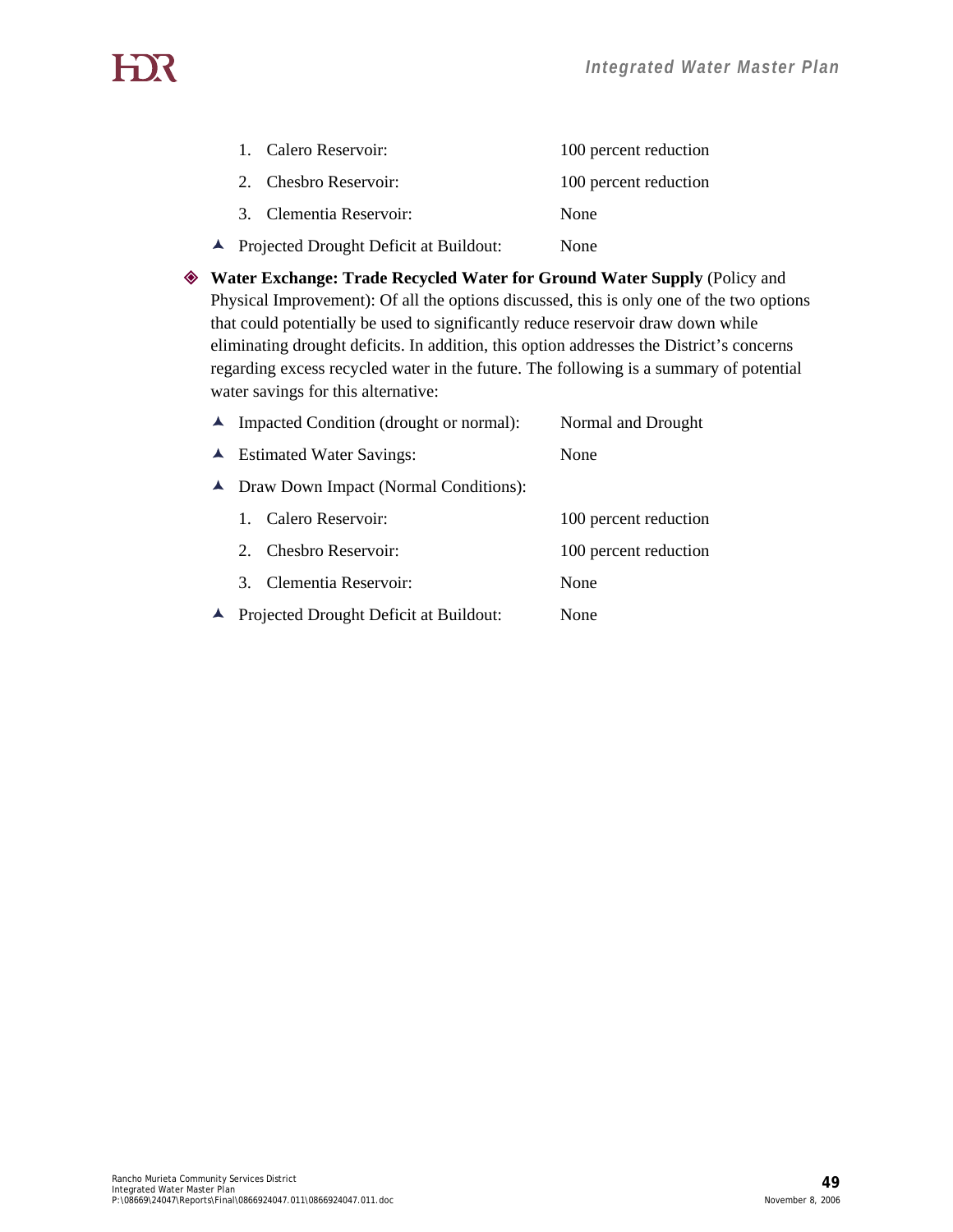1. Calero Reservoir: 100 percent reduction
2. Chesbro Reservoir: 100 percent reduction
3. Clementia Reservoir: None

- Projected Drought Deficit at Buildout: None

- **Water Exchange: Trade Recycled Water for Ground Water Supply** (Policy and Physical Improvement): Of all the options discussed, this is only one of the two options that could potentially be used to significantly reduce reservoir draw down while eliminating drought deficits. In addition, this option addresses the District's concerns regarding excess recycled water in the future. The following is a summary of potential water savings for this alternative:

  - Impacted Condition (drought or normal): Normal and Drought
  - Estimated Water Savings: None
  - Draw Down Impact (Normal Conditions):
    1. Calero Reservoir: 100 percent reduction
    2. Chesbro Reservoir: 100 percent reduction
    3. Clementia Reservoir: None
  - Projected Drought Deficit at Buildout: None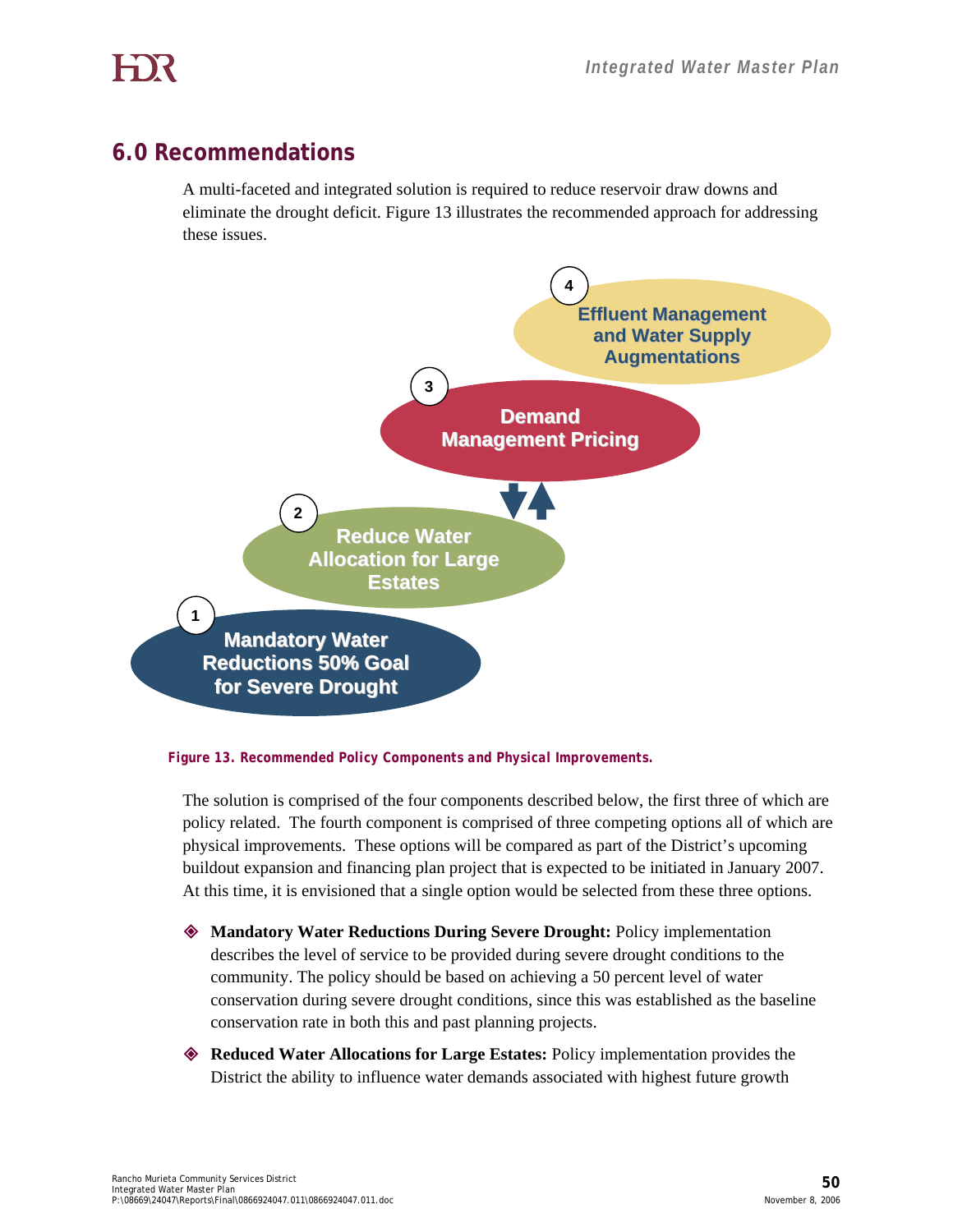# 6.0 Recommendations

A multi-faceted and integrated solution is required to reduce reservoir draw downs and eliminate the drought deficit. Figure 13 illustrates the recommended approach for addressing these issues.

4 Effluent Management and Water Supply Augmentations

3 Demand Management Pricing

2 Reduce Water Allocation for Large Estates

1 Mandatory Water Reductions 50% Goal for Severe Drought

*Figure 13. Recommended Policy Components and Physical Improvements.*

The solution is comprised of the four components described below, the first three of which are policy related. The fourth component is comprised of three competing options all of which are physical improvements. These options will be compared as part of the District's upcoming buildout expansion and financing plan project that is expected to be initiated in January 2007. At this time, it is envisioned that a single option would be selected from these three options.

- **Mandatory Water Reductions During Severe Drought:** Policy implementation describes the level of service to be provided during severe drought conditions to the community. The policy should be based on achieving a 50 percent level of water conservation during severe drought conditions, since this was established as the baseline conservation rate in both this and past planning projects.

- **Reduced Water Allocations for Large Estates:** Policy implementation provides the District the ability to influence water demands associated with highest future growth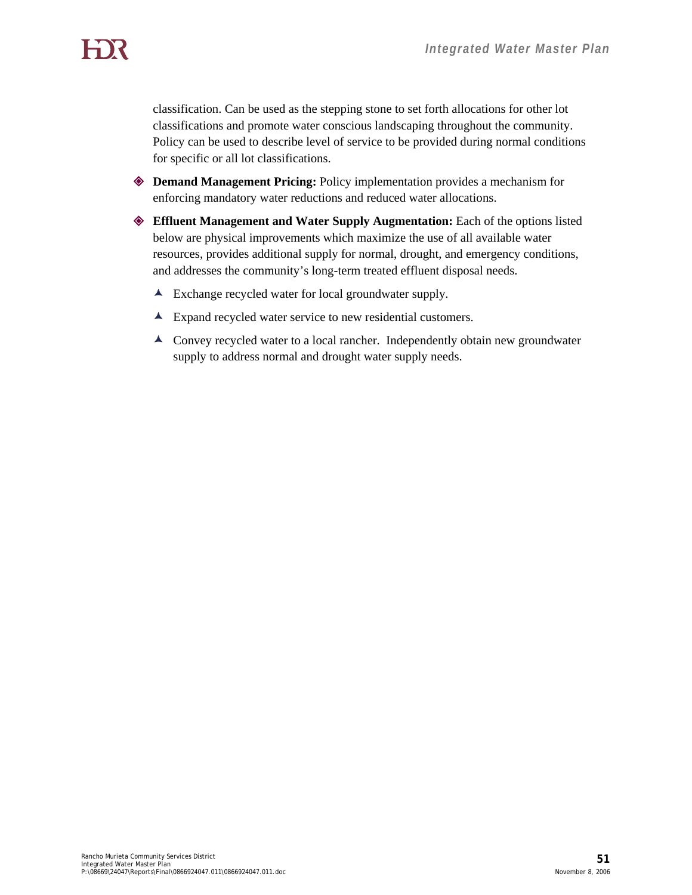classification. Can be used as the stepping stone to set forth allocations for other lot classifications and promote water conscious landscaping throughout the community. Policy can be used to describe level of service to be provided during normal conditions for specific or all lot classifications.

- **Demand Management Pricing:** Policy implementation provides a mechanism for enforcing mandatory water reductions and reduced water allocations.
- **Effluent Management and Water Supply Augmentation:** Each of the options listed below are physical improvements which maximize the use of all available water resources, provides additional supply for normal, drought, and emergency conditions, and addresses the community's long-term treated effluent disposal needs.
  - Exchange recycled water for local groundwater supply.
  - Expand recycled water service to new residential customers.
  - Convey recycled water to a local rancher. Independently obtain new groundwater supply to address normal and drought water supply needs.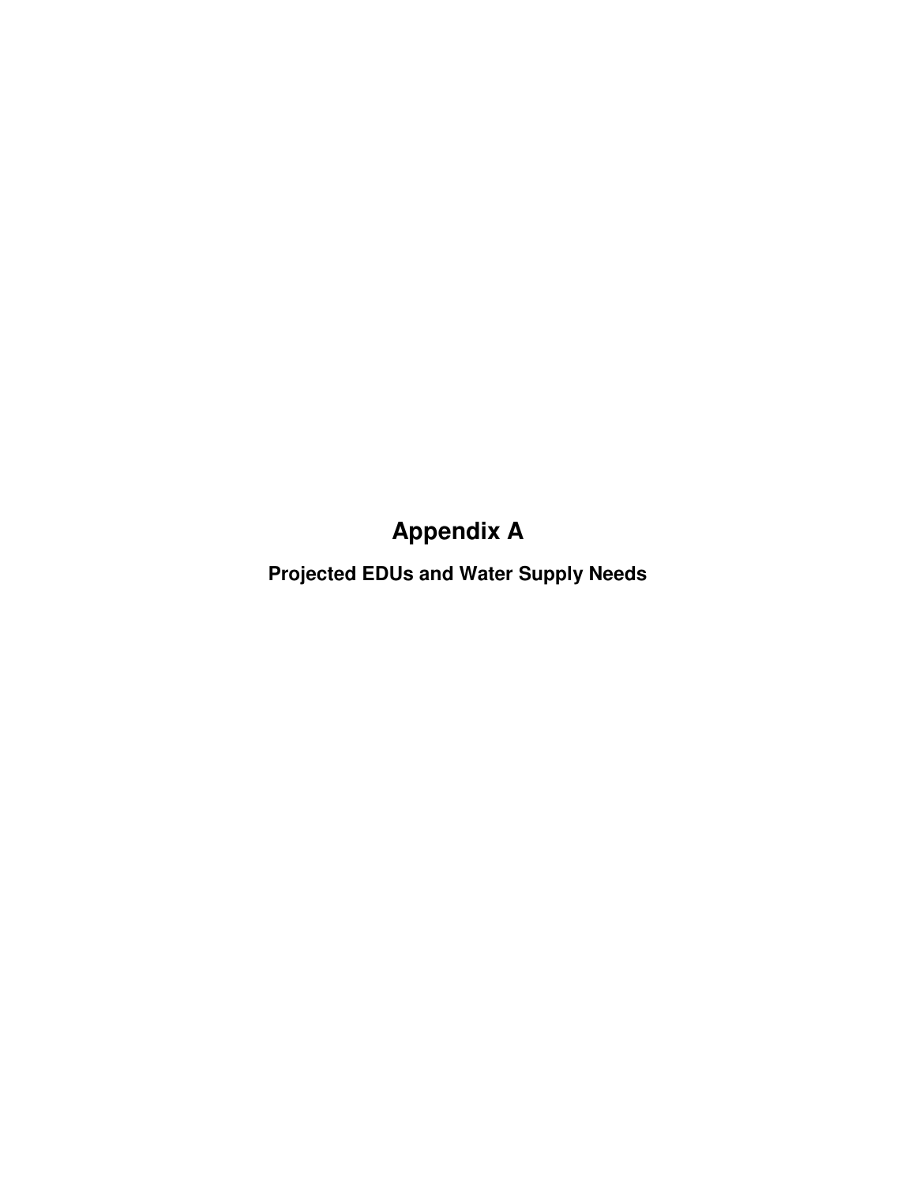# Appendix A

## Projected EDUs and Water Supply Needs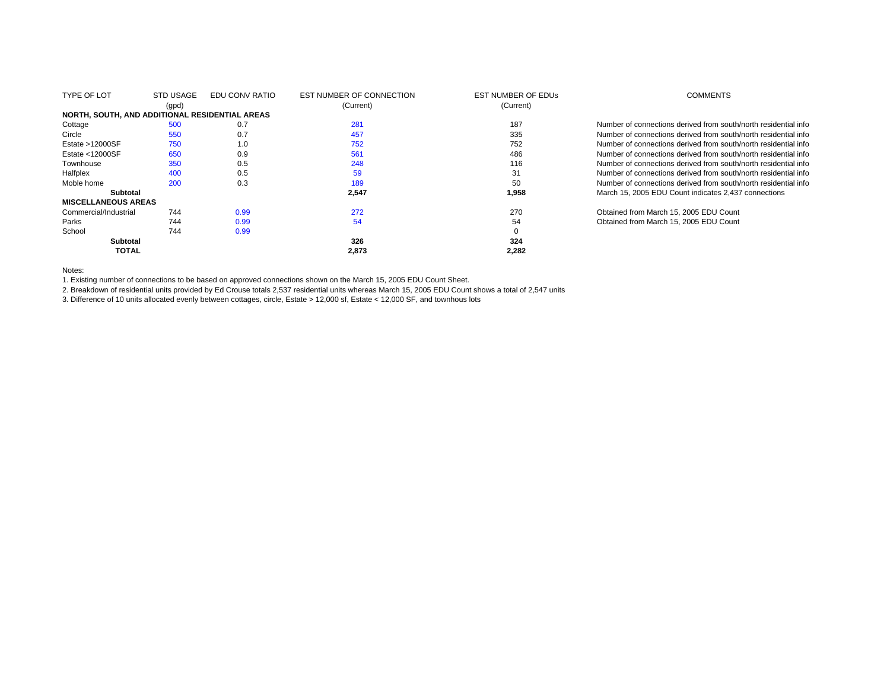| TYPE OF LOT | STD USAGE (gpd) | EDU CONV RATIO | EST NUMBER OF CONNECTION (Current) | EST NUMBER OF EDUs (Current) | COMMENTS |
|---|---|---|---|---|---|
| **NORTH, SOUTH, AND ADDITIONAL RESIDENTIAL AREAS** | | | | | |
| Cottage | 500 | 0.7 | 281 | 187 | Number of connections derived from south/north residential info |
| Circle | 550 | 0.7 | 457 | 335 | Number of connections derived from south/north residential info |
| Estate >12000SF | 750 | 1.0 | 752 | 752 | Number of connections derived from south/north residential info |
| Estate <12000SF | 650 | 0.9 | 561 | 486 | Number of connections derived from south/north residential info |
| Townhouse | 350 | 0.5 | 248 | 116 | Number of connections derived from south/north residential info |
| Halfplex | 400 | 0.5 | 59 | 31 | Number of connections derived from south/north residential info |
| Moble home | 200 | 0.3 | 189 | 50 | Number of connections derived from south/north residential info |
| **Subtotal** | | | **2,547** | **1,958** | March 15, 2005 EDU Count indicates 2,437 connections |
| **MISCELLANEOUS AREAS** | | | | | |
| Commercial/Industrial | 744 | 0.99 | 272 | 270 | Obtained from March 15, 2005 EDU Count |
| Parks | 744 | 0.99 | 54 | 54 | Obtained from March 15, 2005 EDU Count |
| School | 744 | 0.99 | | 0 | |
| **Subtotal** | | | **326** | **324** | |
| **TOTAL** | | | **2,873** | **2,282** | |

Notes:

1. Existing number of connections to be based on approved connections shown on the March 15, 2005 EDU Count Sheet.
2. Breakdown of residential units provided by Ed Crouse totals 2,537 residential units whereas March 15, 2005 EDU Count shows a total of 2,547 units
3. Difference of 10 units allocated evenly between cottages, circle, Estate > 12,000 sf, Estate < 12,000 SF, and townhous lots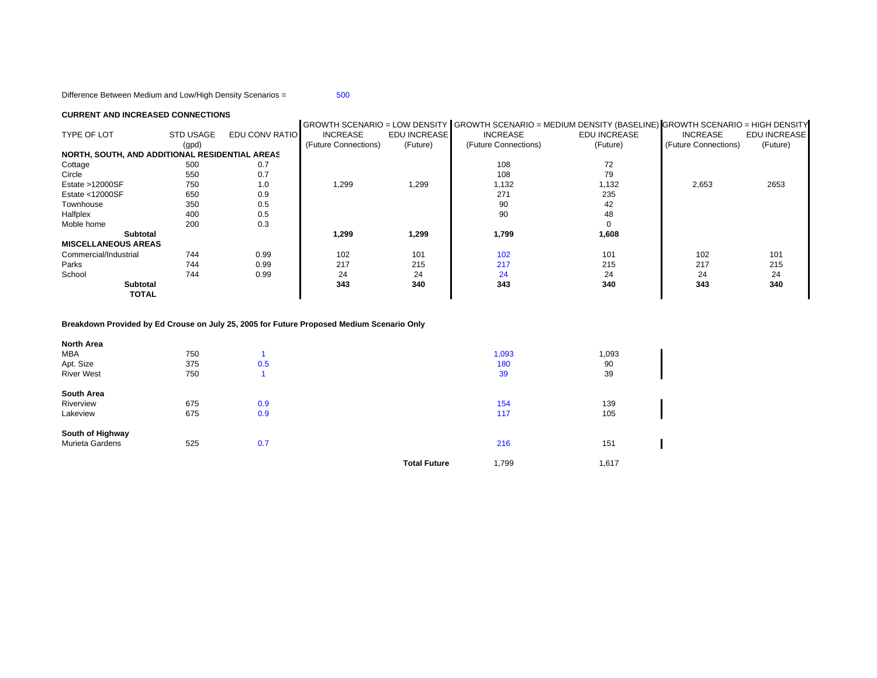Difference Between Medium and Low/High Density Scenarios = 500

**CURRENT AND INCREASED CONNECTIONS**

| TYPE OF LOT | STD USAGE (gpd) | EDU CONV RATIO | GROWTH SCENARIO = LOW DENSITY INCREASE (Future Connections) | EDU INCREASE (Future) | GROWTH SCENARIO = MEDIUM DENSITY (BASELINE) INCREASE (Future Connections) | EDU INCREASE (Future) | GROWTH SCENARIO = HIGH DENSITY INCREASE (Future Connections) | EDU INCREASE (Future) |
|---|---|---|---|---|---|---|---|---|
| **NORTH, SOUTH, AND ADDITIONAL RESIDENTIAL AREAS** | | | | | | | | |
| Cottage | 500 | 0.7 | | | 108 | 72 | | |
| Circle | 550 | 0.7 | | | 108 | 79 | | |
| Estate >12000SF | 750 | 1.0 | 1,299 | 1,299 | 1,132 | 1,132 | 2,653 | 2653 |
| Estate <12000SF | 650 | 0.9 | | | 271 | 235 | | |
| Townhouse | 350 | 0.5 | | | 90 | 42 | | |
| Halfplex | 400 | 0.5 | | | 90 | 48 | | |
| Moble home | 200 | 0.3 | | | | 0 | | |
| **Subtotal** | | | **1,299** | **1,299** | **1,799** | **1,608** | | |
| **MISCELLANEOUS AREAS** | | | | | | | | |
| Commercial/Industrial | 744 | 0.99 | 102 | 101 | 102 | 101 | 102 | 101 |
| Parks | 744 | 0.99 | 217 | 215 | 217 | 215 | 217 | 215 |
| School | 744 | 0.99 | 24 | 24 | 24 | 24 | 24 | 24 |
| **Subtotal** | | | **343** | **340** | **343** | **340** | **343** | **340** |
| **TOTAL** | | | | | | | | |

**Breakdown Provided by Ed Crouse on July 25, 2005 for Future Proposed Medium Scenario Only**

| | STD USAGE | EDU CONV RATIO | INCREASE | EDU INCREASE |
|---|---|---|---|---|
| **North Area** | | | | |
| MBA | 750 | 1 | 1,093 | 1,093 |
| Apt. Size | 375 | 0.5 | 180 | 90 |
| River West | 750 | 1 | 39 | 39 |
| **South Area** | | | | |
| Riverview | 675 | 0.9 | 154 | 139 |
| Lakeview | 675 | 0.9 | 117 | 105 |
| **South of Highway** | | | | |
| Murieta Gardens | 525 | 0.7 | 216 | 151 |
| **Total Future** | | | 1,799 | 1,617 |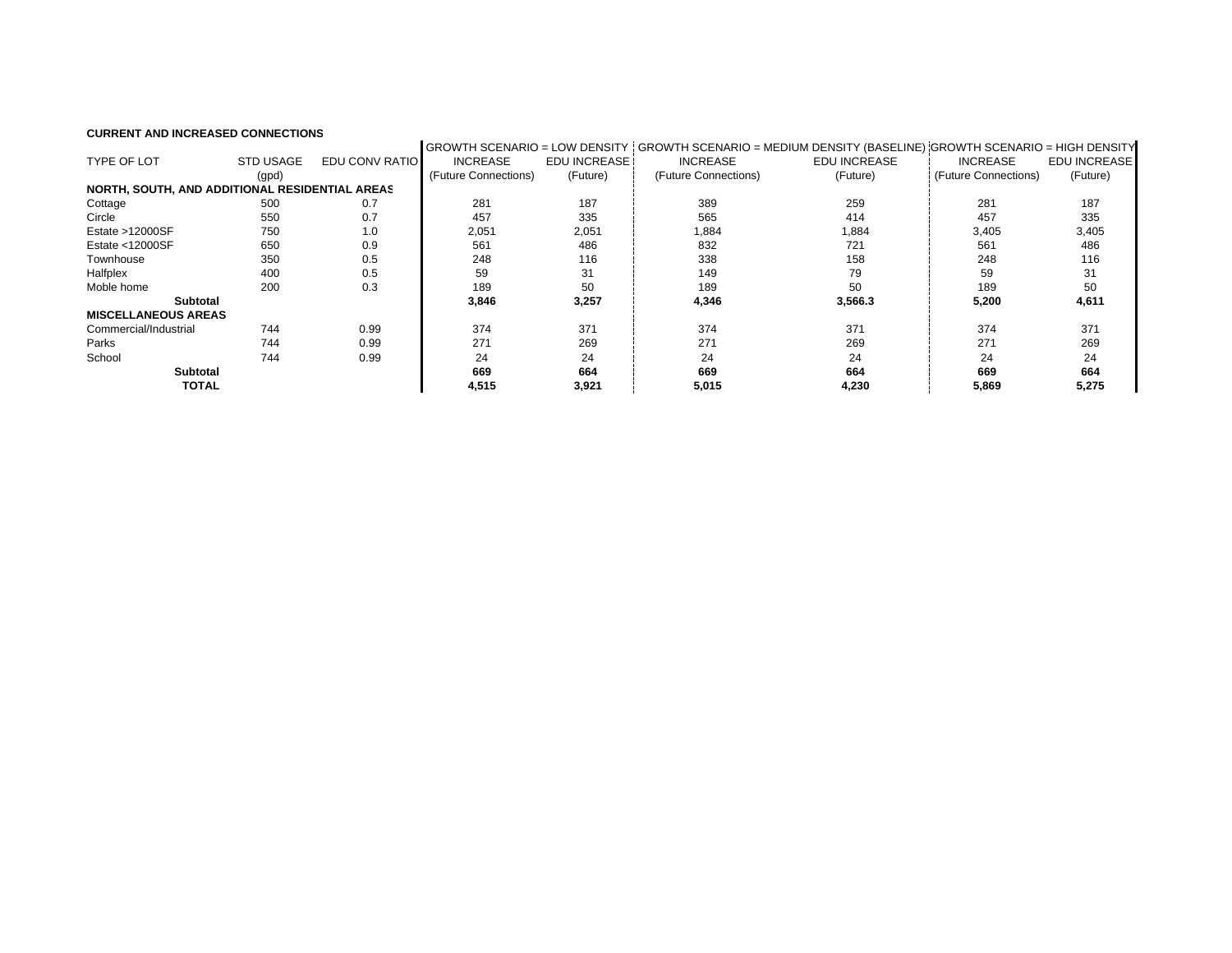**CURRENT AND INCREASED CONNECTIONS**

| TYPE OF LOT | STD USAGE (gpd) | EDU CONV RATIO | GROWTH SCENARIO = LOW DENSITY INCREASE (Future Connections) | GROWTH SCENARIO = LOW DENSITY EDU INCREASE (Future) | GROWTH SCENARIO = MEDIUM DENSITY (BASELINE) INCREASE (Future Connections) | GROWTH SCENARIO = MEDIUM DENSITY (BASELINE) EDU INCREASE (Future) | GROWTH SCENARIO = HIGH DENSITY INCREASE (Future Connections) | GROWTH SCENARIO = HIGH DENSITY EDU INCREASE (Future) |
|---|---|---|---|---|---|---|---|---|
| **NORTH, SOUTH, AND ADDITIONAL RESIDENTIAL AREAS** | | | | | | | | |
| Cottage | 500 | 0.7 | 281 | 187 | 389 | 259 | 281 | 187 |
| Circle | 550 | 0.7 | 457 | 335 | 565 | 414 | 457 | 335 |
| Estate >12000SF | 750 | 1.0 | 2,051 | 2,051 | 1,884 | 1,884 | 3,405 | 3,405 |
| Estate <12000SF | 650 | 0.9 | 561 | 486 | 832 | 721 | 561 | 486 |
| Townhouse | 350 | 0.5 | 248 | 116 | 338 | 158 | 248 | 116 |
| Halfplex | 400 | 0.5 | 59 | 31 | 149 | 79 | 59 | 31 |
| Moble home | 200 | 0.3 | 189 | 50 | 189 | 50 | 189 | 50 |
| **Subtotal** | | | **3,846** | **3,257** | **4,346** | **3,566.3** | **5,200** | **4,611** |
| **MISCELLANEOUS AREAS** | | | | | | | | |
| Commercial/Industrial | 744 | 0.99 | 374 | 371 | 374 | 371 | 374 | 371 |
| Parks | 744 | 0.99 | 271 | 269 | 271 | 269 | 271 | 269 |
| School | 744 | 0.99 | 24 | 24 | 24 | 24 | 24 | 24 |
| **Subtotal** | | | **669** | **664** | **669** | **664** | **669** | **664** |
| **TOTAL** | | | **4,515** | **3,921** | **5,015** | **4,230** | **5,869** | **5,275** |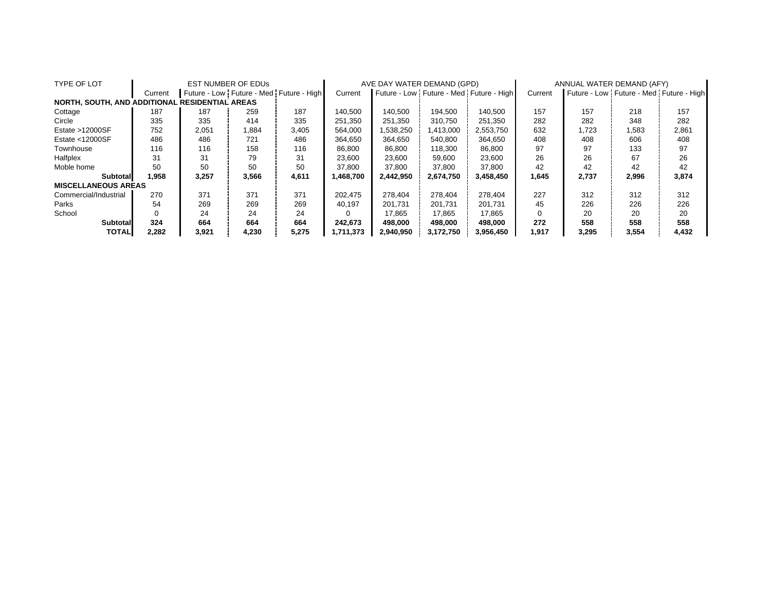| TYPE OF LOT | EST NUMBER OF EDUs | | | | AVE DAY WATER DEMAND (GPD) | | | | ANNUAL WATER DEMAND (AFY) | | | |
|---|---|---|---|---|---|---|---|---|---|---|---|---|
| | Current | Future - Low | Future - Med | Future - High | Current | Future - Low | Future - Med | Future - High | Current | Future - Low | Future - Med | Future - High |
| **NORTH, SOUTH, AND ADDITIONAL RESIDENTIAL AREAS** | | | | | | | | | | | | |
| Cottage | 187 | 187 | 259 | 187 | 140,500 | 140,500 | 194,500 | 140,500 | 157 | 157 | 218 | 157 |
| Circle | 335 | 335 | 414 | 335 | 251,350 | 251,350 | 310,750 | 251,350 | 282 | 282 | 348 | 282 |
| Estate >12000SF | 752 | 2,051 | 1,884 | 3,405 | 564,000 | 1,538,250 | 1,413,000 | 2,553,750 | 632 | 1,723 | 1,583 | 2,861 |
| Estate <12000SF | 486 | 486 | 721 | 486 | 364,650 | 364,650 | 540,800 | 364,650 | 408 | 408 | 606 | 408 |
| Townhouse | 116 | 116 | 158 | 116 | 86,800 | 86,800 | 118,300 | 86,800 | 97 | 97 | 133 | 97 |
| Halfplex | 31 | 31 | 79 | 31 | 23,600 | 23,600 | 59,600 | 23,600 | 26 | 26 | 67 | 26 |
| Moble home | 50 | 50 | 50 | 50 | 37,800 | 37,800 | 37,800 | 37,800 | 42 | 42 | 42 | 42 |
| **Subtotal** | **1,958** | **3,257** | **3,566** | **4,611** | **1,468,700** | **2,442,950** | **2,674,750** | **3,458,450** | **1,645** | **2,737** | **2,996** | **3,874** |
| **MISCELLANEOUS AREAS** | | | | | | | | | | | | |
| Commercial/Industrial | 270 | 371 | 371 | 371 | 202,475 | 278,404 | 278,404 | 278,404 | 227 | 312 | 312 | 312 |
| Parks | 54 | 269 | 269 | 269 | 40,197 | 201,731 | 201,731 | 201,731 | 45 | 226 | 226 | 226 |
| School | 0 | 24 | 24 | 24 | 0 | 17,865 | 17,865 | 17,865 | 0 | 20 | 20 | 20 |
| **Subtotal** | **324** | **664** | **664** | **664** | **242,673** | **498,000** | **498,000** | **498,000** | **272** | **558** | **558** | **558** |
| **TOTAL** | **2,282** | **3,921** | **4,230** | **5,275** | **1,711,373** | **2,940,950** | **3,172,750** | **3,956,450** | **1,917** | **3,295** | **3,554** | **4,432** |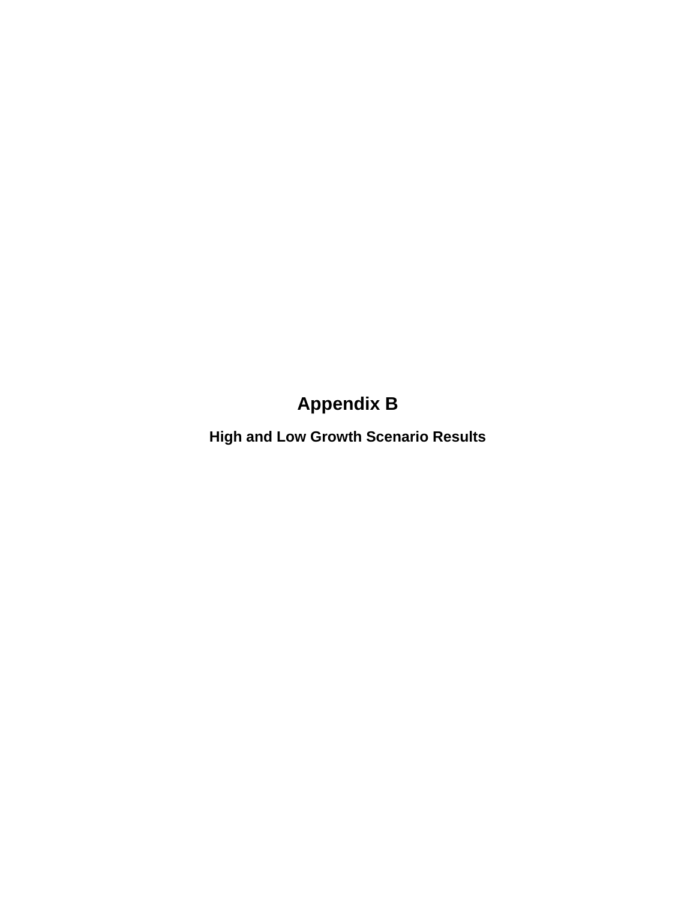# Appendix B

## High and Low Growth Scenario Results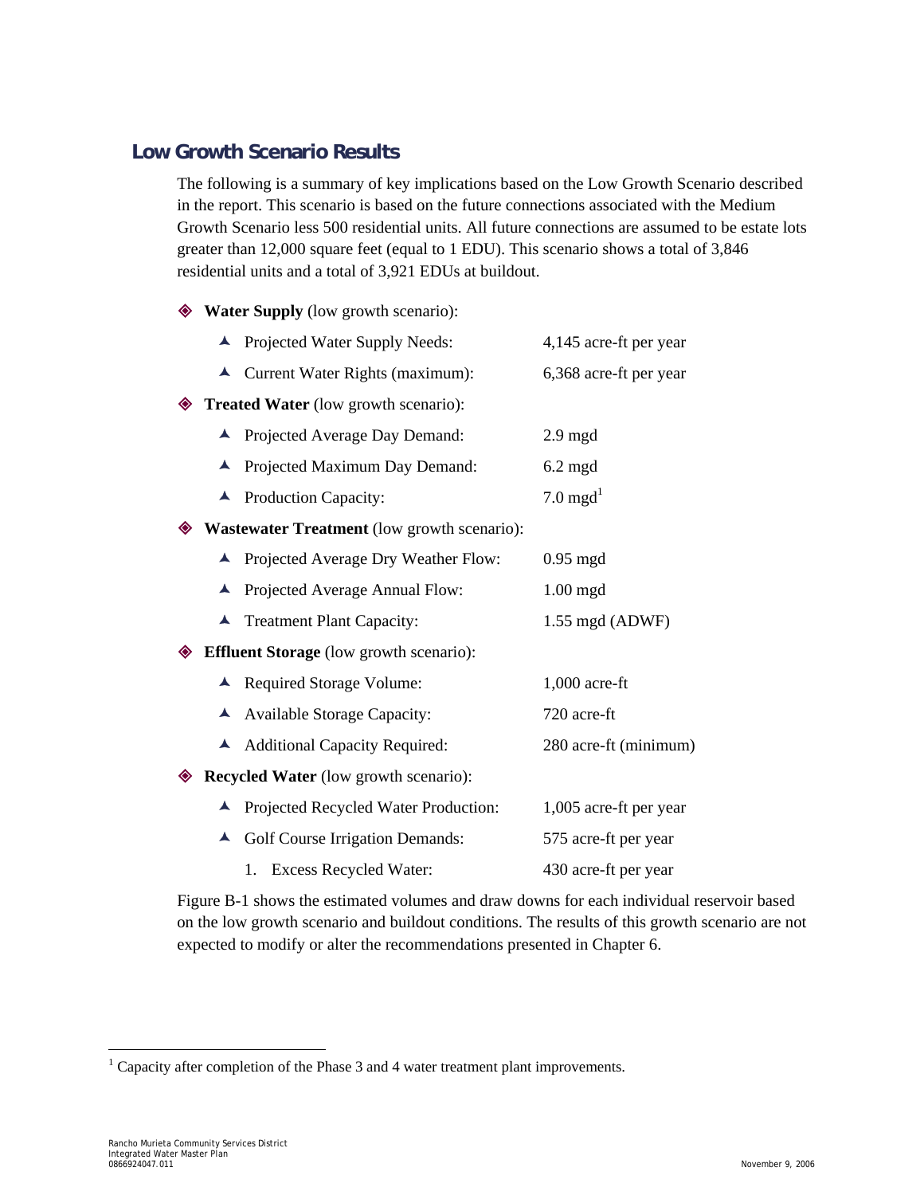## Low Growth Scenario Results

The following is a summary of key implications based on the Low Growth Scenario described in the report. This scenario is based on the future connections associated with the Medium Growth Scenario less 500 residential units. All future connections are assumed to be estate lots greater than 12,000 square feet (equal to 1 EDU). This scenario shows a total of 3,846 residential units and a total of 3,921 EDUs at buildout.

- **Water Supply** (low growth scenario):
  - Projected Water Supply Needs: 4,145 acre-ft per year
  - Current Water Rights (maximum): 6,368 acre-ft per year
- **Treated Water** (low growth scenario):
  - Projected Average Day Demand: 2.9 mgd
  - Projected Maximum Day Demand: 6.2 mgd
  - Production Capacity: 7.0 mgd[1]
- **Wastewater Treatment** (low growth scenario):
  - Projected Average Dry Weather Flow: 0.95 mgd
  - Projected Average Annual Flow: 1.00 mgd
  - Treatment Plant Capacity: 1.55 mgd (ADWF)
- **Effluent Storage** (low growth scenario):
  - Required Storage Volume: 1,000 acre-ft
  - Available Storage Capacity: 720 acre-ft
  - Additional Capacity Required: 280 acre-ft (minimum)
- **Recycled Water** (low growth scenario):
  - Projected Recycled Water Production: 1,005 acre-ft per year
  - Golf Course Irrigation Demands: 575 acre-ft per year
    1. Excess Recycled Water: 430 acre-ft per year

Figure B-1 shows the estimated volumes and draw downs for each individual reservoir based on the low growth scenario and buildout conditions. The results of this growth scenario are not expected to modify or alter the recommendations presented in Chapter 6.

[1] Capacity after completion of the Phase 3 and 4 water treatment plant improvements.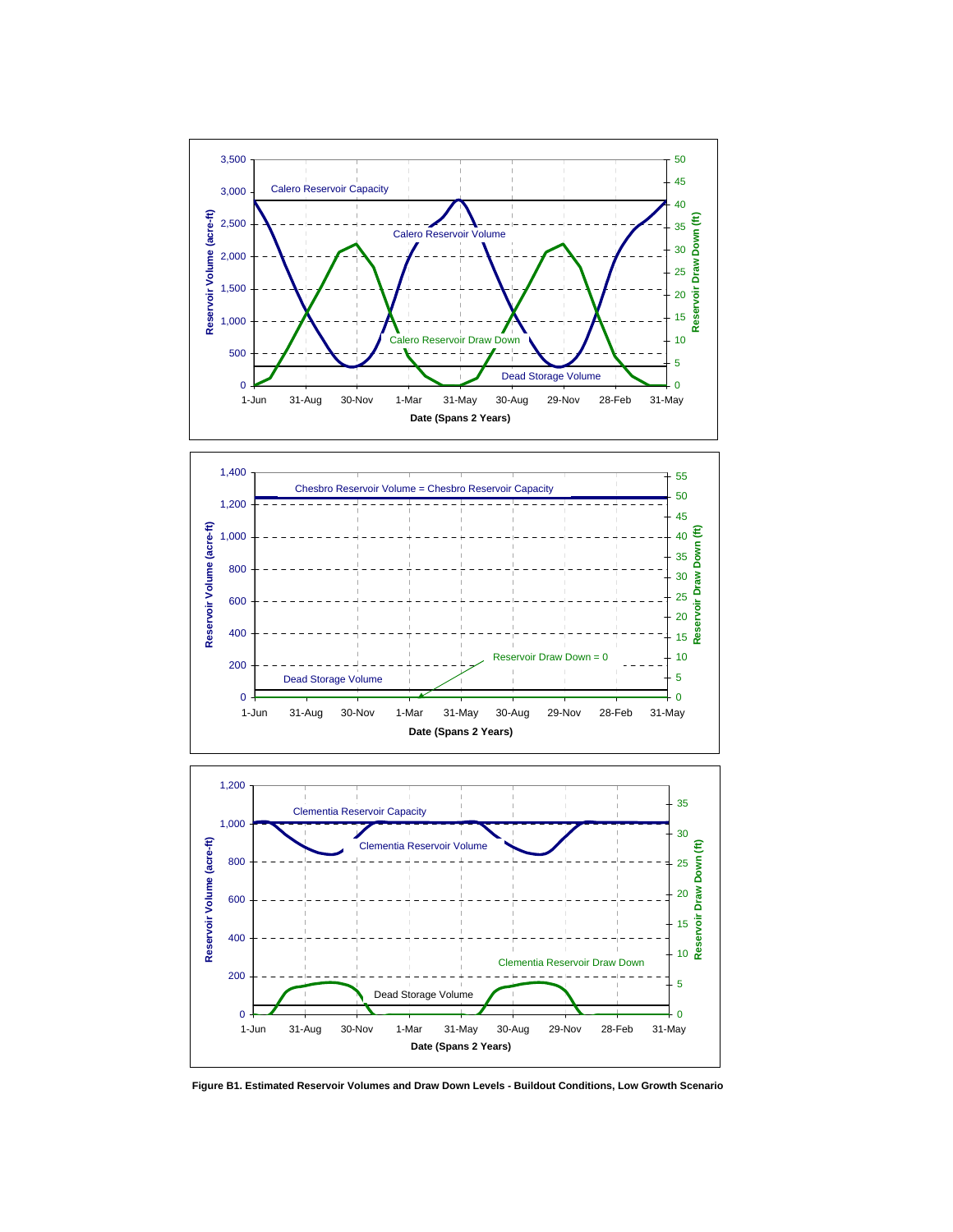**Figure B1. Estimated Reservoir Volumes and Draw Down Levels - Buildout Conditions, Low Growth Scenario**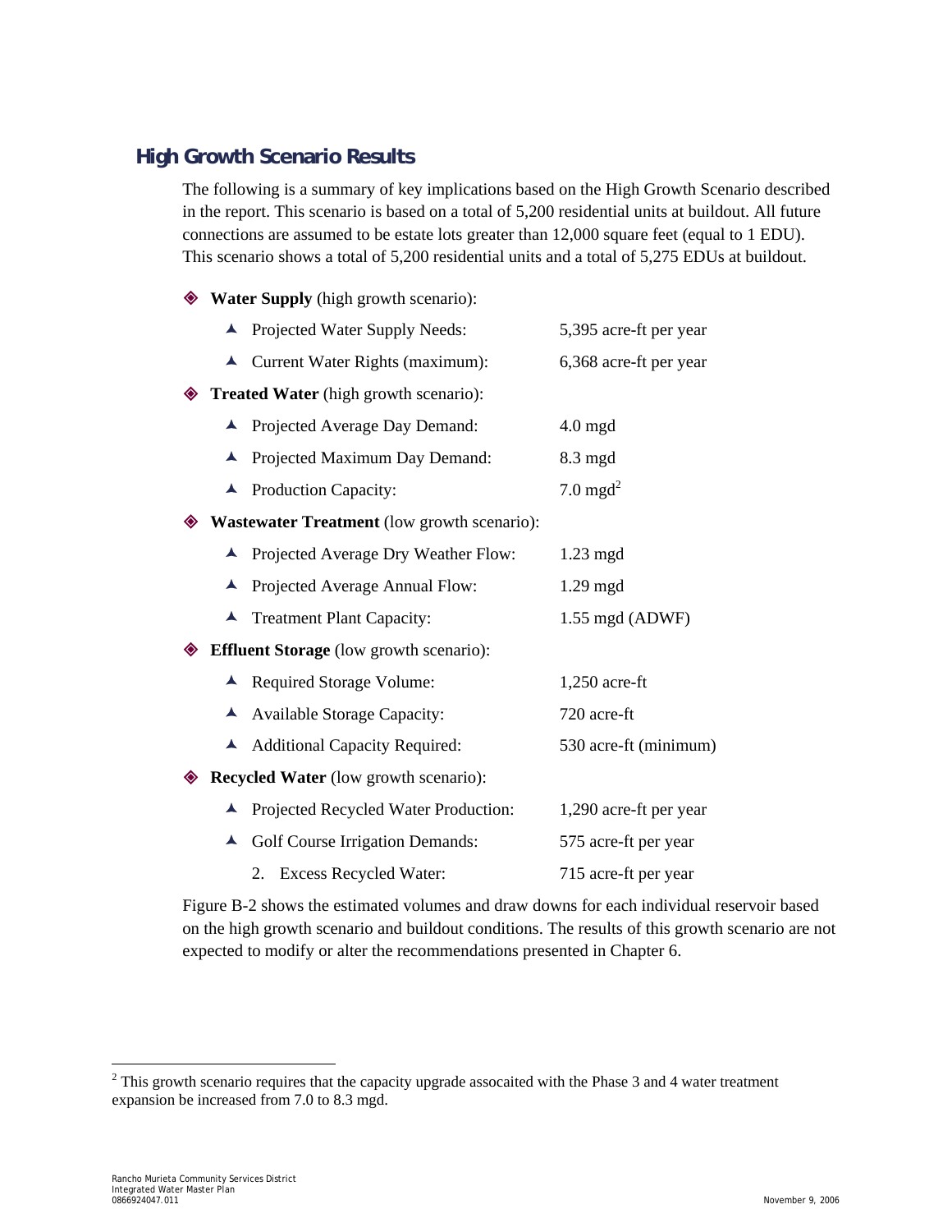## High Growth Scenario Results

The following is a summary of key implications based on the High Growth Scenario described in the report. This scenario is based on a total of 5,200 residential units at buildout. All future connections are assumed to be estate lots greater than 12,000 square feet (equal to 1 EDU). This scenario shows a total of 5,200 residential units and a total of 5,275 EDUs at buildout.

- **Water Supply** (high growth scenario):
  - Projected Water Supply Needs: 5,395 acre-ft per year
  - Current Water Rights (maximum): 6,368 acre-ft per year
- **Treated Water** (high growth scenario):
  - Projected Average Day Demand: 4.0 mgd
  - Projected Maximum Day Demand: 8.3 mgd
  - Production Capacity: 7.0 mgd[2]
- **Wastewater Treatment** (low growth scenario):
  - Projected Average Dry Weather Flow: 1.23 mgd
  - Projected Average Annual Flow: 1.29 mgd
  - Treatment Plant Capacity: 1.55 mgd (ADWF)
- **Effluent Storage** (low growth scenario):
  - Required Storage Volume: 1,250 acre-ft
  - Available Storage Capacity: 720 acre-ft
  - Additional Capacity Required: 530 acre-ft (minimum)
- **Recycled Water** (low growth scenario):
  - Projected Recycled Water Production: 1,290 acre-ft per year
  - Golf Course Irrigation Demands: 575 acre-ft per year
    2. Excess Recycled Water: 715 acre-ft per year

Figure B-2 shows the estimated volumes and draw downs for each individual reservoir based on the high growth scenario and buildout conditions. The results of this growth scenario are not expected to modify or alter the recommendations presented in Chapter 6.

---

[2] This growth scenario requires that the capacity upgrade assocaited with the Phase 3 and 4 water treatment expansion be increased from 7.0 to 8.3 mgd.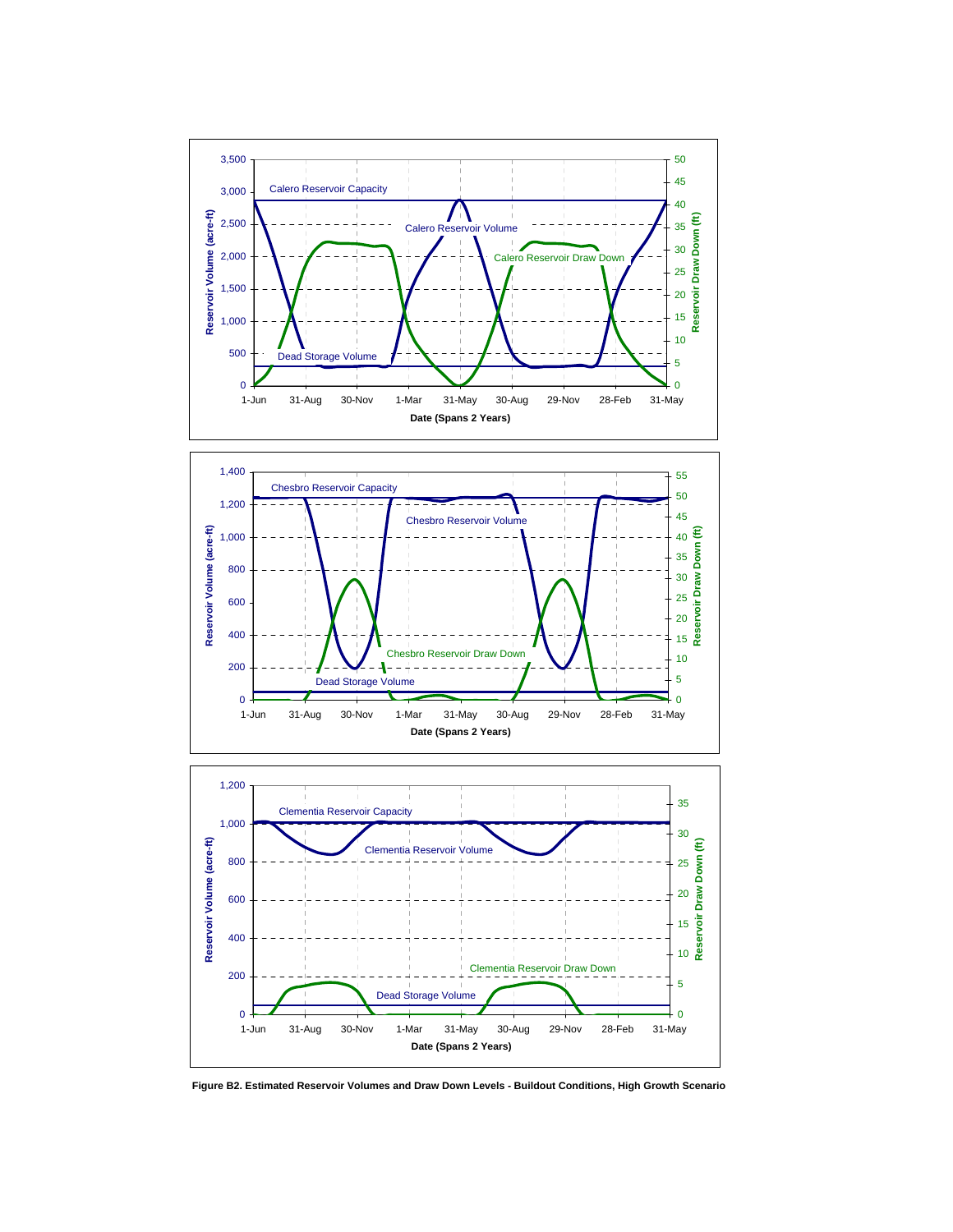3,500
3,000
2,500
2,000
1,500
1,000
500
0

50
45
40
35
30
25
20
15
10
5
0

Calero Reservoir Capacity

Calero Reservoir Volume

Calero Reservoir Draw Down

Dead Storage Volume

Reservoir Volume (acre-ft)

Reservoir Draw Down (ft)

1-Jun 31-Aug 30-Nov 1-Mar 31-May 30-Aug 29-Nov 28-Feb 31-May

Date (Spans 2 Years)

1,400
1,200
1,000
800
600
400
200
0

55
50
45
40
35
30
25
20
15
10
5
0

Chesbro Reservoir Capacity

Chesbro Reservoir Volume

Chesbro Reservoir Draw Down

Dead Storage Volume

Reservoir Volume (acre-ft)

Reservoir Draw Down (ft)

1-Jun 31-Aug 30-Nov 1-Mar 31-May 30-Aug 29-Nov 28-Feb 31-May

Date (Spans 2 Years)

1,200
1,000
800
600
400
200
0

35
30
25
20
15
10
5
0

Clementia Reservoir Capacity

Clementia Reservoir Volume

Clementia Reservoir Draw Down

Dead Storage Volume

Reservoir Volume (acre-ft)

Reservoir Draw Down (ft)

1-Jun 31-Aug 30-Nov 1-Mar 31-May 30-Aug 29-Nov 28-Feb 31-May

Date (Spans 2 Years)

**Figure B2. Estimated Reservoir Volumes and Draw Down Levels - Buildout Conditions, High Growth Scenario**